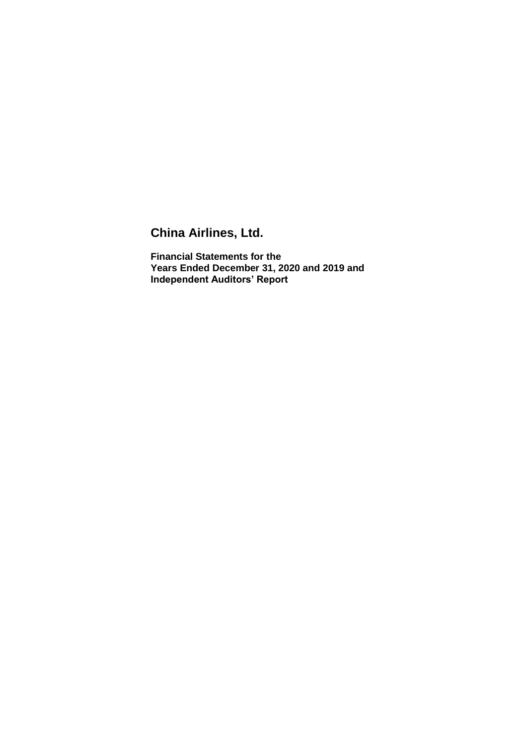# China Airlines, Ltd.

**Financial Statements for the**
**Years Ended December 31, 2020 and 2019 and**
**Independent Auditors' Report**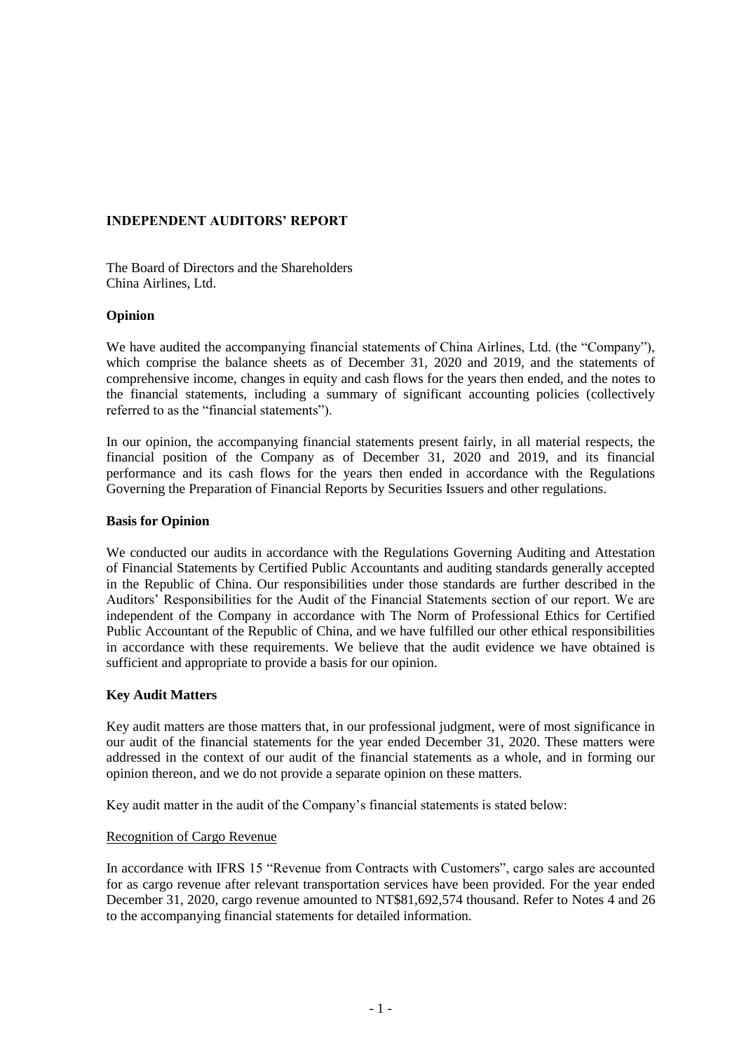## INDEPENDENT AUDITORS' REPORT

The Board of Directors and the Shareholders
China Airlines, Ltd.

### Opinion

We have audited the accompanying financial statements of China Airlines, Ltd. (the "Company"), which comprise the balance sheets as of December 31, 2020 and 2019, and the statements of comprehensive income, changes in equity and cash flows for the years then ended, and the notes to the financial statements, including a summary of significant accounting policies (collectively referred to as the "financial statements").

In our opinion, the accompanying financial statements present fairly, in all material respects, the financial position of the Company as of December 31, 2020 and 2019, and its financial performance and its cash flows for the years then ended in accordance with the Regulations Governing the Preparation of Financial Reports by Securities Issuers and other regulations.

### Basis for Opinion

We conducted our audits in accordance with the Regulations Governing Auditing and Attestation of Financial Statements by Certified Public Accountants and auditing standards generally accepted in the Republic of China. Our responsibilities under those standards are further described in the Auditors' Responsibilities for the Audit of the Financial Statements section of our report. We are independent of the Company in accordance with The Norm of Professional Ethics for Certified Public Accountant of the Republic of China, and we have fulfilled our other ethical responsibilities in accordance with these requirements. We believe that the audit evidence we have obtained is sufficient and appropriate to provide a basis for our opinion.

### Key Audit Matters

Key audit matters are those matters that, in our professional judgment, were of most significance in our audit of the financial statements for the year ended December 31, 2020. These matters were addressed in the context of our audit of the financial statements as a whole, and in forming our opinion thereon, and we do not provide a separate opinion on these matters.

Key audit matter in the audit of the Company's financial statements is stated below:

Recognition of Cargo Revenue

In accordance with IFRS 15 "Revenue from Contracts with Customers", cargo sales are accounted for as cargo revenue after relevant transportation services have been provided. For the year ended December 31, 2020, cargo revenue amounted to NT$81,692,574 thousand. Refer to Notes 4 and 26 to the accompanying financial statements for detailed information.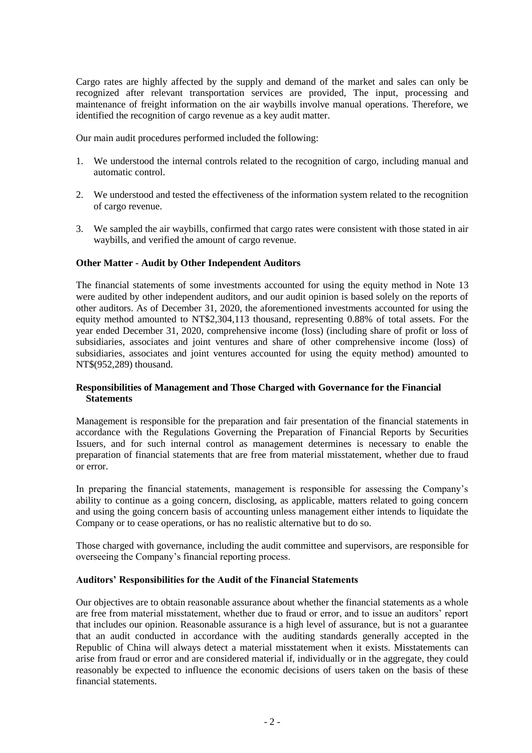Cargo rates are highly affected by the supply and demand of the market and sales can only be recognized after relevant transportation services are provided, The input, processing and maintenance of freight information on the air waybills involve manual operations. Therefore, we identified the recognition of cargo revenue as a key audit matter.

Our main audit procedures performed included the following:

1. We understood the internal controls related to the recognition of cargo, including manual and automatic control.

2. We understood and tested the effectiveness of the information system related to the recognition of cargo revenue.

3. We sampled the air waybills, confirmed that cargo rates were consistent with those stated in air waybills, and verified the amount of cargo revenue.

### Other Matter - Audit by Other Independent Auditors

The financial statements of some investments accounted for using the equity method in Note 13 were audited by other independent auditors, and our audit opinion is based solely on the reports of other auditors. As of December 31, 2020, the aforementioned investments accounted for using the equity method amounted to NT$2,304,113 thousand, representing 0.88% of total assets. For the year ended December 31, 2020, comprehensive income (loss) (including share of profit or loss of subsidiaries, associates and joint ventures and share of other comprehensive income (loss) of subsidiaries, associates and joint ventures accounted for using the equity method) amounted to NT$(952,289) thousand.

### Responsibilities of Management and Those Charged with Governance for the Financial Statements

Management is responsible for the preparation and fair presentation of the financial statements in accordance with the Regulations Governing the Preparation of Financial Reports by Securities Issuers, and for such internal control as management determines is necessary to enable the preparation of financial statements that are free from material misstatement, whether due to fraud or error.

In preparing the financial statements, management is responsible for assessing the Company's ability to continue as a going concern, disclosing, as applicable, matters related to going concern and using the going concern basis of accounting unless management either intends to liquidate the Company or to cease operations, or has no realistic alternative but to do so.

Those charged with governance, including the audit committee and supervisors, are responsible for overseeing the Company's financial reporting process.

### Auditors' Responsibilities for the Audit of the Financial Statements

Our objectives are to obtain reasonable assurance about whether the financial statements as a whole are free from material misstatement, whether due to fraud or error, and to issue an auditors' report that includes our opinion. Reasonable assurance is a high level of assurance, but is not a guarantee that an audit conducted in accordance with the auditing standards generally accepted in the Republic of China will always detect a material misstatement when it exists. Misstatements can arise from fraud or error and are considered material if, individually or in the aggregate, they could reasonably be expected to influence the economic decisions of users taken on the basis of these financial statements.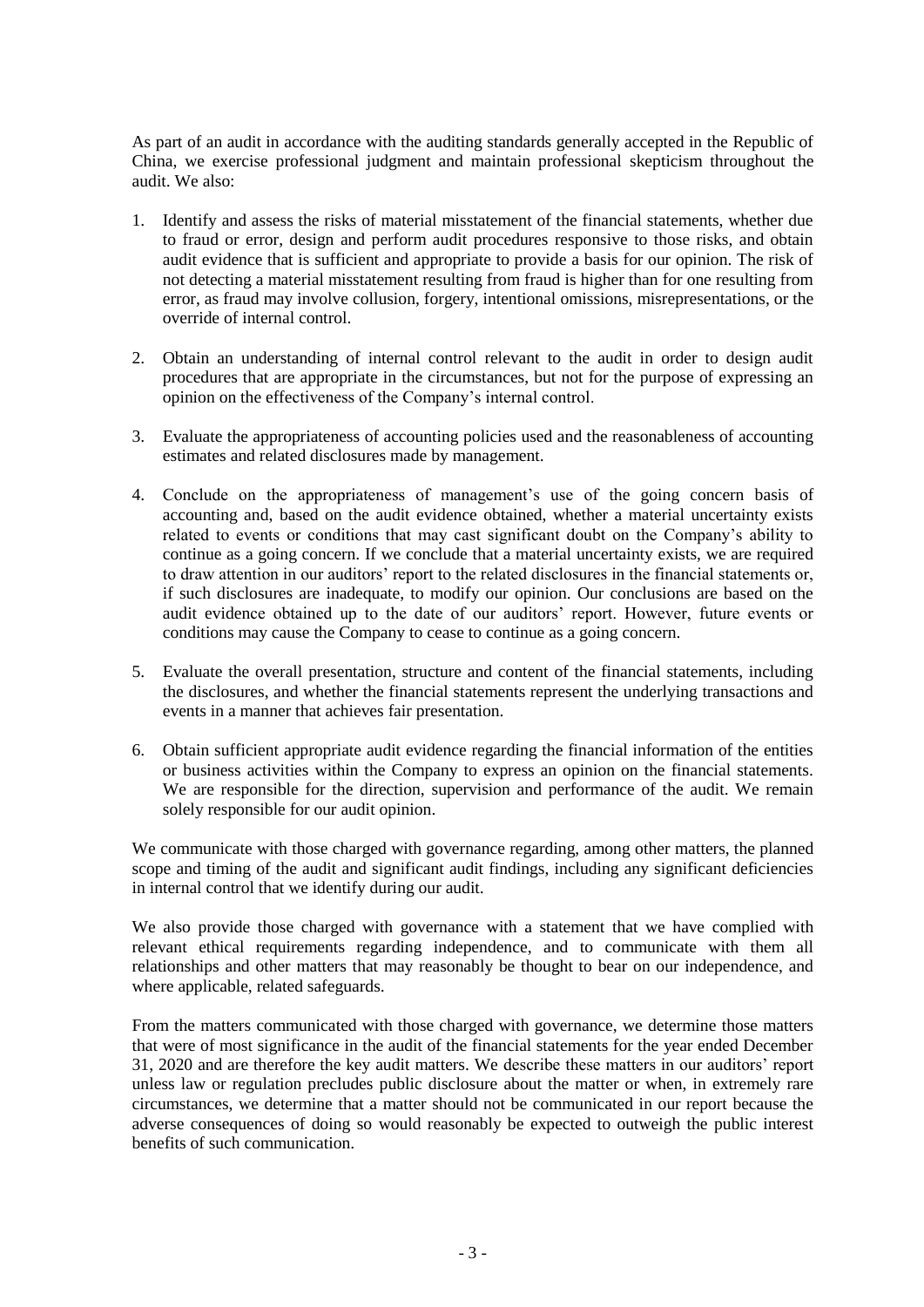As part of an audit in accordance with the auditing standards generally accepted in the Republic of China, we exercise professional judgment and maintain professional skepticism throughout the audit. We also:

1. Identify and assess the risks of material misstatement of the financial statements, whether due to fraud or error, design and perform audit procedures responsive to those risks, and obtain audit evidence that is sufficient and appropriate to provide a basis for our opinion. The risk of not detecting a material misstatement resulting from fraud is higher than for one resulting from error, as fraud may involve collusion, forgery, intentional omissions, misrepresentations, or the override of internal control.

2. Obtain an understanding of internal control relevant to the audit in order to design audit procedures that are appropriate in the circumstances, but not for the purpose of expressing an opinion on the effectiveness of the Company's internal control.

3. Evaluate the appropriateness of accounting policies used and the reasonableness of accounting estimates and related disclosures made by management.

4. Conclude on the appropriateness of management's use of the going concern basis of accounting and, based on the audit evidence obtained, whether a material uncertainty exists related to events or conditions that may cast significant doubt on the Company's ability to continue as a going concern. If we conclude that a material uncertainty exists, we are required to draw attention in our auditors' report to the related disclosures in the financial statements or, if such disclosures are inadequate, to modify our opinion. Our conclusions are based on the audit evidence obtained up to the date of our auditors' report. However, future events or conditions may cause the Company to cease to continue as a going concern.

5. Evaluate the overall presentation, structure and content of the financial statements, including the disclosures, and whether the financial statements represent the underlying transactions and events in a manner that achieves fair presentation.

6. Obtain sufficient appropriate audit evidence regarding the financial information of the entities or business activities within the Company to express an opinion on the financial statements. We are responsible for the direction, supervision and performance of the audit. We remain solely responsible for our audit opinion.

We communicate with those charged with governance regarding, among other matters, the planned scope and timing of the audit and significant audit findings, including any significant deficiencies in internal control that we identify during our audit.

We also provide those charged with governance with a statement that we have complied with relevant ethical requirements regarding independence, and to communicate with them all relationships and other matters that may reasonably be thought to bear on our independence, and where applicable, related safeguards.

From the matters communicated with those charged with governance, we determine those matters that were of most significance in the audit of the financial statements for the year ended December 31, 2020 and are therefore the key audit matters. We describe these matters in our auditors' report unless law or regulation precludes public disclosure about the matter or when, in extremely rare circumstances, we determine that a matter should not be communicated in our report because the adverse consequences of doing so would reasonably be expected to outweigh the public interest benefits of such communication.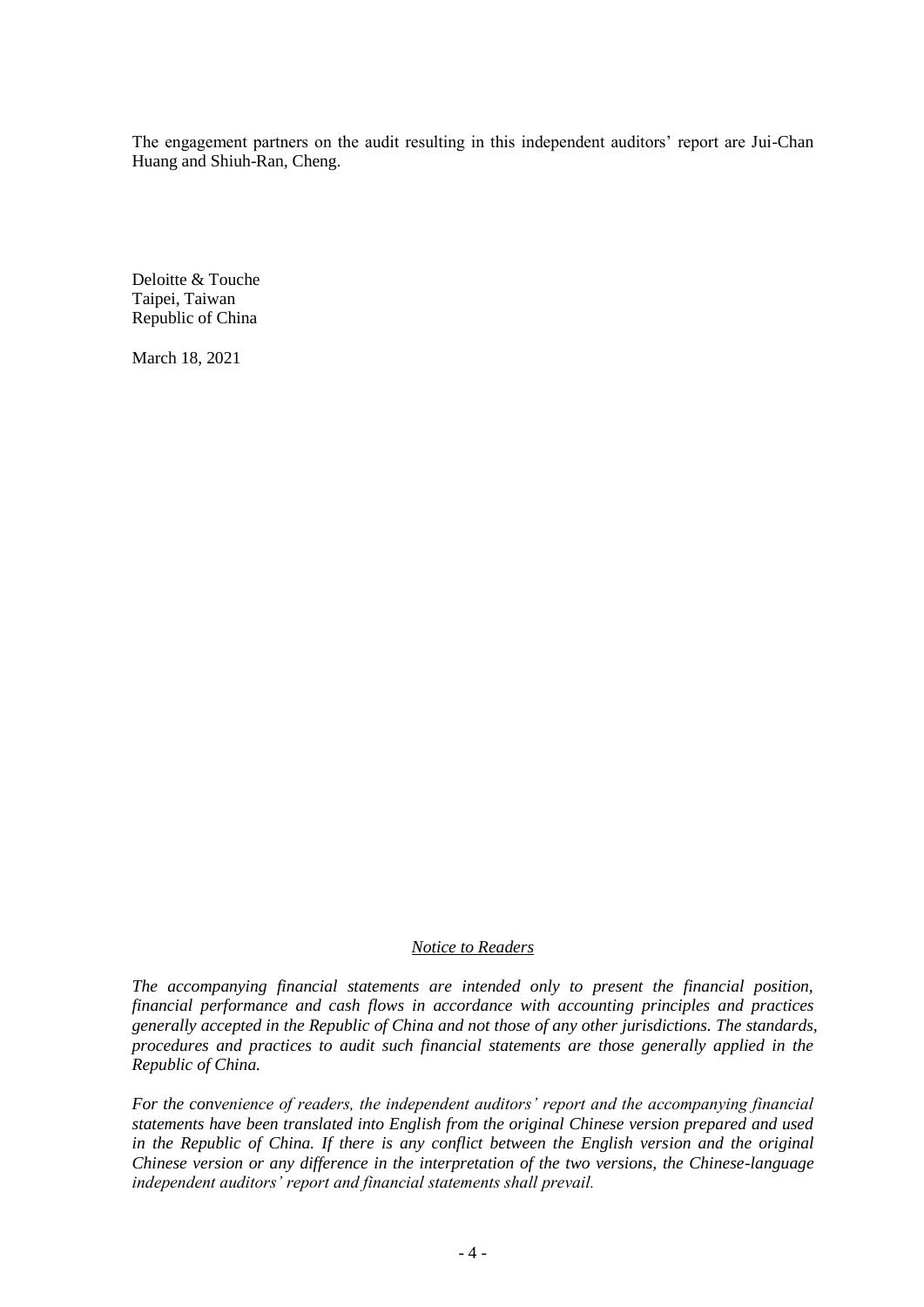The engagement partners on the audit resulting in this independent auditors' report are Jui-Chan Huang and Shiuh-Ran, Cheng.

Deloitte & Touche
Taipei, Taiwan
Republic of China

March 18, 2021

*Notice to Readers*

*The accompanying financial statements are intended only to present the financial position, financial performance and cash flows in accordance with accounting principles and practices generally accepted in the Republic of China and not those of any other jurisdictions. The standards, procedures and practices to audit such financial statements are those generally applied in the Republic of China.*

*For the convenience of readers, the independent auditors' report and the accompanying financial statements have been translated into English from the original Chinese version prepared and used in the Republic of China. If there is any conflict between the English version and the original Chinese version or any difference in the interpretation of the two versions, the Chinese-language independent auditors' report and financial statements shall prevail.*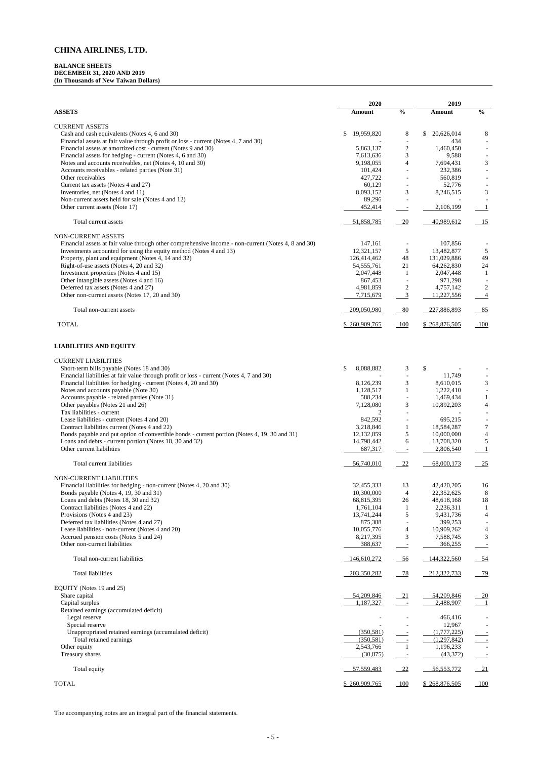# CHINA AIRLINES, LTD.

**BALANCE SHEETS**
**DECEMBER 31, 2020 AND 2019**
**(In Thousands of New Taiwan Dollars)**

| ASSETS | 2020 Amount | % | 2019 Amount | % |
|---|---|---|---|---|
| CURRENT ASSETS | | | | |
| Cash and cash equivalents (Notes 4, 6 and 30) | $ 19,959,820 | 8 | $ 20,626,014 | 8 |
| Financial assets at fair value through profit or loss - current (Notes 4, 7 and 30) | - | - | 434 | - |
| Financial assets at amortized cost - current (Notes 9 and 30) | 5,863,137 | 2 | 1,460,450 | - |
| Financial assets for hedging - current (Notes 4, 6 and 30) | 7,613,636 | 3 | 9,588 | - |
| Notes and accounts receivables, net (Notes 4, 10 and 30) | 9,198,055 | 4 | 7,694,431 | 3 |
| Accounts receivables - related parties (Note 31) | 101,424 | - | 232,386 | - |
| Other receivables | 427,722 | - | 560,819 | - |
| Current tax assets (Notes 4 and 27) | 60,129 | - | 52,776 | - |
| Inventories, net (Notes 4 and 11) | 8,093,152 | 3 | 8,246,515 | 3 |
| Non-current assets held for sale (Notes 4 and 12) | 89,296 | - | - | - |
| Other current assets (Note 17) | 452,414 | - | 2,106,199 | 1 |
| Total current assets | 51,858,785 | 20 | 40,989,612 | 15 |
| NON-CURRENT ASSETS | | | | |
| Financial assets at fair value through other comprehensive income - non-current (Notes 4, 8 and 30) | 147,161 | - | 107,856 | - |
| Investments accounted for using the equity method (Notes 4 and 13) | 12,321,157 | 5 | 13,482,877 | 5 |
| Property, plant and equipment (Notes 4, 14 and 32) | 126,414,462 | 48 | 131,029,886 | 49 |
| Right-of-use assets (Notes 4, 20 and 32) | 54,555,761 | 21 | 64,262,830 | 24 |
| Investment properties (Notes 4 and 15) | 2,047,448 | 1 | 2,047,448 | 1 |
| Other intangible assets (Notes 4 and 16) | 867,453 | - | 971,298 | - |
| Deferred tax assets (Notes 4 and 27) | 4,981,859 | 2 | 4,757,142 | 2 |
| Other non-current assets (Notes 17, 20 and 30) | 7,715,679 | 3 | 11,227,556 | 4 |
| Total non-current assets | 209,050,980 | 80 | 227,886,893 | 85 |
| TOTAL | $ 260,909,765 | 100 | $ 268,876,505 | 100 |
| **LIABILITIES AND EQUITY** | | | | |
| CURRENT LIABILITIES | | | | |
| Short-term bills payable (Notes 18 and 30) | $ 8,088,882 | 3 | $ - | - |
| Financial liabilities at fair value through profit or loss - current (Notes 4, 7 and 30) | - | - | 11,749 | - |
| Financial liabilities for hedging - current (Notes 4, 20 and 30) | 8,126,239 | 3 | 8,610,015 | 3 |
| Notes and accounts payable (Note 30) | 1,128,517 | 1 | 1,222,410 | - |
| Accounts payable - related parties (Note 31) | 588,234 | - | 1,469,434 | 1 |
| Other payables (Notes 21 and 26) | 7,128,080 | 3 | 10,892,203 | 4 |
| Tax liabilities - current | 2 | - | - | - |
| Lease liabilities - current (Notes 4 and 20) | 842,592 | - | 695,215 | - |
| Contract liabilities current (Notes 4 and 22) | 3,218,846 | 1 | 18,584,287 | 7 |
| Bonds payable and put option of convertible bonds - current portion (Notes 4, 19, 30 and 31) | 12,132,859 | 5 | 10,000,000 | 4 |
| Loans and debts - current portion (Notes 18, 30 and 32) | 14,798,442 | 6 | 13,708,320 | 5 |
| Other current liabilities | 687,317 | - | 2,806,540 | 1 |
| Total current liabilities | 56,740,010 | 22 | 68,000,173 | 25 |
| NON-CURRENT LIABILITIES | | | | |
| Financial liabilities for hedging - non-current (Notes 4, 20 and 30) | 32,455,333 | 13 | 42,420,205 | 16 |
| Bonds payable (Notes 4, 19, 30 and 31) | 10,300,000 | 4 | 22,352,625 | 8 |
| Loans and debts (Notes 18, 30 and 32) | 68,815,395 | 26 | 48,618,168 | 18 |
| Contract liabilities (Notes 4 and 22) | 1,761,104 | 1 | 2,236,311 | 1 |
| Provisions (Notes 4 and 23) | 13,741,244 | 5 | 9,431,736 | 4 |
| Deferred tax liabilities (Notes 4 and 27) | 875,388 | - | 399,253 | - |
| Lease liabilities - non-current (Notes 4 and 20) | 10,055,776 | 4 | 10,909,262 | 4 |
| Accrued pension costs (Notes 5 and 24) | 8,217,395 | 3 | 7,588,745 | 3 |
| Other non-current liabilities | 388,637 | - | 366,255 | - |
| Total non-current liabilities | 146,610,272 | 56 | 144,322,560 | 54 |
| Total liabilities | 203,350,282 | 78 | 212,322,733 | 79 |
| EQUITY (Notes 19 and 25) | | | | |
| Share capital | 54,209,846 | 21 | 54,209,846 | 20 |
| Capital surplus | 1,187,327 | - | 2,488,907 | 1 |
| Retained earnings (accumulated deficit) | | | | |
| Legal reserve | - | - | 466,416 | - |
| Special reserve | - | - | 12,967 | - |
| Unappropriated retained earnings (accumulated deficit) | (350,581) | - | (1,777,225) | - |
| Total retained earnings | (350,581) | - | (1,297,842) | - |
| Other equity | 2,543,766 | 1 | 1,196,233 | - |
| Treasury shares | (30,875) | - | (43,372) | - |
| Total equity | 57,559,483 | 22 | 56,553,772 | 21 |
| TOTAL | $ 260,909,765 | 100 | $ 268,876,505 | 100 |

The accompanying notes are an integral part of the financial statements.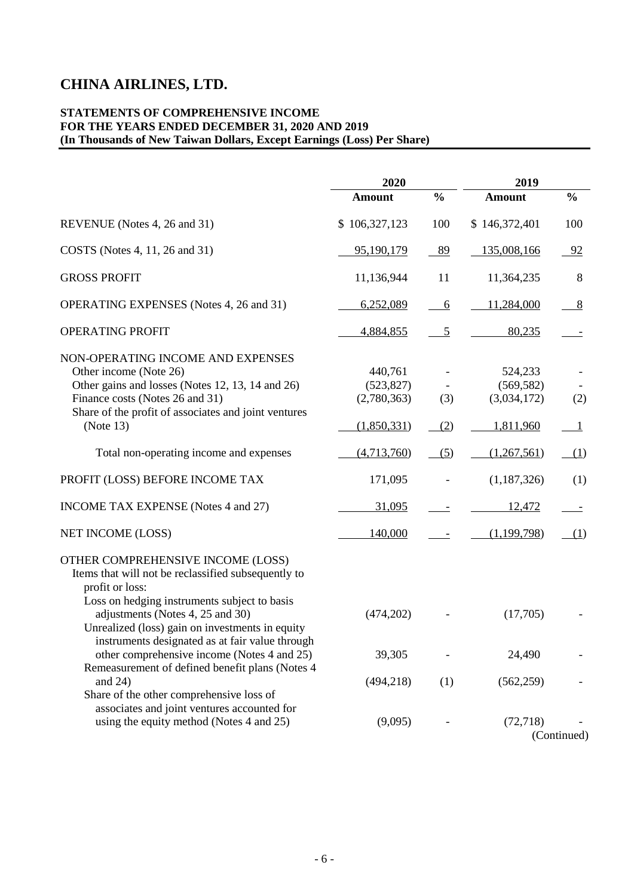# CHINA AIRLINES, LTD.

**STATEMENTS OF COMPREHENSIVE INCOME**
**FOR THE YEARS ENDED DECEMBER 31, 2020 AND 2019**
**(In Thousands of New Taiwan Dollars, Except Earnings (Loss) Per Share)**

| | 2020 | | 2019 | |
|---|---|---|---|---|
| | **Amount** | **%** | **Amount** | **%** |
| REVENUE (Notes 4, 26 and 31) | $ 106,327,123 | 100 | $ 146,372,401 | 100 |
| COSTS (Notes 4, 11, 26 and 31) | 95,190,179 | 89 | 135,008,166 | 92 |
| GROSS PROFIT | 11,136,944 | 11 | 11,364,235 | 8 |
| OPERATING EXPENSES (Notes 4, 26 and 31) | 6,252,089 | 6 | 11,284,000 | 8 |
| OPERATING PROFIT | 4,884,855 | 5 | 80,235 | - |
| NON-OPERATING INCOME AND EXPENSES | | | | |
| Other income (Note 26) | 440,761 | - | 524,233 | - |
| Other gains and losses (Notes 12, 13, 14 and 26) | (523,827) | - | (569,582) | - |
| Finance costs (Notes 26 and 31) | (2,780,363) | (3) | (3,034,172) | (2) |
| Share of the profit of associates and joint ventures (Note 13) | (1,850,331) | (2) | 1,811,960 | 1 |
| Total non-operating income and expenses | (4,713,760) | (5) | (1,267,561) | (1) |
| PROFIT (LOSS) BEFORE INCOME TAX | 171,095 | - | (1,187,326) | (1) |
| INCOME TAX EXPENSE (Notes 4 and 27) | 31,095 | - | 12,472 | - |
| NET INCOME (LOSS) | 140,000 | - | (1,199,798) | (1) |
| OTHER COMPREHENSIVE INCOME (LOSS) | | | | |
| Items that will not be reclassified subsequently to profit or loss: | | | | |
| Loss on hedging instruments subject to basis adjustments (Notes 4, 25 and 30) | (474,202) | - | (17,705) | - |
| Unrealized (loss) gain on investments in equity instruments designated as at fair value through other comprehensive income (Notes 4 and 25) | 39,305 | - | 24,490 | - |
| Remeasurement of defined benefit plans (Notes 4 and 24) | (494,218) | (1) | (562,259) | - |
| Share of the other comprehensive loss of associates and joint ventures accounted for using the equity method (Notes 4 and 25) | (9,095) | - | (72,718) | - |

(Continued)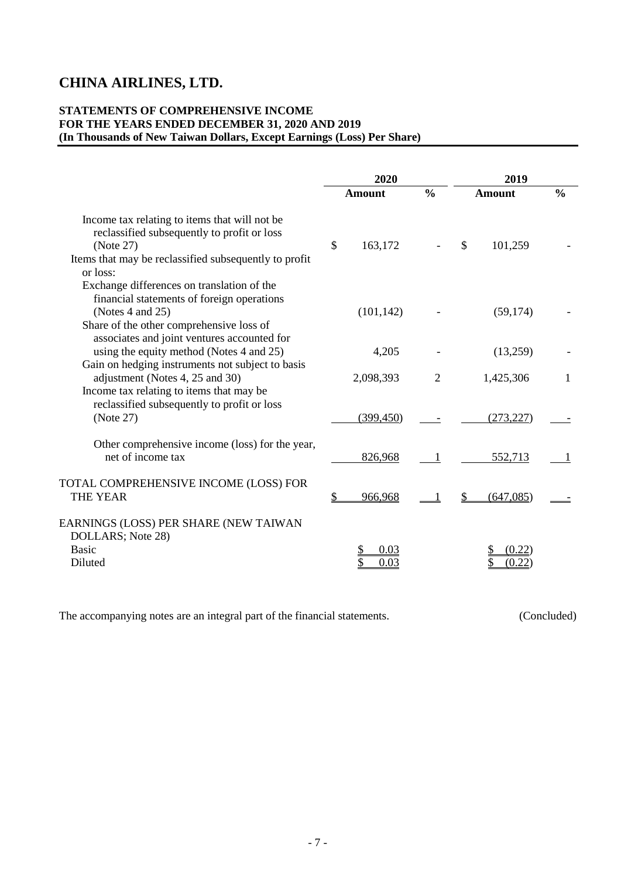# CHINA AIRLINES, LTD.

**STATEMENTS OF COMPREHENSIVE INCOME**
**FOR THE YEARS ENDED DECEMBER 31, 2020 AND 2019**
**(In Thousands of New Taiwan Dollars, Except Earnings (Loss) Per Share)**

| | 2020 | | 2019 | |
|---|---|---|---|---|
| | **Amount** | **%** | **Amount** | **%** |
| Income tax relating to items that will not be reclassified subsequently to profit or loss (Note 27) | $ 163,172 | - | $ 101,259 | - |
| Items that may be reclassified subsequently to profit or loss: | | | | |
| Exchange differences on translation of the financial statements of foreign operations (Notes 4 and 25) | (101,142) | - | (59,174) | - |
| Share of the other comprehensive loss of associates and joint ventures accounted for using the equity method (Notes 4 and 25) | 4,205 | - | (13,259) | - |
| Gain on hedging instruments not subject to basis adjustment (Notes 4, 25 and 30) | 2,098,393 | 2 | 1,425,306 | 1 |
| Income tax relating to items that may be reclassified subsequently to profit or loss (Note 27) | (399,450) | - | (273,227) | - |
| Other comprehensive income (loss) for the year, net of income tax | 826,968 | 1 | 552,713 | 1 |
| TOTAL COMPREHENSIVE INCOME (LOSS) FOR THE YEAR | $ 966,968 | 1 | $ (647,085) | - |
| EARNINGS (LOSS) PER SHARE (NEW TAIWAN DOLLARS; Note 28) | | | | |
| Basic | $ 0.03 | | $ (0.22) | |
| Diluted | $ 0.03 | | $ (0.22) | |

The accompanying notes are an integral part of the financial statements. (Concluded)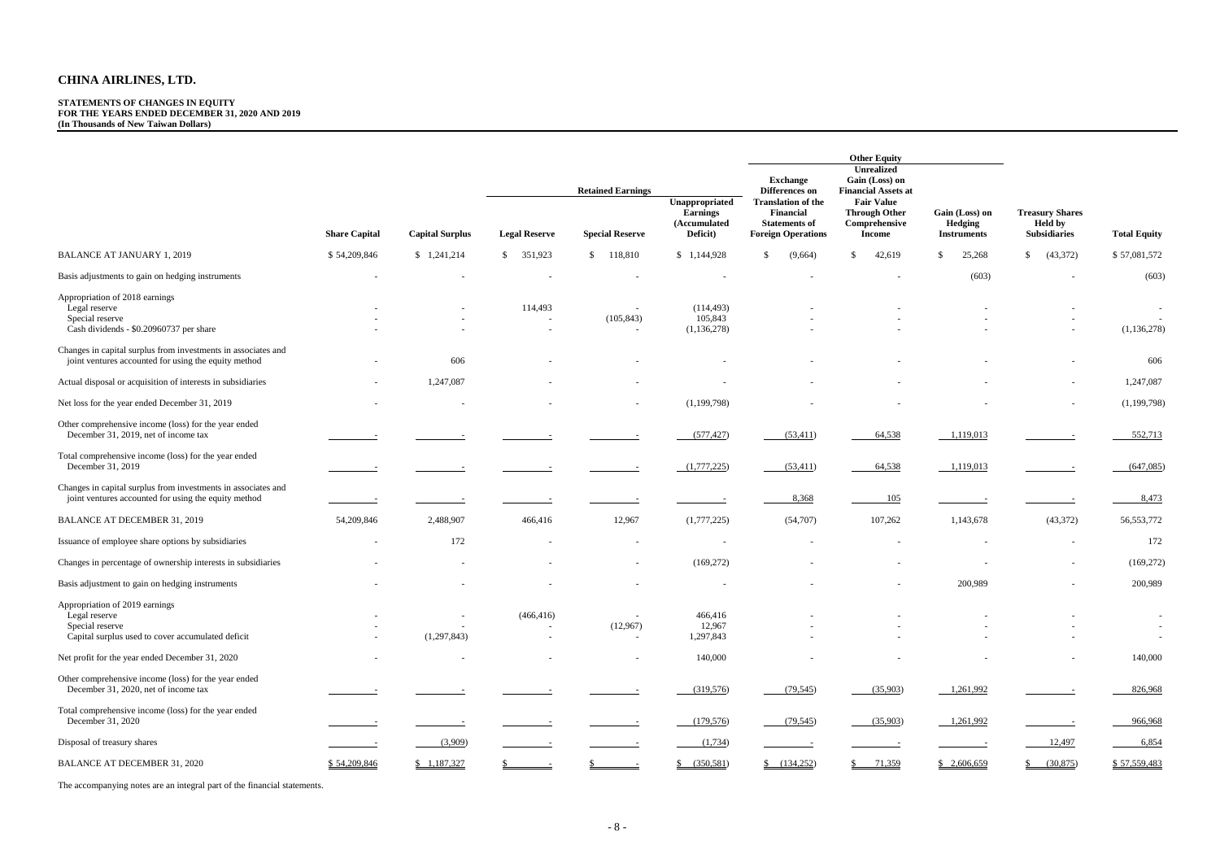# CHINA AIRLINES, LTD.

**STATEMENTS OF CHANGES IN EQUITY**
**FOR THE YEARS ENDED DECEMBER 31, 2020 AND 2019**
**(In Thousands of New Taiwan Dollars)**

| | | | Retained Earnings | | | Other Equity | | | | |
|---|---|---|---|---|---|---|---|---|---|---|
| | Share Capital | Capital Surplus | Legal Reserve | Special Reserve | Unappropriated Earnings (Accumulated Deficit) | Exchange Differences on Translation of the Financial Statements of Foreign Operations | Unrealized Gain (Loss) on Financial Assets at Fair Value Through Other Comprehensive Income | Gain (Loss) on Hedging Instruments | Treasury Shares Held by Subsidiaries | Total Equity |
| BALANCE AT JANUARY 1, 2019 | $ 54,209,846 | $ 1,241,214 | $ 351,923 | $ 118,810 | $ 1,144,928 | $ (9,664) | $ 42,619 | $ 25,268 | $ (43,372) | $ 57,081,572 |
| Basis adjustments to gain on hedging instruments | - | - | - | - | - | - | - | (603) | - | (603) |
| Appropriation of 2018 earnings | | | | | | | | | | |
| Legal reserve | - | - | 114,493 | - | (114,493) | - | - | - | - | - |
| Special reserve | - | - | - | (105,843) | 105,843 | - | - | - | - | - |
| Cash dividends - $0.20960737 per share | - | - | - | - | (1,136,278) | - | - | - | - | (1,136,278) |
| Changes in capital surplus from investments in associates and joint ventures accounted for using the equity method | - | 606 | - | - | - | - | - | - | - | 606 |
| Actual disposal or acquisition of interests in subsidiaries | - | 1,247,087 | - | - | - | - | - | - | - | 1,247,087 |
| Net loss for the year ended December 31, 2019 | - | - | - | - | (1,199,798) | - | - | - | - | (1,199,798) |
| Other comprehensive income (loss) for the year ended December 31, 2019, net of income tax | - | - | - | - | (577,427) | (53,411) | 64,538 | 1,119,013 | - | 552,713 |
| Total comprehensive income (loss) for the year ended December 31, 2019 | - | - | - | - | (1,777,225) | (53,411) | 64,538 | 1,119,013 | - | (647,085) |
| Changes in capital surplus from investments in associates and joint ventures accounted for using the equity method | - | - | - | - | - | 8,368 | 105 | - | - | 8,473 |
| BALANCE AT DECEMBER 31, 2019 | 54,209,846 | 2,488,907 | 466,416 | 12,967 | (1,777,225) | (54,707) | 107,262 | 1,143,678 | (43,372) | 56,553,772 |
| Issuance of employee share options by subsidiaries | - | 172 | - | - | - | - | - | - | - | 172 |
| Changes in percentage of ownership interests in subsidiaries | - | - | - | - | (169,272) | - | - | - | - | (169,272) |
| Basis adjustment to gain on hedging instruments | - | - | - | - | - | - | - | 200,989 | - | 200,989 |
| Appropriation of 2019 earnings | | | | | | | | | | |
| Legal reserve | - | - | (466,416) | - | 466,416 | - | - | - | - | - |
| Special reserve | - | - | - | (12,967) | 12,967 | - | - | - | - | - |
| Capital surplus used to cover accumulated deficit | - | (1,297,843) | - | - | 1,297,843 | - | - | - | - | - |
| Net profit for the year ended December 31, 2020 | - | - | - | - | 140,000 | - | - | - | - | 140,000 |
| Other comprehensive income (loss) for the year ended December 31, 2020, net of income tax | - | - | - | - | (319,576) | (79,545) | (35,903) | 1,261,992 | - | 826,968 |
| Total comprehensive income (loss) for the year ended December 31, 2020 | - | - | - | - | (179,576) | (79,545) | (35,903) | 1,261,992 | - | 966,968 |
| Disposal of treasury shares | - | (3,909) | - | - | (1,734) | - | - | - | 12,497 | 6,854 |
| BALANCE AT DECEMBER 31, 2020 | $ 54,209,846 | $ 1,187,327 | $ - | $ - | $ (350,581) | $ (134,252) | $ 71,359 | $ 2,606,659 | $ (30,875) | $ 57,559,483 |

The accompanying notes are an integral part of the financial statements.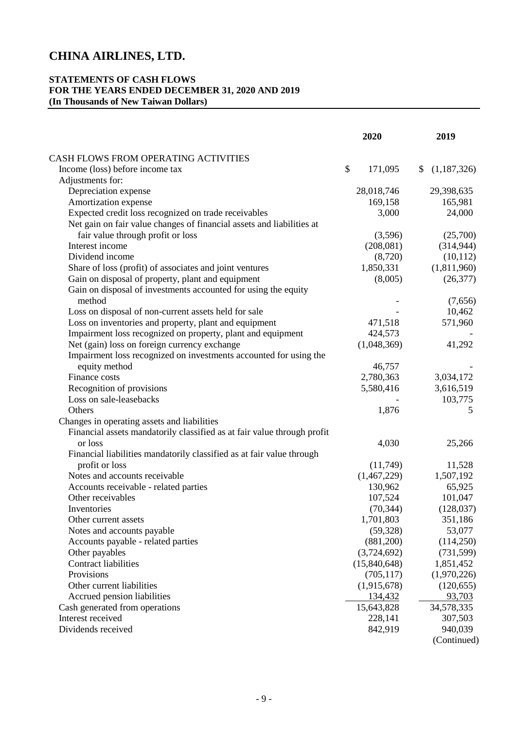# CHINA AIRLINES, LTD.

**STATEMENTS OF CASH FLOWS**
**FOR THE YEARS ENDED DECEMBER 31, 2020 AND 2019**
**(In Thousands of New Taiwan Dollars)**

| | 2020 | 2019 |
|---|---|---|
| CASH FLOWS FROM OPERATING ACTIVITIES | | |
| Income (loss) before income tax | $ 171,095 | $ (1,187,326) |
| Adjustments for: | | |
| Depreciation expense | 28,018,746 | 29,398,635 |
| Amortization expense | 169,158 | 165,981 |
| Expected credit loss recognized on trade receivables | 3,000 | 24,000 |
| Net gain on fair value changes of financial assets and liabilities at fair value through profit or loss | (3,596) | (25,700) |
| Interest income | (208,081) | (314,944) |
| Dividend income | (8,720) | (10,112) |
| Share of loss (profit) of associates and joint ventures | 1,850,331 | (1,811,960) |
| Gain on disposal of property, plant and equipment | (8,005) | (26,377) |
| Gain on disposal of investments accounted for using the equity method | - | (7,656) |
| Loss on disposal of non-current assets held for sale | - | 10,462 |
| Loss on inventories and property, plant and equipment | 471,518 | 571,960 |
| Impairment loss recognized on property, plant and equipment | 424,573 | - |
| Net (gain) loss on foreign currency exchange | (1,048,369) | 41,292 |
| Impairment loss recognized on investments accounted for using the equity method | 46,757 | - |
| Finance costs | 2,780,363 | 3,034,172 |
| Recognition of provisions | 5,580,416 | 3,616,519 |
| Loss on sale-leasebacks | - | 103,775 |
| Others | 1,876 | 5 |
| Changes in operating assets and liabilities | | |
| Financial assets mandatorily classified as at fair value through profit or loss | 4,030 | 25,266 |
| Financial liabilities mandatorily classified as at fair value through profit or loss | (11,749) | 11,528 |
| Notes and accounts receivable | (1,467,229) | 1,507,192 |
| Accounts receivable - related parties | 130,962 | 65,925 |
| Other receivables | 107,524 | 101,047 |
| Inventories | (70,344) | (128,037) |
| Other current assets | 1,701,803 | 351,186 |
| Notes and accounts payable | (59,328) | 53,077 |
| Accounts payable - related parties | (881,200) | (114,250) |
| Other payables | (3,724,692) | (731,599) |
| Contract liabilities | (15,840,648) | 1,851,452 |
| Provisions | (705,117) | (1,970,226) |
| Other current liabilities | (1,915,678) | (120,655) |
| Accrued pension liabilities | 134,432 | 93,703 |
| Cash generated from operations | 15,643,828 | 34,578,335 |
| Interest received | 228,141 | 307,503 |
| Dividends received | 842,919 | 940,039 |

(Continued)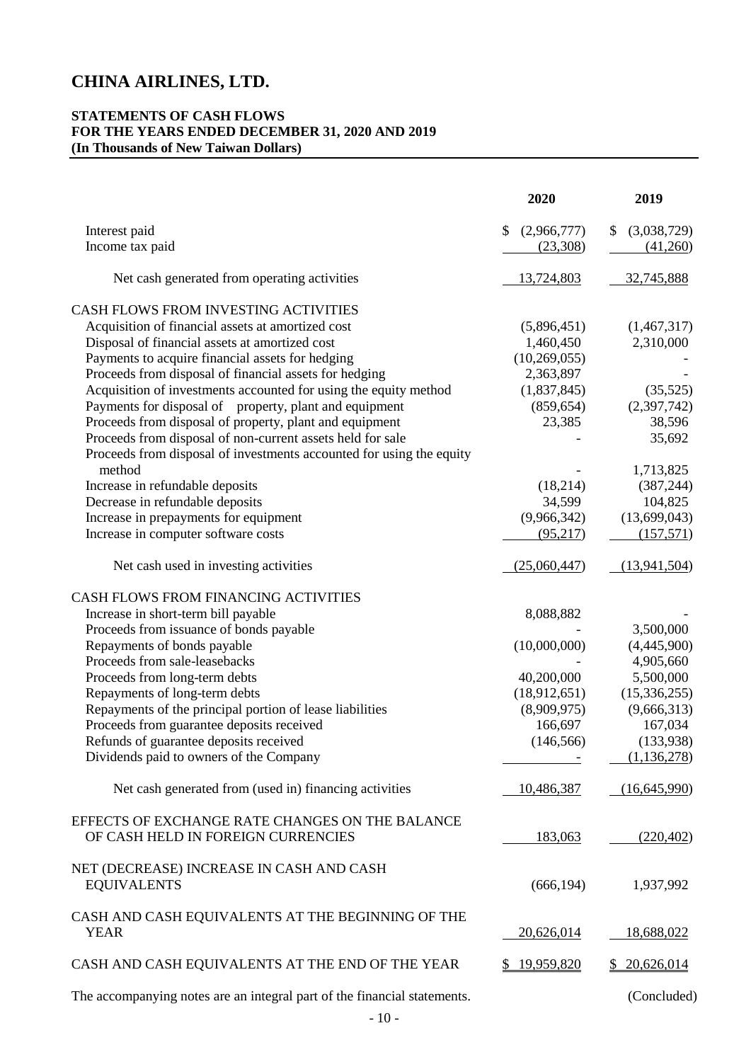# CHINA AIRLINES, LTD.

**STATEMENTS OF CASH FLOWS**
**FOR THE YEARS ENDED DECEMBER 31, 2020 AND 2019**
**(In Thousands of New Taiwan Dollars)**

| | 2020 | 2019 |
|---|---|---|
| Interest paid | $ (2,966,777) | $ (3,038,729) |
| Income tax paid | (23,308) | (41,260) |
| Net cash generated from operating activities | 13,724,803 | 32,745,888 |
| CASH FLOWS FROM INVESTING ACTIVITIES | | |
| Acquisition of financial assets at amortized cost | (5,896,451) | (1,467,317) |
| Disposal of financial assets at amortized cost | 1,460,450 | 2,310,000 |
| Payments to acquire financial assets for hedging | (10,269,055) | - |
| Proceeds from disposal of financial assets for hedging | 2,363,897 | - |
| Acquisition of investments accounted for using the equity method | (1,837,845) | (35,525) |
| Payments for disposal of property, plant and equipment | (859,654) | (2,397,742) |
| Proceeds from disposal of property, plant and equipment | 23,385 | 38,596 |
| Proceeds from disposal of non-current assets held for sale | - | 35,692 |
| Proceeds from disposal of investments accounted for using the equity method | - | 1,713,825 |
| Increase in refundable deposits | (18,214) | (387,244) |
| Decrease in refundable deposits | 34,599 | 104,825 |
| Increase in prepayments for equipment | (9,966,342) | (13,699,043) |
| Increase in computer software costs | (95,217) | (157,571) |
| Net cash used in investing activities | (25,060,447) | (13,941,504) |
| CASH FLOWS FROM FINANCING ACTIVITIES | | |
| Increase in short-term bill payable | 8,088,882 | - |
| Proceeds from issuance of bonds payable | - | 3,500,000 |
| Repayments of bonds payable | (10,000,000) | (4,445,900) |
| Proceeds from sale-leasebacks | - | 4,905,660 |
| Proceeds from long-term debts | 40,200,000 | 5,500,000 |
| Repayments of long-term debts | (18,912,651) | (15,336,255) |
| Repayments of the principal portion of lease liabilities | (8,909,975) | (9,666,313) |
| Proceeds from guarantee deposits received | 166,697 | 167,034 |
| Refunds of guarantee deposits received | (146,566) | (133,938) |
| Dividends paid to owners of the Company | - | (1,136,278) |
| Net cash generated from (used in) financing activities | 10,486,387 | (16,645,990) |
| EFFECTS OF EXCHANGE RATE CHANGES ON THE BALANCE OF CASH HELD IN FOREIGN CURRENCIES | 183,063 | (220,402) |
| NET (DECREASE) INCREASE IN CASH AND CASH EQUIVALENTS | (666,194) | 1,937,992 |
| CASH AND CASH EQUIVALENTS AT THE BEGINNING OF THE YEAR | 20,626,014 | 18,688,022 |
| CASH AND CASH EQUIVALENTS AT THE END OF THE YEAR | $ 19,959,820 | $ 20,626,014 |

The accompanying notes are an integral part of the financial statements. (Concluded)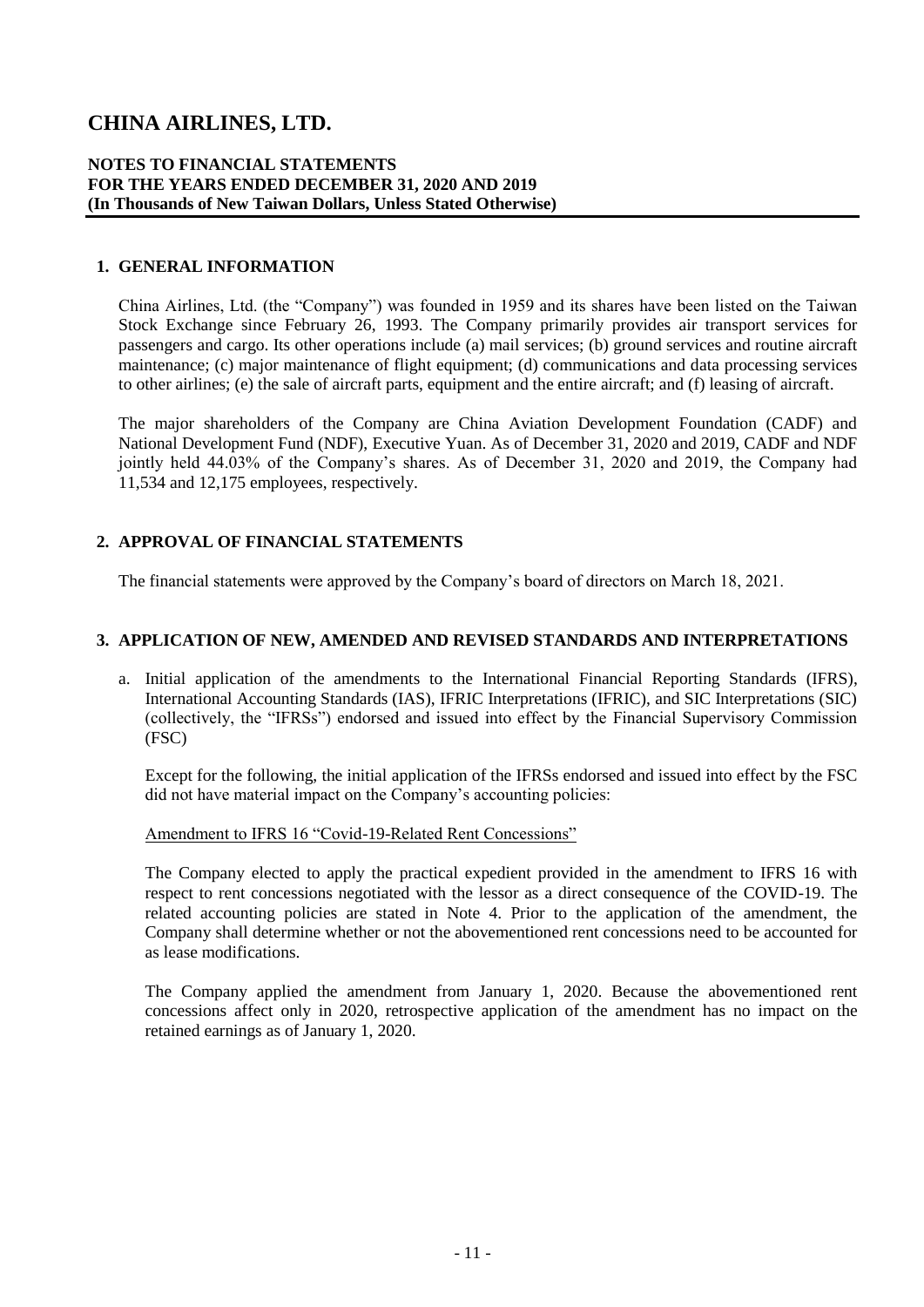# CHINA AIRLINES, LTD.

**NOTES TO FINANCIAL STATEMENTS**
**FOR THE YEARS ENDED DECEMBER 31, 2020 AND 2019**
**(In Thousands of New Taiwan Dollars, Unless Stated Otherwise)**

## 1. GENERAL INFORMATION

China Airlines, Ltd. (the "Company") was founded in 1959 and its shares have been listed on the Taiwan Stock Exchange since February 26, 1993. The Company primarily provides air transport services for passengers and cargo. Its other operations include (a) mail services; (b) ground services and routine aircraft maintenance; (c) major maintenance of flight equipment; (d) communications and data processing services to other airlines; (e) the sale of aircraft parts, equipment and the entire aircraft; and (f) leasing of aircraft.

The major shareholders of the Company are China Aviation Development Foundation (CADF) and National Development Fund (NDF), Executive Yuan. As of December 31, 2020 and 2019, CADF and NDF jointly held 44.03% of the Company's shares. As of December 31, 2020 and 2019, the Company had 11,534 and 12,175 employees, respectively.

## 2. APPROVAL OF FINANCIAL STATEMENTS

The financial statements were approved by the Company's board of directors on March 18, 2021.

## 3. APPLICATION OF NEW, AMENDED AND REVISED STANDARDS AND INTERPRETATIONS

a. Initial application of the amendments to the International Financial Reporting Standards (IFRS), International Accounting Standards (IAS), IFRIC Interpretations (IFRIC), and SIC Interpretations (SIC) (collectively, the "IFRSs") endorsed and issued into effect by the Financial Supervisory Commission (FSC)

   Except for the following, the initial application of the IFRSs endorsed and issued into effect by the FSC did not have material impact on the Company's accounting policies:

   Amendment to IFRS 16 "Covid-19-Related Rent Concessions"

   The Company elected to apply the practical expedient provided in the amendment to IFRS 16 with respect to rent concessions negotiated with the lessor as a direct consequence of the COVID-19. The related accounting policies are stated in Note 4. Prior to the application of the amendment, the Company shall determine whether or not the abovementioned rent concessions need to be accounted for as lease modifications.

   The Company applied the amendment from January 1, 2020. Because the abovementioned rent concessions affect only in 2020, retrospective application of the amendment has no impact on the retained earnings as of January 1, 2020.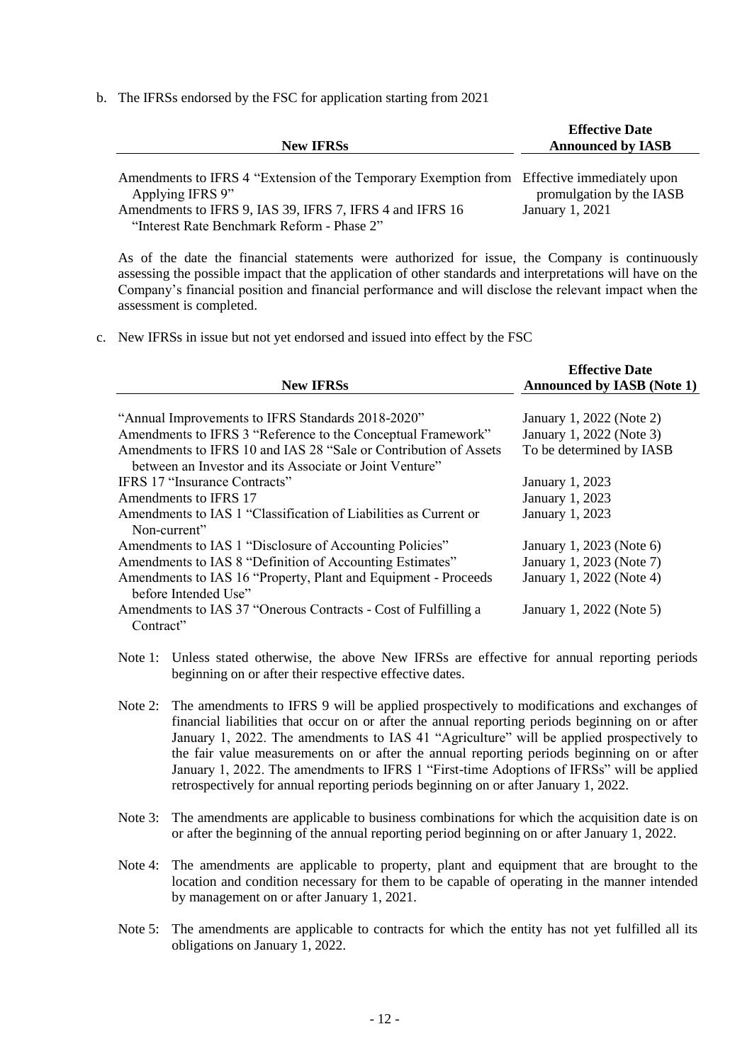b. The IFRSs endorsed by the FSC for application starting from 2021

| New IFRSs | Effective Date Announced by IASB |
|---|---|
| Amendments to IFRS 4 "Extension of the Temporary Exemption from Applying IFRS 9" | Effective immediately upon promulgation by the IASB |
| Amendments to IFRS 9, IAS 39, IFRS 7, IFRS 4 and IFRS 16 "Interest Rate Benchmark Reform - Phase 2" | January 1, 2021 |

As of the date the financial statements were authorized for issue, the Company is continuously assessing the possible impact that the application of other standards and interpretations will have on the Company's financial position and financial performance and will disclose the relevant impact when the assessment is completed.

c. New IFRSs in issue but not yet endorsed and issued into effect by the FSC

| New IFRSs | Effective Date Announced by IASB (Note 1) |
|---|---|
| "Annual Improvements to IFRS Standards 2018-2020" | January 1, 2022 (Note 2) |
| Amendments to IFRS 3 "Reference to the Conceptual Framework" | January 1, 2022 (Note 3) |
| Amendments to IFRS 10 and IAS 28 "Sale or Contribution of Assets between an Investor and its Associate or Joint Venture" | To be determined by IASB |
| IFRS 17 "Insurance Contracts" | January 1, 2023 |
| Amendments to IFRS 17 | January 1, 2023 |
| Amendments to IAS 1 "Classification of Liabilities as Current or Non-current" | January 1, 2023 |
| Amendments to IAS 1 "Disclosure of Accounting Policies" | January 1, 2023 (Note 6) |
| Amendments to IAS 8 "Definition of Accounting Estimates" | January 1, 2023 (Note 7) |
| Amendments to IAS 16 "Property, Plant and Equipment - Proceeds before Intended Use" | January 1, 2022 (Note 4) |
| Amendments to IAS 37 "Onerous Contracts - Cost of Fulfilling a Contract" | January 1, 2022 (Note 5) |

Note 1: Unless stated otherwise, the above New IFRSs are effective for annual reporting periods beginning on or after their respective effective dates.

Note 2: The amendments to IFRS 9 will be applied prospectively to modifications and exchanges of financial liabilities that occur on or after the annual reporting periods beginning on or after January 1, 2022. The amendments to IAS 41 "Agriculture" will be applied prospectively to the fair value measurements on or after the annual reporting periods beginning on or after January 1, 2022. The amendments to IFRS 1 "First-time Adoptions of IFRSs" will be applied retrospectively for annual reporting periods beginning on or after January 1, 2022.

Note 3: The amendments are applicable to business combinations for which the acquisition date is on or after the beginning of the annual reporting period beginning on or after January 1, 2022.

Note 4: The amendments are applicable to property, plant and equipment that are brought to the location and condition necessary for them to be capable of operating in the manner intended by management on or after January 1, 2021.

Note 5: The amendments are applicable to contracts for which the entity has not yet fulfilled all its obligations on January 1, 2022.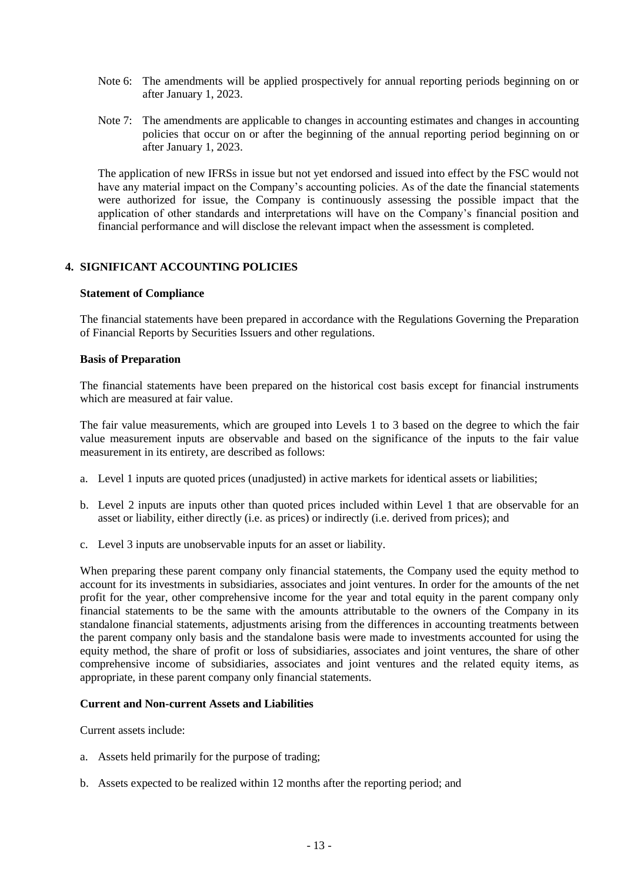Note 6: The amendments will be applied prospectively for annual reporting periods beginning on or after January 1, 2023.

Note 7: The amendments are applicable to changes in accounting estimates and changes in accounting policies that occur on or after the beginning of the annual reporting period beginning on or after January 1, 2023.

The application of new IFRSs in issue but not yet endorsed and issued into effect by the FSC would not have any material impact on the Company's accounting policies. As of the date the financial statements were authorized for issue, the Company is continuously assessing the possible impact that the application of other standards and interpretations will have on the Company's financial position and financial performance and will disclose the relevant impact when the assessment is completed.

## 4. SIGNIFICANT ACCOUNTING POLICIES

**Statement of Compliance**

The financial statements have been prepared in accordance with the Regulations Governing the Preparation of Financial Reports by Securities Issuers and other regulations.

**Basis of Preparation**

The financial statements have been prepared on the historical cost basis except for financial instruments which are measured at fair value.

The fair value measurements, which are grouped into Levels 1 to 3 based on the degree to which the fair value measurement inputs are observable and based on the significance of the inputs to the fair value measurement in its entirety, are described as follows:

a. Level 1 inputs are quoted prices (unadjusted) in active markets for identical assets or liabilities;

b. Level 2 inputs are inputs other than quoted prices included within Level 1 that are observable for an asset or liability, either directly (i.e. as prices) or indirectly (i.e. derived from prices); and

c. Level 3 inputs are unobservable inputs for an asset or liability.

When preparing these parent company only financial statements, the Company used the equity method to account for its investments in subsidiaries, associates and joint ventures. In order for the amounts of the net profit for the year, other comprehensive income for the year and total equity in the parent company only financial statements to be the same with the amounts attributable to the owners of the Company in its standalone financial statements, adjustments arising from the differences in accounting treatments between the parent company only basis and the standalone basis were made to investments accounted for using the equity method, the share of profit or loss of subsidiaries, associates and joint ventures, the share of other comprehensive income of subsidiaries, associates and joint ventures and the related equity items, as appropriate, in these parent company only financial statements.

**Current and Non-current Assets and Liabilities**

Current assets include:

a. Assets held primarily for the purpose of trading;

b. Assets expected to be realized within 12 months after the reporting period; and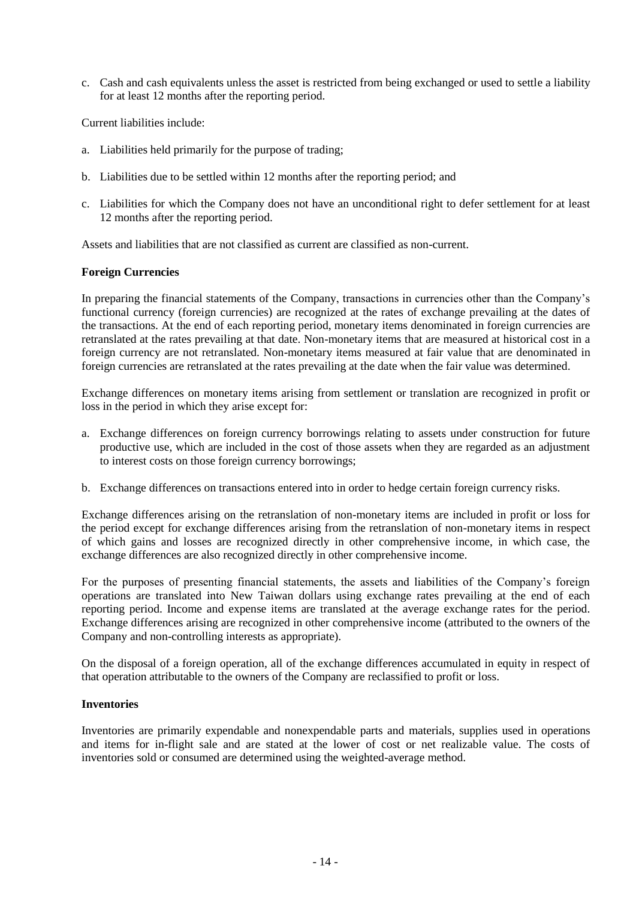c. Cash and cash equivalents unless the asset is restricted from being exchanged or used to settle a liability for at least 12 months after the reporting period.

Current liabilities include:

a. Liabilities held primarily for the purpose of trading;

b. Liabilities due to be settled within 12 months after the reporting period; and

c. Liabilities for which the Company does not have an unconditional right to defer settlement for at least 12 months after the reporting period.

Assets and liabilities that are not classified as current are classified as non-current.

**Foreign Currencies**

In preparing the financial statements of the Company, transactions in currencies other than the Company's functional currency (foreign currencies) are recognized at the rates of exchange prevailing at the dates of the transactions. At the end of each reporting period, monetary items denominated in foreign currencies are retranslated at the rates prevailing at that date. Non-monetary items that are measured at historical cost in a foreign currency are not retranslated. Non-monetary items measured at fair value that are denominated in foreign currencies are retranslated at the rates prevailing at the date when the fair value was determined.

Exchange differences on monetary items arising from settlement or translation are recognized in profit or loss in the period in which they arise except for:

a. Exchange differences on foreign currency borrowings relating to assets under construction for future productive use, which are included in the cost of those assets when they are regarded as an adjustment to interest costs on those foreign currency borrowings;

b. Exchange differences on transactions entered into in order to hedge certain foreign currency risks.

Exchange differences arising on the retranslation of non-monetary items are included in profit or loss for the period except for exchange differences arising from the retranslation of non-monetary items in respect of which gains and losses are recognized directly in other comprehensive income, in which case, the exchange differences are also recognized directly in other comprehensive income.

For the purposes of presenting financial statements, the assets and liabilities of the Company's foreign operations are translated into New Taiwan dollars using exchange rates prevailing at the end of each reporting period. Income and expense items are translated at the average exchange rates for the period. Exchange differences arising are recognized in other comprehensive income (attributed to the owners of the Company and non-controlling interests as appropriate).

On the disposal of a foreign operation, all of the exchange differences accumulated in equity in respect of that operation attributable to the owners of the Company are reclassified to profit or loss.

**Inventories**

Inventories are primarily expendable and nonexpendable parts and materials, supplies used in operations and items for in-flight sale and are stated at the lower of cost or net realizable value. The costs of inventories sold or consumed are determined using the weighted-average method.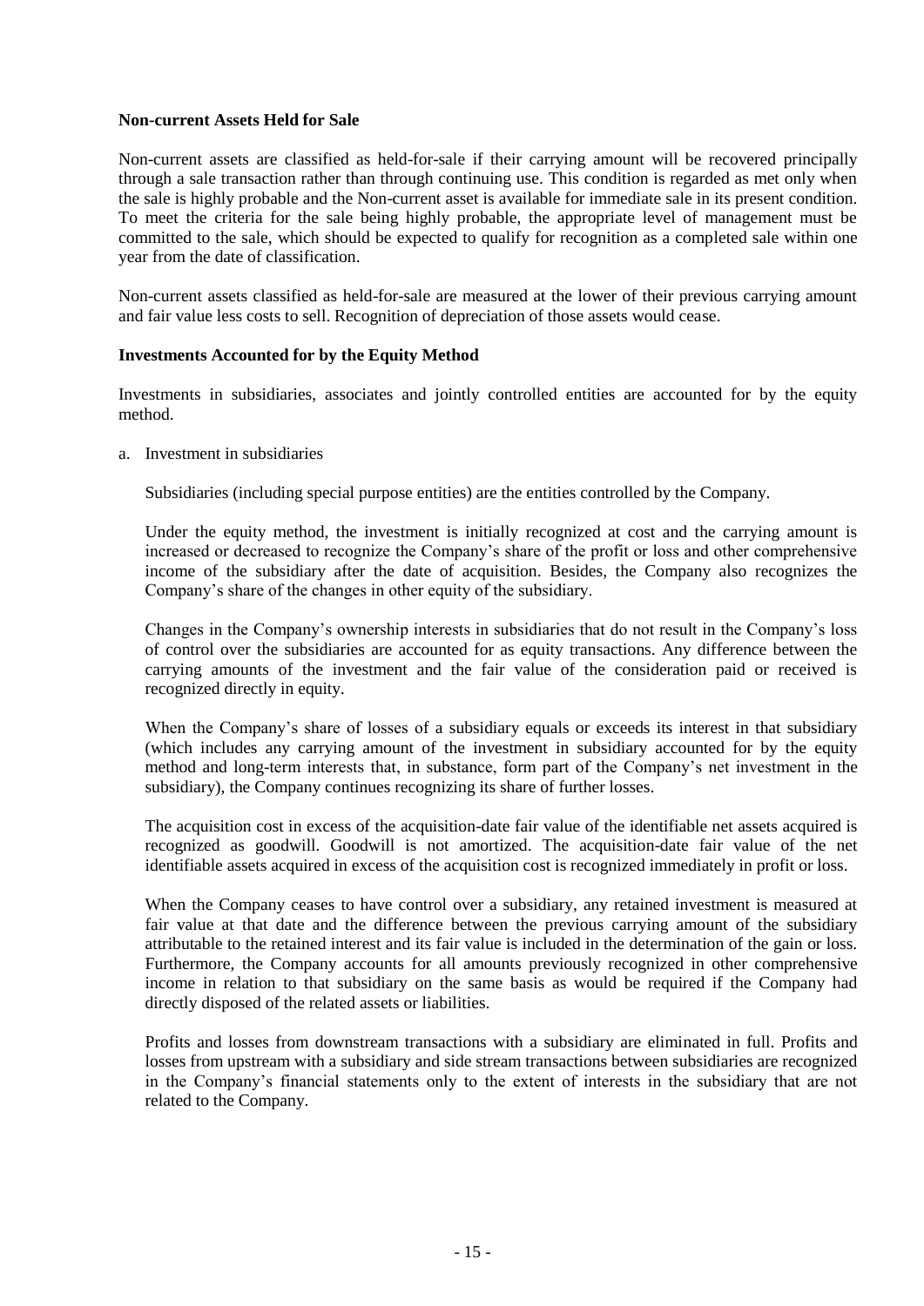**Non-current Assets Held for Sale**

Non-current assets are classified as held-for-sale if their carrying amount will be recovered principally through a sale transaction rather than through continuing use. This condition is regarded as met only when the sale is highly probable and the Non-current asset is available for immediate sale in its present condition. To meet the criteria for the sale being highly probable, the appropriate level of management must be committed to the sale, which should be expected to qualify for recognition as a completed sale within one year from the date of classification.

Non-current assets classified as held-for-sale are measured at the lower of their previous carrying amount and fair value less costs to sell. Recognition of depreciation of those assets would cease.

**Investments Accounted for by the Equity Method**

Investments in subsidiaries, associates and jointly controlled entities are accounted for by the equity method.

a. Investment in subsidiaries

Subsidiaries (including special purpose entities) are the entities controlled by the Company.

Under the equity method, the investment is initially recognized at cost and the carrying amount is increased or decreased to recognize the Company's share of the profit or loss and other comprehensive income of the subsidiary after the date of acquisition. Besides, the Company also recognizes the Company's share of the changes in other equity of the subsidiary.

Changes in the Company's ownership interests in subsidiaries that do not result in the Company's loss of control over the subsidiaries are accounted for as equity transactions. Any difference between the carrying amounts of the investment and the fair value of the consideration paid or received is recognized directly in equity.

When the Company's share of losses of a subsidiary equals or exceeds its interest in that subsidiary (which includes any carrying amount of the investment in subsidiary accounted for by the equity method and long-term interests that, in substance, form part of the Company's net investment in the subsidiary), the Company continues recognizing its share of further losses.

The acquisition cost in excess of the acquisition-date fair value of the identifiable net assets acquired is recognized as goodwill. Goodwill is not amortized. The acquisition-date fair value of the net identifiable assets acquired in excess of the acquisition cost is recognized immediately in profit or loss.

When the Company ceases to have control over a subsidiary, any retained investment is measured at fair value at that date and the difference between the previous carrying amount of the subsidiary attributable to the retained interest and its fair value is included in the determination of the gain or loss. Furthermore, the Company accounts for all amounts previously recognized in other comprehensive income in relation to that subsidiary on the same basis as would be required if the Company had directly disposed of the related assets or liabilities.

Profits and losses from downstream transactions with a subsidiary are eliminated in full. Profits and losses from upstream with a subsidiary and side stream transactions between subsidiaries are recognized in the Company's financial statements only to the extent of interests in the subsidiary that are not related to the Company.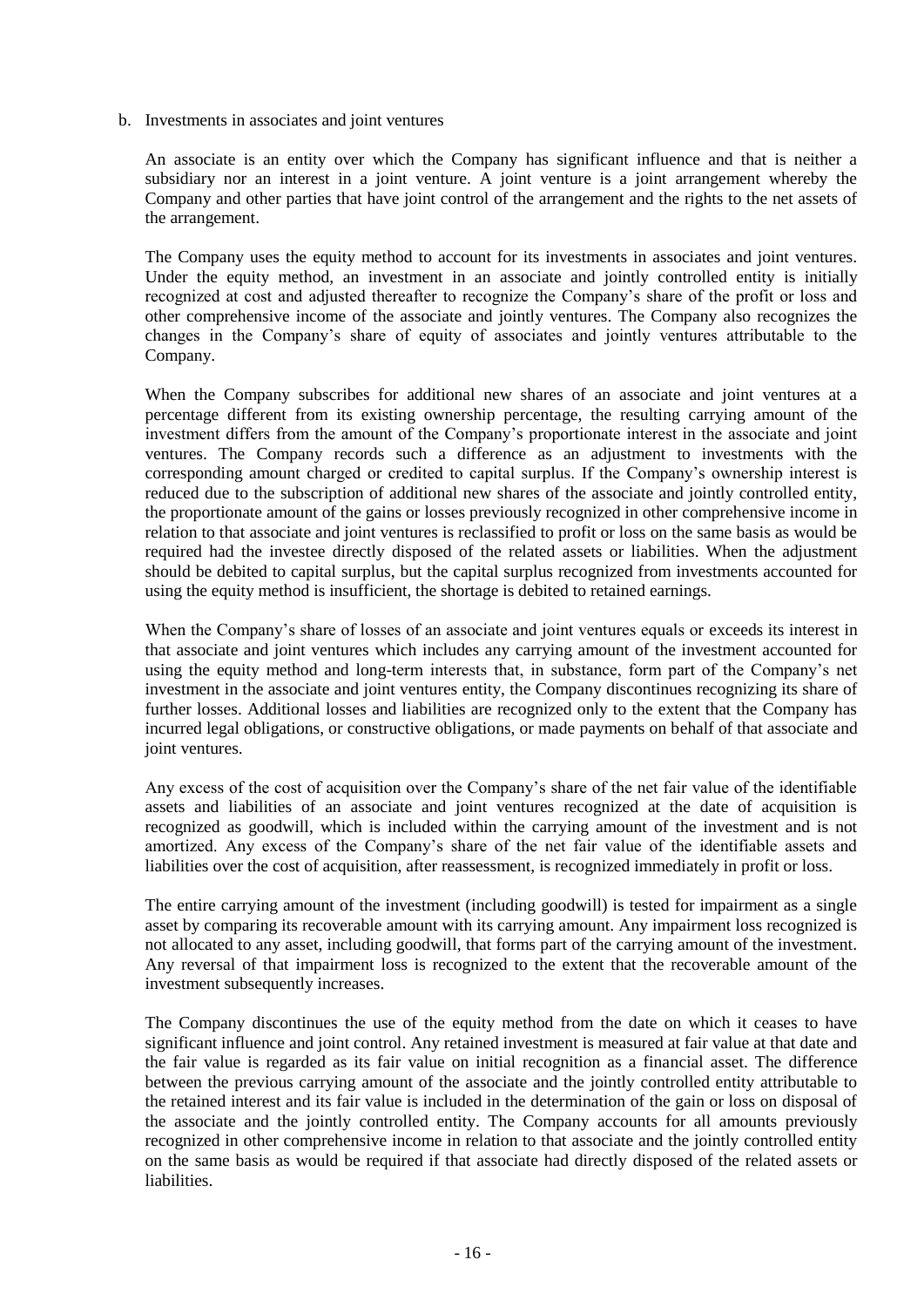b. Investments in associates and joint ventures

An associate is an entity over which the Company has significant influence and that is neither a subsidiary nor an interest in a joint venture. A joint venture is a joint arrangement whereby the Company and other parties that have joint control of the arrangement and the rights to the net assets of the arrangement.

The Company uses the equity method to account for its investments in associates and joint ventures. Under the equity method, an investment in an associate and jointly controlled entity is initially recognized at cost and adjusted thereafter to recognize the Company's share of the profit or loss and other comprehensive income of the associate and jointly ventures. The Company also recognizes the changes in the Company's share of equity of associates and jointly ventures attributable to the Company.

When the Company subscribes for additional new shares of an associate and joint ventures at a percentage different from its existing ownership percentage, the resulting carrying amount of the investment differs from the amount of the Company's proportionate interest in the associate and joint ventures. The Company records such a difference as an adjustment to investments with the corresponding amount charged or credited to capital surplus. If the Company's ownership interest is reduced due to the subscription of additional new shares of the associate and jointly controlled entity, the proportionate amount of the gains or losses previously recognized in other comprehensive income in relation to that associate and joint ventures is reclassified to profit or loss on the same basis as would be required had the investee directly disposed of the related assets or liabilities. When the adjustment should be debited to capital surplus, but the capital surplus recognized from investments accounted for using the equity method is insufficient, the shortage is debited to retained earnings.

When the Company's share of losses of an associate and joint ventures equals or exceeds its interest in that associate and joint ventures which includes any carrying amount of the investment accounted for using the equity method and long-term interests that, in substance, form part of the Company's net investment in the associate and joint ventures entity, the Company discontinues recognizing its share of further losses. Additional losses and liabilities are recognized only to the extent that the Company has incurred legal obligations, or constructive obligations, or made payments on behalf of that associate and joint ventures.

Any excess of the cost of acquisition over the Company's share of the net fair value of the identifiable assets and liabilities of an associate and joint ventures recognized at the date of acquisition is recognized as goodwill, which is included within the carrying amount of the investment and is not amortized. Any excess of the Company's share of the net fair value of the identifiable assets and liabilities over the cost of acquisition, after reassessment, is recognized immediately in profit or loss.

The entire carrying amount of the investment (including goodwill) is tested for impairment as a single asset by comparing its recoverable amount with its carrying amount. Any impairment loss recognized is not allocated to any asset, including goodwill, that forms part of the carrying amount of the investment. Any reversal of that impairment loss is recognized to the extent that the recoverable amount of the investment subsequently increases.

The Company discontinues the use of the equity method from the date on which it ceases to have significant influence and joint control. Any retained investment is measured at fair value at that date and the fair value is regarded as its fair value on initial recognition as a financial asset. The difference between the previous carrying amount of the associate and the jointly controlled entity attributable to the retained interest and its fair value is included in the determination of the gain or loss on disposal of the associate and the jointly controlled entity. The Company accounts for all amounts previously recognized in other comprehensive income in relation to that associate and the jointly controlled entity on the same basis as would be required if that associate had directly disposed of the related assets or liabilities.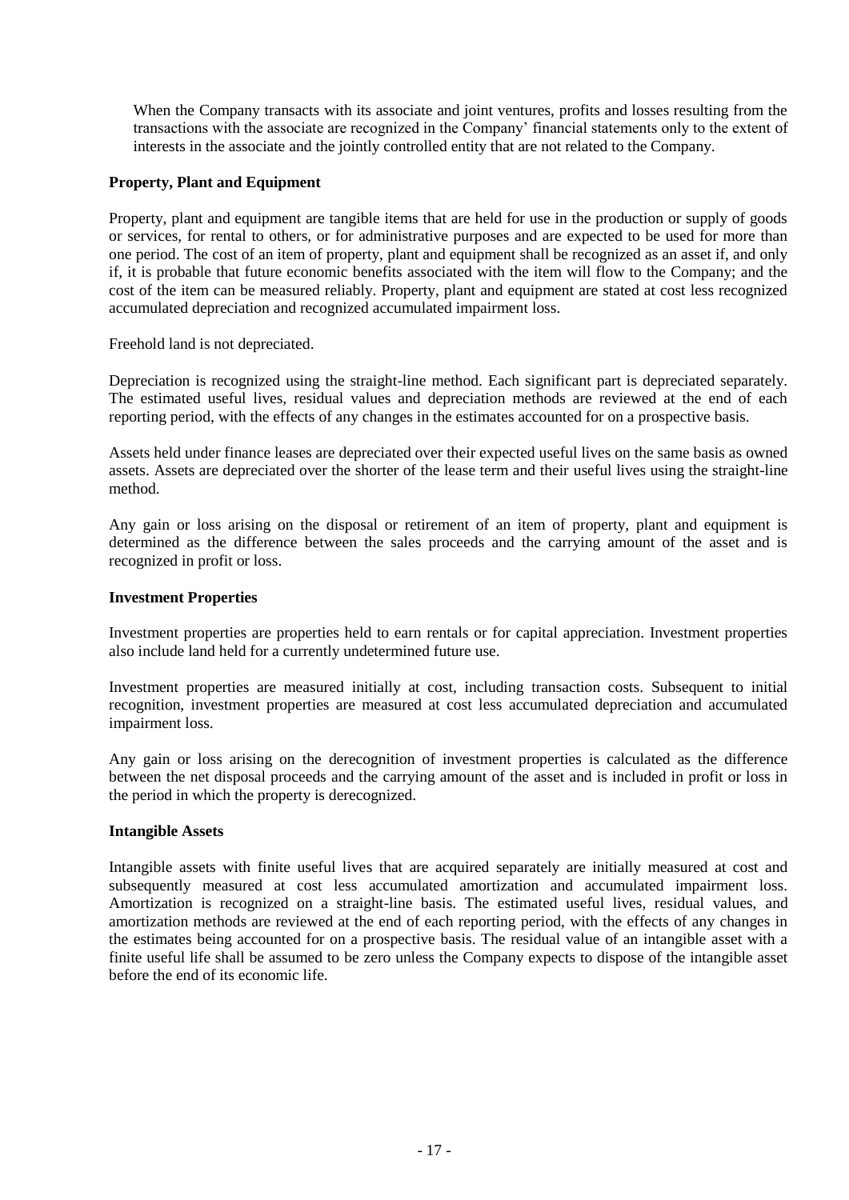When the Company transacts with its associate and joint ventures, profits and losses resulting from the transactions with the associate are recognized in the Company' financial statements only to the extent of interests in the associate and the jointly controlled entity that are not related to the Company.

**Property, Plant and Equipment**

Property, plant and equipment are tangible items that are held for use in the production or supply of goods or services, for rental to others, or for administrative purposes and are expected to be used for more than one period. The cost of an item of property, plant and equipment shall be recognized as an asset if, and only if, it is probable that future economic benefits associated with the item will flow to the Company; and the cost of the item can be measured reliably. Property, plant and equipment are stated at cost less recognized accumulated depreciation and recognized accumulated impairment loss.

Freehold land is not depreciated.

Depreciation is recognized using the straight-line method. Each significant part is depreciated separately. The estimated useful lives, residual values and depreciation methods are reviewed at the end of each reporting period, with the effects of any changes in the estimates accounted for on a prospective basis.

Assets held under finance leases are depreciated over their expected useful lives on the same basis as owned assets. Assets are depreciated over the shorter of the lease term and their useful lives using the straight-line method.

Any gain or loss arising on the disposal or retirement of an item of property, plant and equipment is determined as the difference between the sales proceeds and the carrying amount of the asset and is recognized in profit or loss.

**Investment Properties**

Investment properties are properties held to earn rentals or for capital appreciation. Investment properties also include land held for a currently undetermined future use.

Investment properties are measured initially at cost, including transaction costs. Subsequent to initial recognition, investment properties are measured at cost less accumulated depreciation and accumulated impairment loss.

Any gain or loss arising on the derecognition of investment properties is calculated as the difference between the net disposal proceeds and the carrying amount of the asset and is included in profit or loss in the period in which the property is derecognized.

**Intangible Assets**

Intangible assets with finite useful lives that are acquired separately are initially measured at cost and subsequently measured at cost less accumulated amortization and accumulated impairment loss. Amortization is recognized on a straight-line basis. The estimated useful lives, residual values, and amortization methods are reviewed at the end of each reporting period, with the effects of any changes in the estimates being accounted for on a prospective basis. The residual value of an intangible asset with a finite useful life shall be assumed to be zero unless the Company expects to dispose of the intangible asset before the end of its economic life.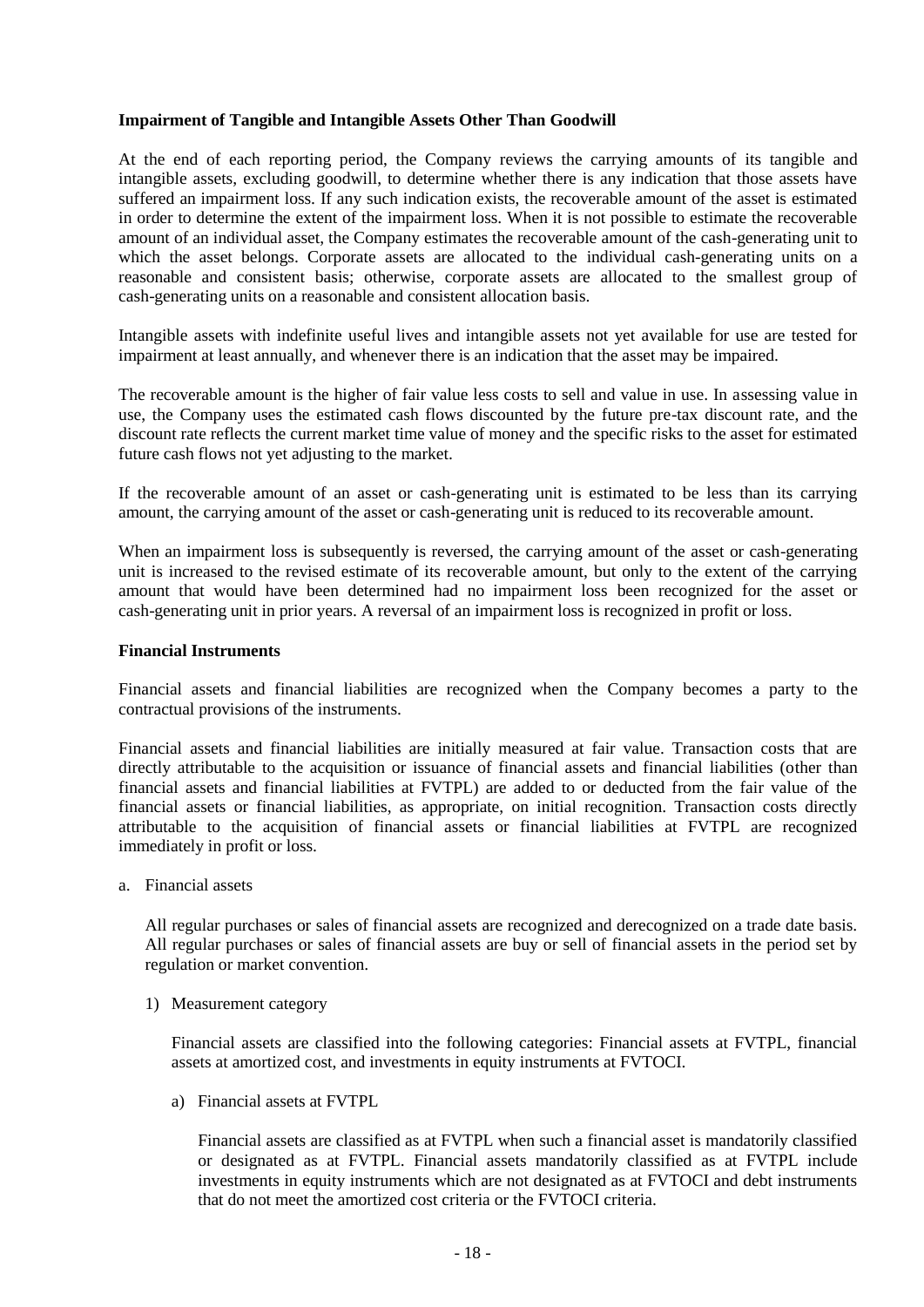**Impairment of Tangible and Intangible Assets Other Than Goodwill**

At the end of each reporting period, the Company reviews the carrying amounts of its tangible and intangible assets, excluding goodwill, to determine whether there is any indication that those assets have suffered an impairment loss. If any such indication exists, the recoverable amount of the asset is estimated in order to determine the extent of the impairment loss. When it is not possible to estimate the recoverable amount of an individual asset, the Company estimates the recoverable amount of the cash-generating unit to which the asset belongs. Corporate assets are allocated to the individual cash-generating units on a reasonable and consistent basis; otherwise, corporate assets are allocated to the smallest group of cash-generating units on a reasonable and consistent allocation basis.

Intangible assets with indefinite useful lives and intangible assets not yet available for use are tested for impairment at least annually, and whenever there is an indication that the asset may be impaired.

The recoverable amount is the higher of fair value less costs to sell and value in use. In assessing value in use, the Company uses the estimated cash flows discounted by the future pre-tax discount rate, and the discount rate reflects the current market time value of money and the specific risks to the asset for estimated future cash flows not yet adjusting to the market.

If the recoverable amount of an asset or cash-generating unit is estimated to be less than its carrying amount, the carrying amount of the asset or cash-generating unit is reduced to its recoverable amount.

When an impairment loss is subsequently is reversed, the carrying amount of the asset or cash-generating unit is increased to the revised estimate of its recoverable amount, but only to the extent of the carrying amount that would have been determined had no impairment loss been recognized for the asset or cash-generating unit in prior years. A reversal of an impairment loss is recognized in profit or loss.

**Financial Instruments**

Financial assets and financial liabilities are recognized when the Company becomes a party to the contractual provisions of the instruments.

Financial assets and financial liabilities are initially measured at fair value. Transaction costs that are directly attributable to the acquisition or issuance of financial assets and financial liabilities (other than financial assets and financial liabilities at FVTPL) are added to or deducted from the fair value of the financial assets or financial liabilities, as appropriate, on initial recognition. Transaction costs directly attributable to the acquisition of financial assets or financial liabilities at FVTPL are recognized immediately in profit or loss.

a. Financial assets

   All regular purchases or sales of financial assets are recognized and derecognized on a trade date basis. All regular purchases or sales of financial assets are buy or sell of financial assets in the period set by regulation or market convention.

   1) Measurement category

      Financial assets are classified into the following categories: Financial assets at FVTPL, financial assets at amortized cost, and investments in equity instruments at FVTOCI.

      a) Financial assets at FVTPL

         Financial assets are classified as at FVTPL when such a financial asset is mandatorily classified or designated as at FVTPL. Financial assets mandatorily classified as at FVTPL include investments in equity instruments which are not designated as at FVTOCI and debt instruments that do not meet the amortized cost criteria or the FVTOCI criteria.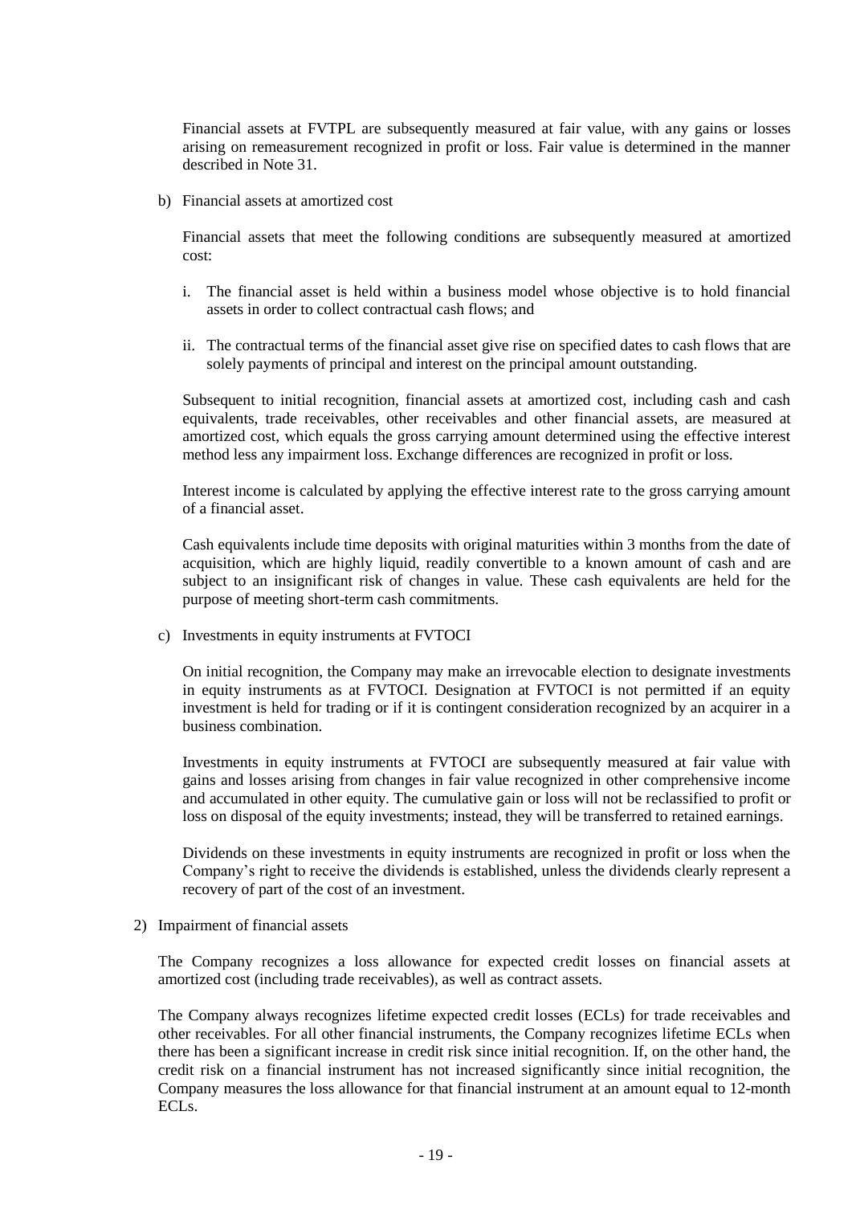Financial assets at FVTPL are subsequently measured at fair value, with any gains or losses arising on remeasurement recognized in profit or loss. Fair value is determined in the manner described in Note 31.

b) Financial assets at amortized cost

Financial assets that meet the following conditions are subsequently measured at amortized cost:

i. The financial asset is held within a business model whose objective is to hold financial assets in order to collect contractual cash flows; and

ii. The contractual terms of the financial asset give rise on specified dates to cash flows that are solely payments of principal and interest on the principal amount outstanding.

Subsequent to initial recognition, financial assets at amortized cost, including cash and cash equivalents, trade receivables, other receivables and other financial assets, are measured at amortized cost, which equals the gross carrying amount determined using the effective interest method less any impairment loss. Exchange differences are recognized in profit or loss.

Interest income is calculated by applying the effective interest rate to the gross carrying amount of a financial asset.

Cash equivalents include time deposits with original maturities within 3 months from the date of acquisition, which are highly liquid, readily convertible to a known amount of cash and are subject to an insignificant risk of changes in value. These cash equivalents are held for the purpose of meeting short-term cash commitments.

c) Investments in equity instruments at FVTOCI

On initial recognition, the Company may make an irrevocable election to designate investments in equity instruments as at FVTOCI. Designation at FVTOCI is not permitted if an equity investment is held for trading or if it is contingent consideration recognized by an acquirer in a business combination.

Investments in equity instruments at FVTOCI are subsequently measured at fair value with gains and losses arising from changes in fair value recognized in other comprehensive income and accumulated in other equity. The cumulative gain or loss will not be reclassified to profit or loss on disposal of the equity investments; instead, they will be transferred to retained earnings.

Dividends on these investments in equity instruments are recognized in profit or loss when the Company's right to receive the dividends is established, unless the dividends clearly represent a recovery of part of the cost of an investment.

2) Impairment of financial assets

The Company recognizes a loss allowance for expected credit losses on financial assets at amortized cost (including trade receivables), as well as contract assets.

The Company always recognizes lifetime expected credit losses (ECLs) for trade receivables and other receivables. For all other financial instruments, the Company recognizes lifetime ECLs when there has been a significant increase in credit risk since initial recognition. If, on the other hand, the credit risk on a financial instrument has not increased significantly since initial recognition, the Company measures the loss allowance for that financial instrument at an amount equal to 12-month ECLs.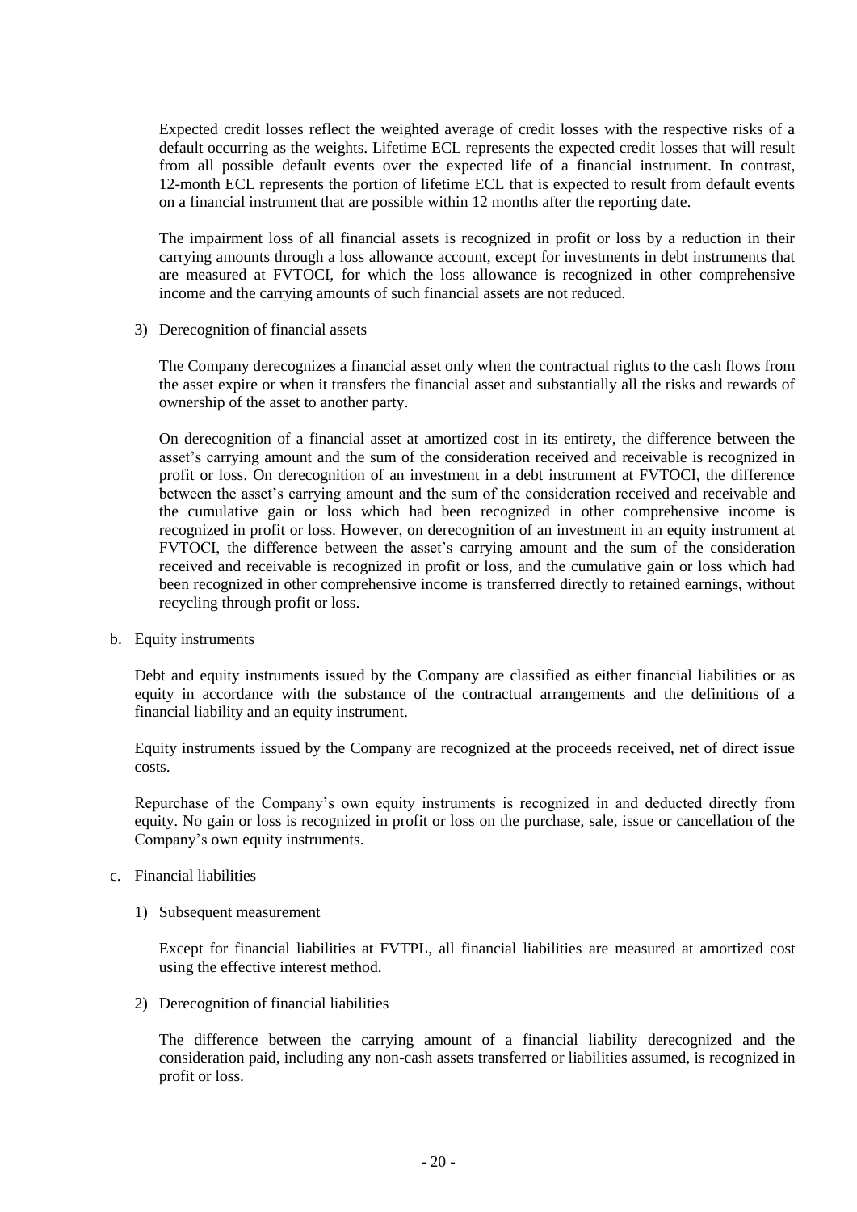Expected credit losses reflect the weighted average of credit losses with the respective risks of a default occurring as the weights. Lifetime ECL represents the expected credit losses that will result from all possible default events over the expected life of a financial instrument. In contrast, 12-month ECL represents the portion of lifetime ECL that is expected to result from default events on a financial instrument that are possible within 12 months after the reporting date.

The impairment loss of all financial assets is recognized in profit or loss by a reduction in their carrying amounts through a loss allowance account, except for investments in debt instruments that are measured at FVTOCI, for which the loss allowance is recognized in other comprehensive income and the carrying amounts of such financial assets are not reduced.

3) Derecognition of financial assets

The Company derecognizes a financial asset only when the contractual rights to the cash flows from the asset expire or when it transfers the financial asset and substantially all the risks and rewards of ownership of the asset to another party.

On derecognition of a financial asset at amortized cost in its entirety, the difference between the asset's carrying amount and the sum of the consideration received and receivable is recognized in profit or loss. On derecognition of an investment in a debt instrument at FVTOCI, the difference between the asset's carrying amount and the sum of the consideration received and receivable and the cumulative gain or loss which had been recognized in other comprehensive income is recognized in profit or loss. However, on derecognition of an investment in an equity instrument at FVTOCI, the difference between the asset's carrying amount and the sum of the consideration received and receivable is recognized in profit or loss, and the cumulative gain or loss which had been recognized in other comprehensive income is transferred directly to retained earnings, without recycling through profit or loss.

b. Equity instruments

Debt and equity instruments issued by the Company are classified as either financial liabilities or as equity in accordance with the substance of the contractual arrangements and the definitions of a financial liability and an equity instrument.

Equity instruments issued by the Company are recognized at the proceeds received, net of direct issue costs.

Repurchase of the Company's own equity instruments is recognized in and deducted directly from equity. No gain or loss is recognized in profit or loss on the purchase, sale, issue or cancellation of the Company's own equity instruments.

c. Financial liabilities

1) Subsequent measurement

Except for financial liabilities at FVTPL, all financial liabilities are measured at amortized cost using the effective interest method.

2) Derecognition of financial liabilities

The difference between the carrying amount of a financial liability derecognized and the consideration paid, including any non-cash assets transferred or liabilities assumed, is recognized in profit or loss.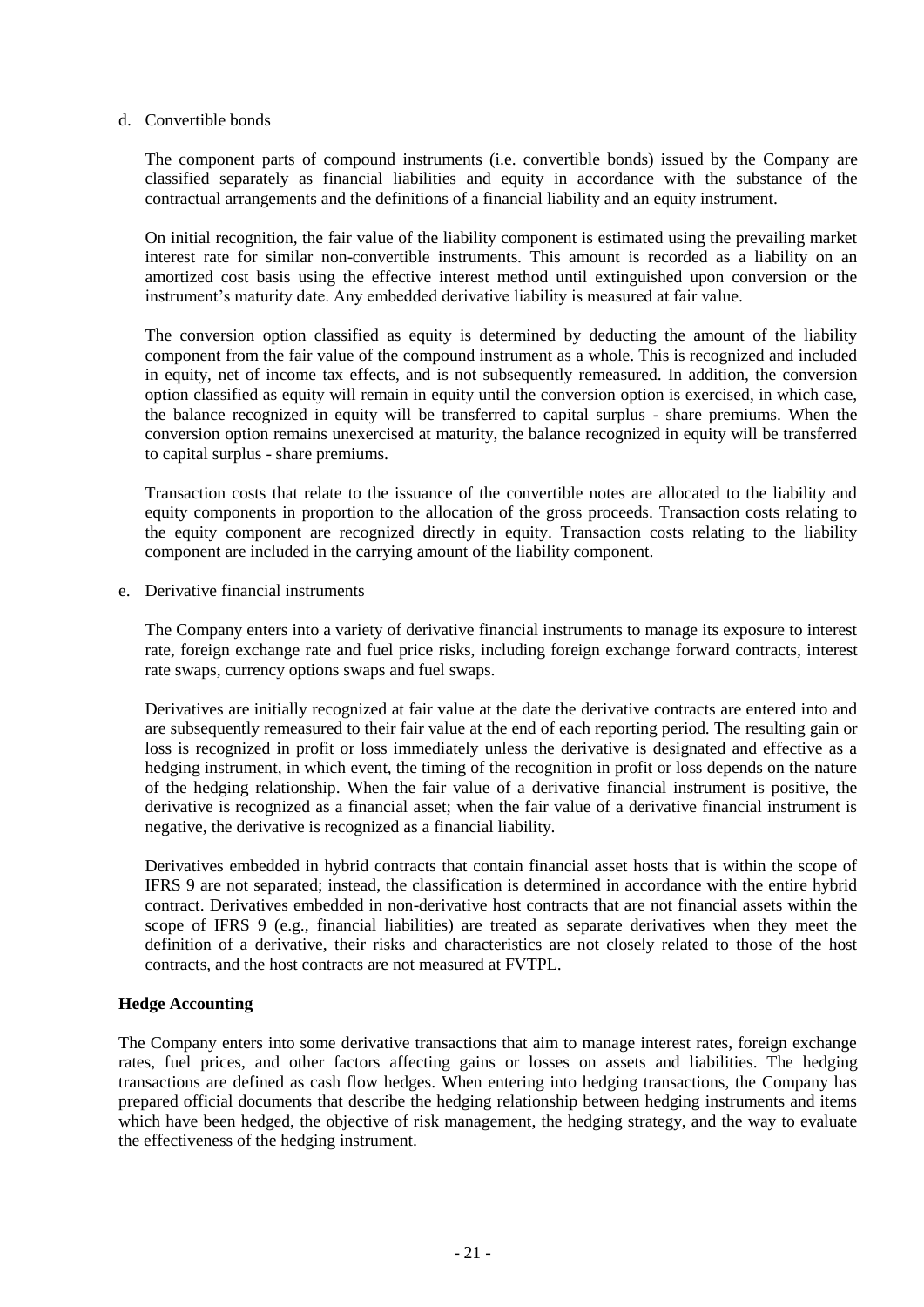d. Convertible bonds

The component parts of compound instruments (i.e. convertible bonds) issued by the Company are classified separately as financial liabilities and equity in accordance with the substance of the contractual arrangements and the definitions of a financial liability and an equity instrument.

On initial recognition, the fair value of the liability component is estimated using the prevailing market interest rate for similar non-convertible instruments. This amount is recorded as a liability on an amortized cost basis using the effective interest method until extinguished upon conversion or the instrument's maturity date. Any embedded derivative liability is measured at fair value.

The conversion option classified as equity is determined by deducting the amount of the liability component from the fair value of the compound instrument as a whole. This is recognized and included in equity, net of income tax effects, and is not subsequently remeasured. In addition, the conversion option classified as equity will remain in equity until the conversion option is exercised, in which case, the balance recognized in equity will be transferred to capital surplus - share premiums. When the conversion option remains unexercised at maturity, the balance recognized in equity will be transferred to capital surplus - share premiums.

Transaction costs that relate to the issuance of the convertible notes are allocated to the liability and equity components in proportion to the allocation of the gross proceeds. Transaction costs relating to the equity component are recognized directly in equity. Transaction costs relating to the liability component are included in the carrying amount of the liability component.

e. Derivative financial instruments

The Company enters into a variety of derivative financial instruments to manage its exposure to interest rate, foreign exchange rate and fuel price risks, including foreign exchange forward contracts, interest rate swaps, currency options swaps and fuel swaps.

Derivatives are initially recognized at fair value at the date the derivative contracts are entered into and are subsequently remeasured to their fair value at the end of each reporting period. The resulting gain or loss is recognized in profit or loss immediately unless the derivative is designated and effective as a hedging instrument, in which event, the timing of the recognition in profit or loss depends on the nature of the hedging relationship. When the fair value of a derivative financial instrument is positive, the derivative is recognized as a financial asset; when the fair value of a derivative financial instrument is negative, the derivative is recognized as a financial liability.

Derivatives embedded in hybrid contracts that contain financial asset hosts that is within the scope of IFRS 9 are not separated; instead, the classification is determined in accordance with the entire hybrid contract. Derivatives embedded in non-derivative host contracts that are not financial assets within the scope of IFRS 9 (e.g., financial liabilities) are treated as separate derivatives when they meet the definition of a derivative, their risks and characteristics are not closely related to those of the host contracts, and the host contracts are not measured at FVTPL.

**Hedge Accounting**

The Company enters into some derivative transactions that aim to manage interest rates, foreign exchange rates, fuel prices, and other factors affecting gains or losses on assets and liabilities. The hedging transactions are defined as cash flow hedges. When entering into hedging transactions, the Company has prepared official documents that describe the hedging relationship between hedging instruments and items which have been hedged, the objective of risk management, the hedging strategy, and the way to evaluate the effectiveness of the hedging instrument.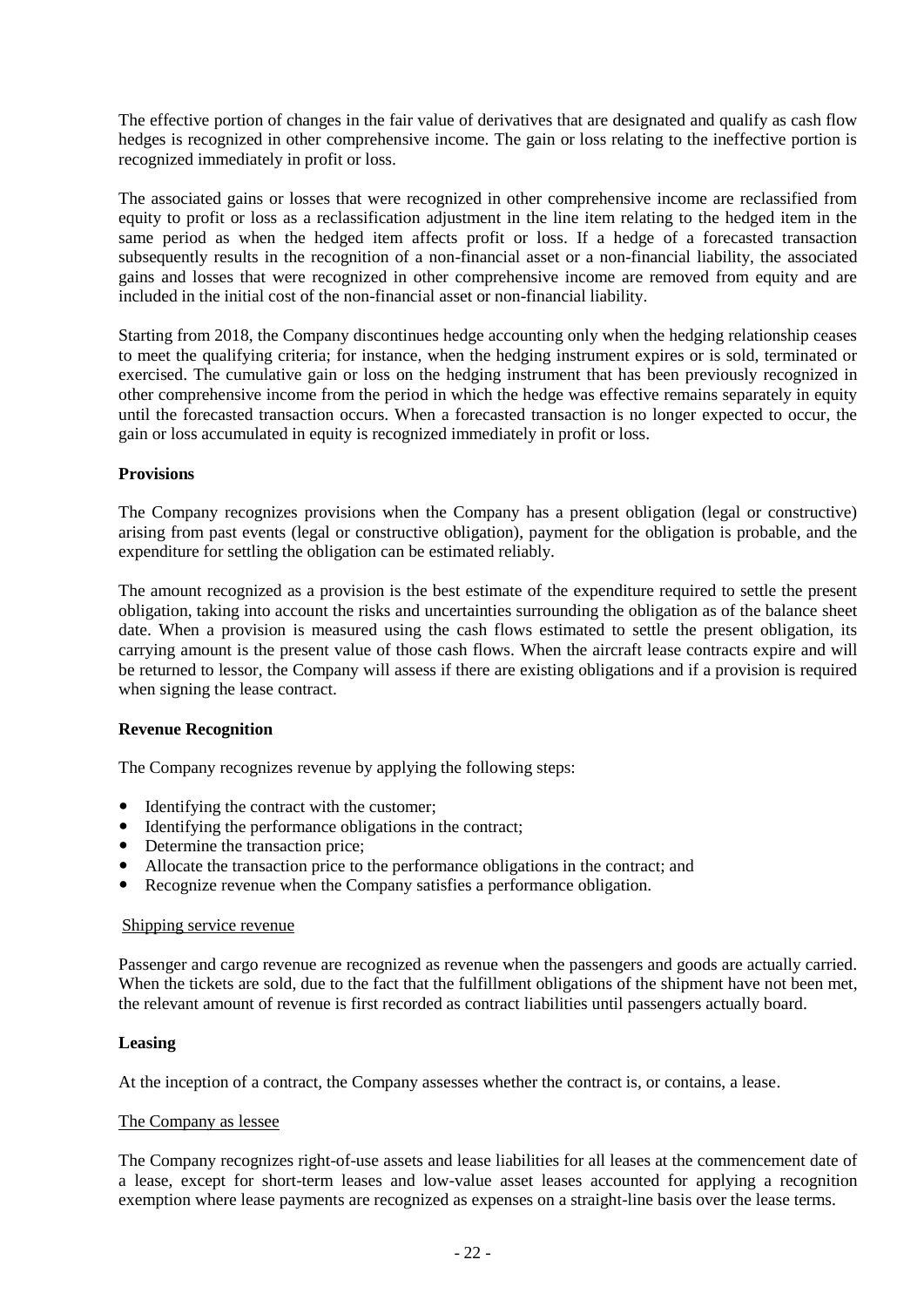The effective portion of changes in the fair value of derivatives that are designated and qualify as cash flow hedges is recognized in other comprehensive income. The gain or loss relating to the ineffective portion is recognized immediately in profit or loss.

The associated gains or losses that were recognized in other comprehensive income are reclassified from equity to profit or loss as a reclassification adjustment in the line item relating to the hedged item in the same period as when the hedged item affects profit or loss. If a hedge of a forecasted transaction subsequently results in the recognition of a non-financial asset or a non-financial liability, the associated gains and losses that were recognized in other comprehensive income are removed from equity and are included in the initial cost of the non-financial asset or non-financial liability.

Starting from 2018, the Company discontinues hedge accounting only when the hedging relationship ceases to meet the qualifying criteria; for instance, when the hedging instrument expires or is sold, terminated or exercised. The cumulative gain or loss on the hedging instrument that has been previously recognized in other comprehensive income from the period in which the hedge was effective remains separately in equity until the forecasted transaction occurs. When a forecasted transaction is no longer expected to occur, the gain or loss accumulated in equity is recognized immediately in profit or loss.

**Provisions**

The Company recognizes provisions when the Company has a present obligation (legal or constructive) arising from past events (legal or constructive obligation), payment for the obligation is probable, and the expenditure for settling the obligation can be estimated reliably.

The amount recognized as a provision is the best estimate of the expenditure required to settle the present obligation, taking into account the risks and uncertainties surrounding the obligation as of the balance sheet date. When a provision is measured using the cash flows estimated to settle the present obligation, its carrying amount is the present value of those cash flows. When the aircraft lease contracts expire and will be returned to lessor, the Company will assess if there are existing obligations and if a provision is required when signing the lease contract.

**Revenue Recognition**

The Company recognizes revenue by applying the following steps:

- Identifying the contract with the customer;
- Identifying the performance obligations in the contract;
- Determine the transaction price;
- Allocate the transaction price to the performance obligations in the contract; and
- Recognize revenue when the Company satisfies a performance obligation.

Shipping service revenue

Passenger and cargo revenue are recognized as revenue when the passengers and goods are actually carried. When the tickets are sold, due to the fact that the fulfillment obligations of the shipment have not been met, the relevant amount of revenue is first recorded as contract liabilities until passengers actually board.

**Leasing**

At the inception of a contract, the Company assesses whether the contract is, or contains, a lease.

The Company as lessee

The Company recognizes right-of-use assets and lease liabilities for all leases at the commencement date of a lease, except for short-term leases and low-value asset leases accounted for applying a recognition exemption where lease payments are recognized as expenses on a straight-line basis over the lease terms.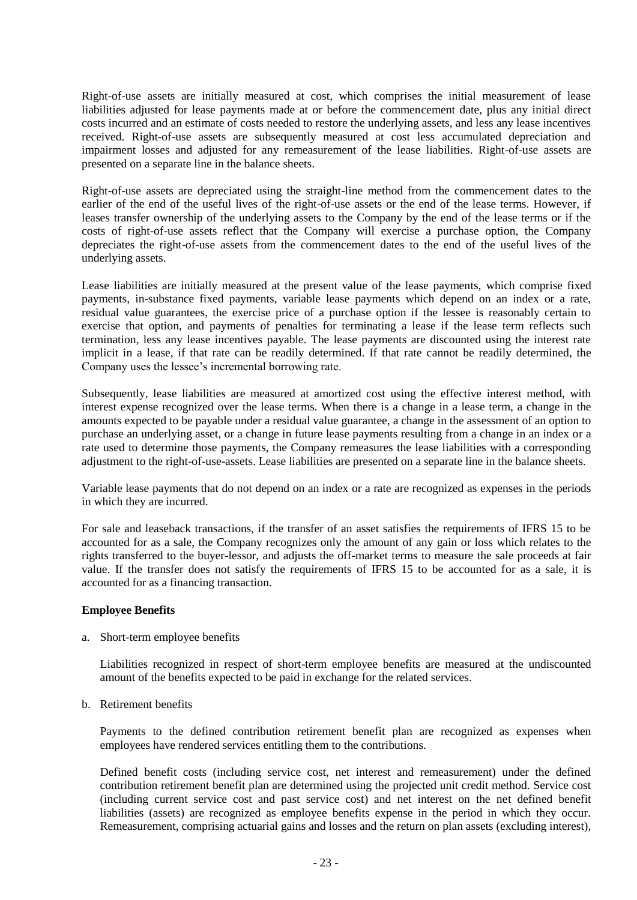Right-of-use assets are initially measured at cost, which comprises the initial measurement of lease liabilities adjusted for lease payments made at or before the commencement date, plus any initial direct costs incurred and an estimate of costs needed to restore the underlying assets, and less any lease incentives received. Right-of-use assets are subsequently measured at cost less accumulated depreciation and impairment losses and adjusted for any remeasurement of the lease liabilities. Right-of-use assets are presented on a separate line in the balance sheets.

Right-of-use assets are depreciated using the straight-line method from the commencement dates to the earlier of the end of the useful lives of the right-of-use assets or the end of the lease terms. However, if leases transfer ownership of the underlying assets to the Company by the end of the lease terms or if the costs of right-of-use assets reflect that the Company will exercise a purchase option, the Company depreciates the right-of-use assets from the commencement dates to the end of the useful lives of the underlying assets.

Lease liabilities are initially measured at the present value of the lease payments, which comprise fixed payments, in-substance fixed payments, variable lease payments which depend on an index or a rate, residual value guarantees, the exercise price of a purchase option if the lessee is reasonably certain to exercise that option, and payments of penalties for terminating a lease if the lease term reflects such termination, less any lease incentives payable. The lease payments are discounted using the interest rate implicit in a lease, if that rate can be readily determined. If that rate cannot be readily determined, the Company uses the lessee's incremental borrowing rate.

Subsequently, lease liabilities are measured at amortized cost using the effective interest method, with interest expense recognized over the lease terms. When there is a change in a lease term, a change in the amounts expected to be payable under a residual value guarantee, a change in the assessment of an option to purchase an underlying asset, or a change in future lease payments resulting from a change in an index or a rate used to determine those payments, the Company remeasures the lease liabilities with a corresponding adjustment to the right-of-use-assets. Lease liabilities are presented on a separate line in the balance sheets.

Variable lease payments that do not depend on an index or a rate are recognized as expenses in the periods in which they are incurred.

For sale and leaseback transactions, if the transfer of an asset satisfies the requirements of IFRS 15 to be accounted for as a sale, the Company recognizes only the amount of any gain or loss which relates to the rights transferred to the buyer-lessor, and adjusts the off-market terms to measure the sale proceeds at fair value. If the transfer does not satisfy the requirements of IFRS 15 to be accounted for as a sale, it is accounted for as a financing transaction.

**Employee Benefits**

a. Short-term employee benefits

   Liabilities recognized in respect of short-term employee benefits are measured at the undiscounted amount of the benefits expected to be paid in exchange for the related services.

b. Retirement benefits

   Payments to the defined contribution retirement benefit plan are recognized as expenses when employees have rendered services entitling them to the contributions.

   Defined benefit costs (including service cost, net interest and remeasurement) under the defined contribution retirement benefit plan are determined using the projected unit credit method. Service cost (including current service cost and past service cost) and net interest on the net defined benefit liabilities (assets) are recognized as employee benefits expense in the period in which they occur. Remeasurement, comprising actuarial gains and losses and the return on plan assets (excluding interest),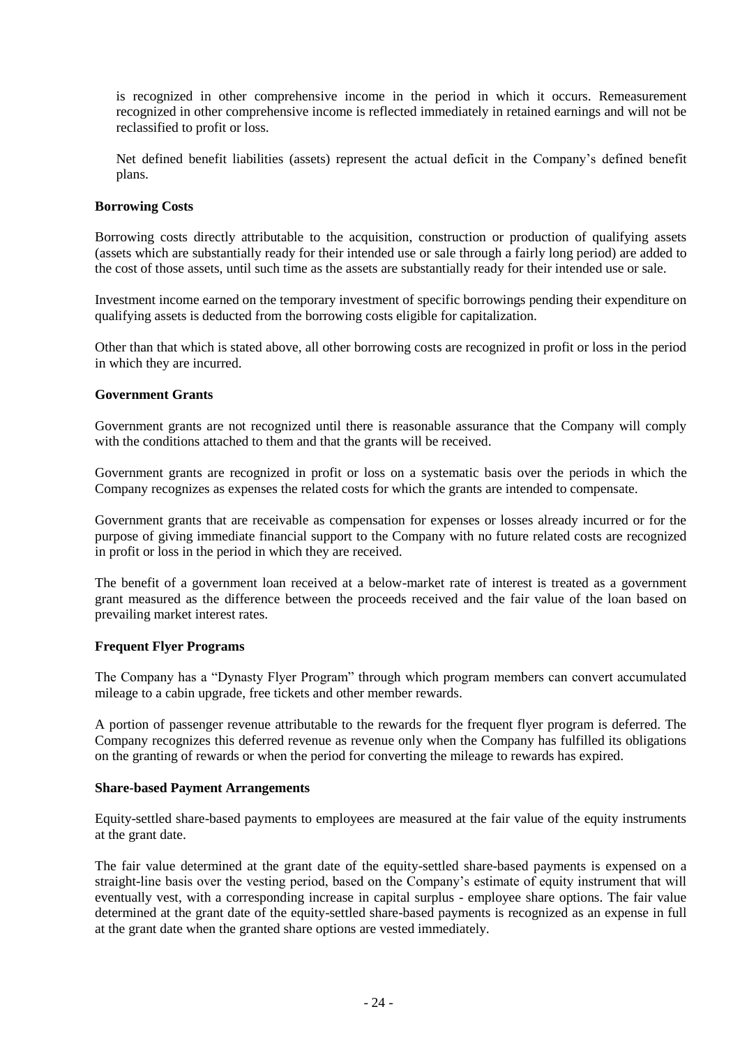is recognized in other comprehensive income in the period in which it occurs. Remeasurement recognized in other comprehensive income is reflected immediately in retained earnings and will not be reclassified to profit or loss.

Net defined benefit liabilities (assets) represent the actual deficit in the Company's defined benefit plans.

**Borrowing Costs**

Borrowing costs directly attributable to the acquisition, construction or production of qualifying assets (assets which are substantially ready for their intended use or sale through a fairly long period) are added to the cost of those assets, until such time as the assets are substantially ready for their intended use or sale.

Investment income earned on the temporary investment of specific borrowings pending their expenditure on qualifying assets is deducted from the borrowing costs eligible for capitalization.

Other than that which is stated above, all other borrowing costs are recognized in profit or loss in the period in which they are incurred.

**Government Grants**

Government grants are not recognized until there is reasonable assurance that the Company will comply with the conditions attached to them and that the grants will be received.

Government grants are recognized in profit or loss on a systematic basis over the periods in which the Company recognizes as expenses the related costs for which the grants are intended to compensate.

Government grants that are receivable as compensation for expenses or losses already incurred or for the purpose of giving immediate financial support to the Company with no future related costs are recognized in profit or loss in the period in which they are received.

The benefit of a government loan received at a below-market rate of interest is treated as a government grant measured as the difference between the proceeds received and the fair value of the loan based on prevailing market interest rates.

**Frequent Flyer Programs**

The Company has a "Dynasty Flyer Program" through which program members can convert accumulated mileage to a cabin upgrade, free tickets and other member rewards.

A portion of passenger revenue attributable to the rewards for the frequent flyer program is deferred. The Company recognizes this deferred revenue as revenue only when the Company has fulfilled its obligations on the granting of rewards or when the period for converting the mileage to rewards has expired.

**Share-based Payment Arrangements**

Equity-settled share-based payments to employees are measured at the fair value of the equity instruments at the grant date.

The fair value determined at the grant date of the equity-settled share-based payments is expensed on a straight-line basis over the vesting period, based on the Company's estimate of equity instrument that will eventually vest, with a corresponding increase in capital surplus - employee share options. The fair value determined at the grant date of the equity-settled share-based payments is recognized as an expense in full at the grant date when the granted share options are vested immediately.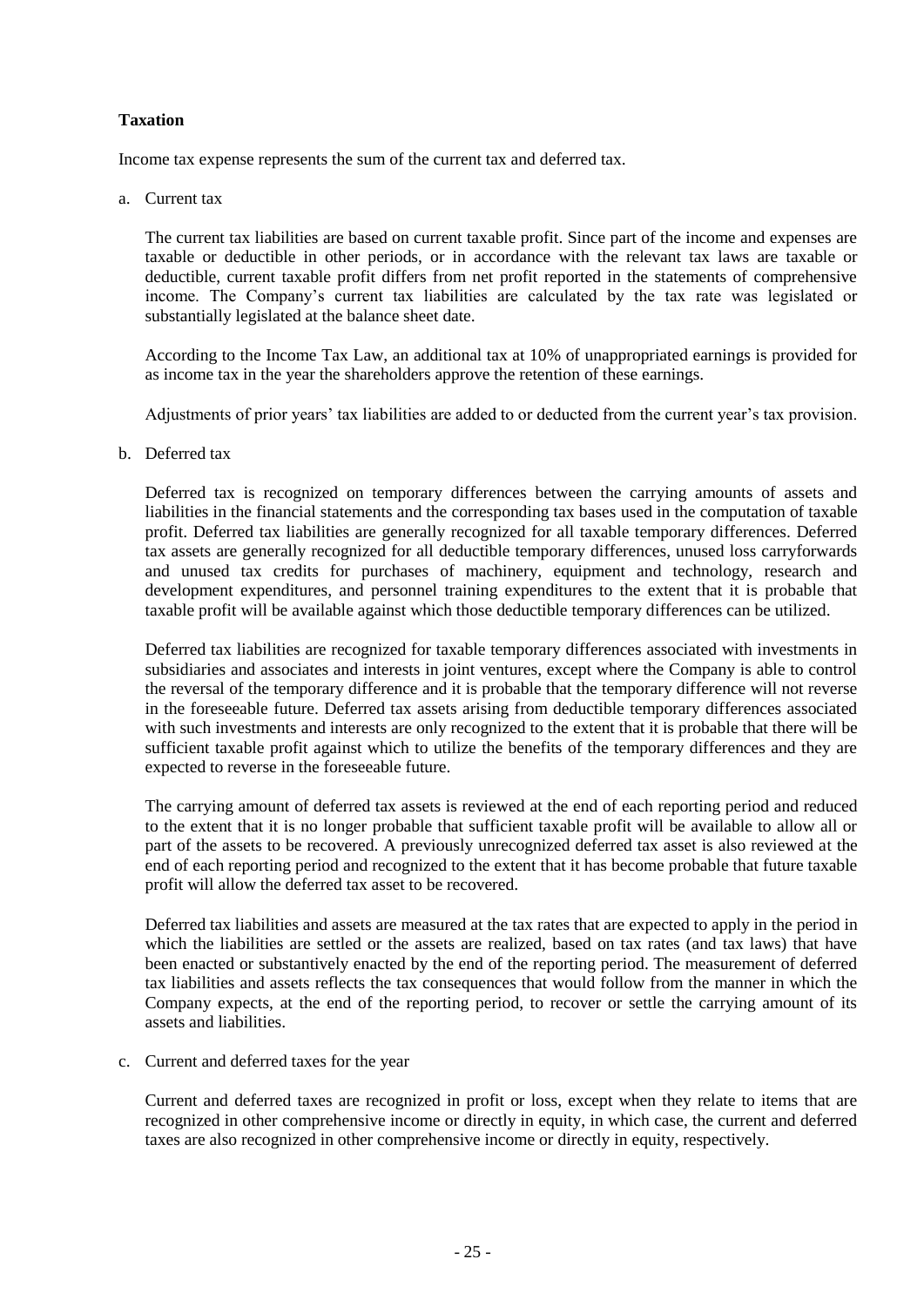**Taxation**

Income tax expense represents the sum of the current tax and deferred tax.

a. Current tax

   The current tax liabilities are based on current taxable profit. Since part of the income and expenses are taxable or deductible in other periods, or in accordance with the relevant tax laws are taxable or deductible, current taxable profit differs from net profit reported in the statements of comprehensive income. The Company's current tax liabilities are calculated by the tax rate was legislated or substantially legislated at the balance sheet date.

   According to the Income Tax Law, an additional tax at 10% of unappropriated earnings is provided for as income tax in the year the shareholders approve the retention of these earnings.

   Adjustments of prior years' tax liabilities are added to or deducted from the current year's tax provision.

b. Deferred tax

   Deferred tax is recognized on temporary differences between the carrying amounts of assets and liabilities in the financial statements and the corresponding tax bases used in the computation of taxable profit. Deferred tax liabilities are generally recognized for all taxable temporary differences. Deferred tax assets are generally recognized for all deductible temporary differences, unused loss carryforwards and unused tax credits for purchases of machinery, equipment and technology, research and development expenditures, and personnel training expenditures to the extent that it is probable that taxable profit will be available against which those deductible temporary differences can be utilized.

   Deferred tax liabilities are recognized for taxable temporary differences associated with investments in subsidiaries and associates and interests in joint ventures, except where the Company is able to control the reversal of the temporary difference and it is probable that the temporary difference will not reverse in the foreseeable future. Deferred tax assets arising from deductible temporary differences associated with such investments and interests are only recognized to the extent that it is probable that there will be sufficient taxable profit against which to utilize the benefits of the temporary differences and they are expected to reverse in the foreseeable future.

   The carrying amount of deferred tax assets is reviewed at the end of each reporting period and reduced to the extent that it is no longer probable that sufficient taxable profit will be available to allow all or part of the assets to be recovered. A previously unrecognized deferred tax asset is also reviewed at the end of each reporting period and recognized to the extent that it has become probable that future taxable profit will allow the deferred tax asset to be recovered.

   Deferred tax liabilities and assets are measured at the tax rates that are expected to apply in the period in which the liabilities are settled or the assets are realized, based on tax rates (and tax laws) that have been enacted or substantively enacted by the end of the reporting period. The measurement of deferred tax liabilities and assets reflects the tax consequences that would follow from the manner in which the Company expects, at the end of the reporting period, to recover or settle the carrying amount of its assets and liabilities.

c. Current and deferred taxes for the year

   Current and deferred taxes are recognized in profit or loss, except when they relate to items that are recognized in other comprehensive income or directly in equity, in which case, the current and deferred taxes are also recognized in other comprehensive income or directly in equity, respectively.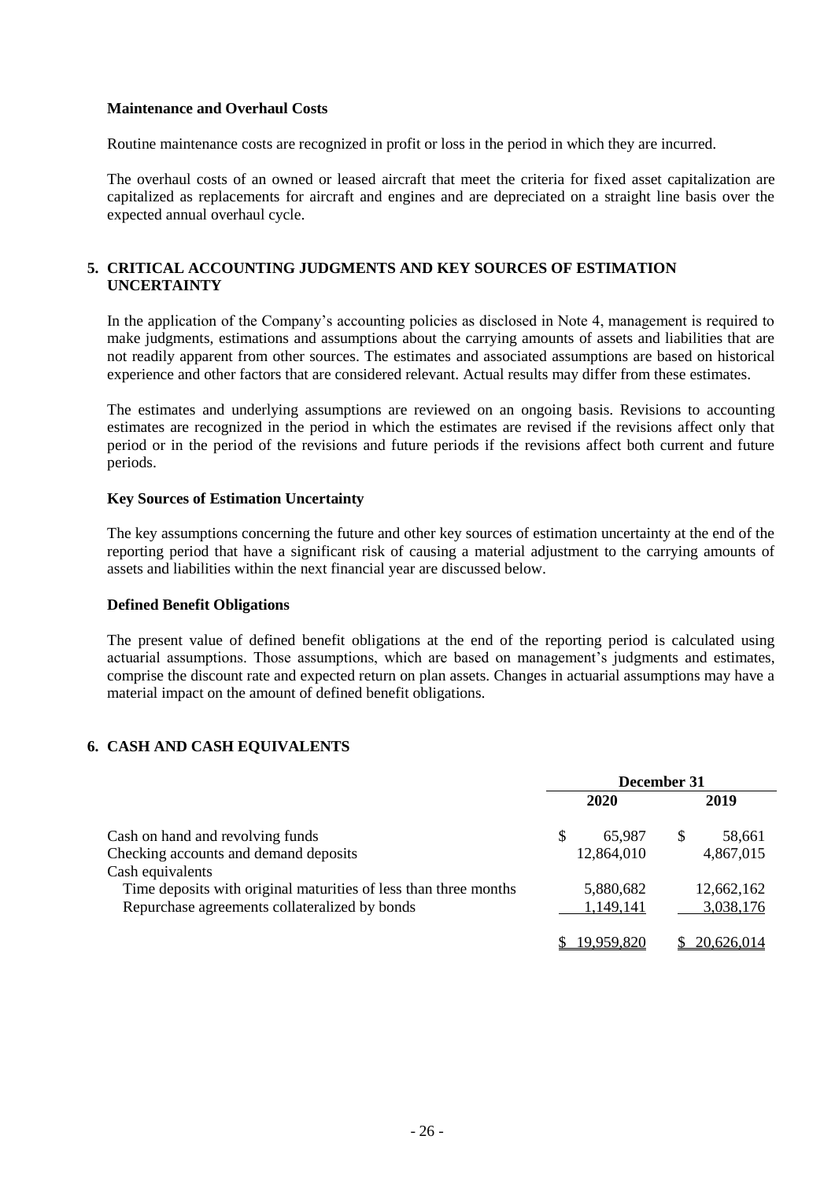### Maintenance and Overhaul Costs

Routine maintenance costs are recognized in profit or loss in the period in which they are incurred.

The overhaul costs of an owned or leased aircraft that meet the criteria for fixed asset capitalization are capitalized as replacements for aircraft and engines and are depreciated on a straight line basis over the expected annual overhaul cycle.

## 5. CRITICAL ACCOUNTING JUDGMENTS AND KEY SOURCES OF ESTIMATION UNCERTAINTY

In the application of the Company's accounting policies as disclosed in Note 4, management is required to make judgments, estimations and assumptions about the carrying amounts of assets and liabilities that are not readily apparent from other sources. The estimates and associated assumptions are based on historical experience and other factors that are considered relevant. Actual results may differ from these estimates.

The estimates and underlying assumptions are reviewed on an ongoing basis. Revisions to accounting estimates are recognized in the period in which the estimates are revised if the revisions affect only that period or in the period of the revisions and future periods if the revisions affect both current and future periods.

### Key Sources of Estimation Uncertainty

The key assumptions concerning the future and other key sources of estimation uncertainty at the end of the reporting period that have a significant risk of causing a material adjustment to the carrying amounts of assets and liabilities within the next financial year are discussed below.

### Defined Benefit Obligations

The present value of defined benefit obligations at the end of the reporting period is calculated using actuarial assumptions. Those assumptions, which are based on management's judgments and estimates, comprise the discount rate and expected return on plan assets. Changes in actuarial assumptions may have a material impact on the amount of defined benefit obligations.

## 6. CASH AND CASH EQUIVALENTS

| | December 31 | |
|---|---|---|
| | 2020 | 2019 |
| Cash on hand and revolving funds | $ 65,987 | $ 58,661 |
| Checking accounts and demand deposits | 12,864,010 | 4,867,015 |
| Cash equivalents | | |
| Time deposits with original maturities of less than three months | 5,880,682 | 12,662,162 |
| Repurchase agreements collateralized by bonds | 1,149,141 | 3,038,176 |
| | $ 19,959,820 | $ 20,626,014 |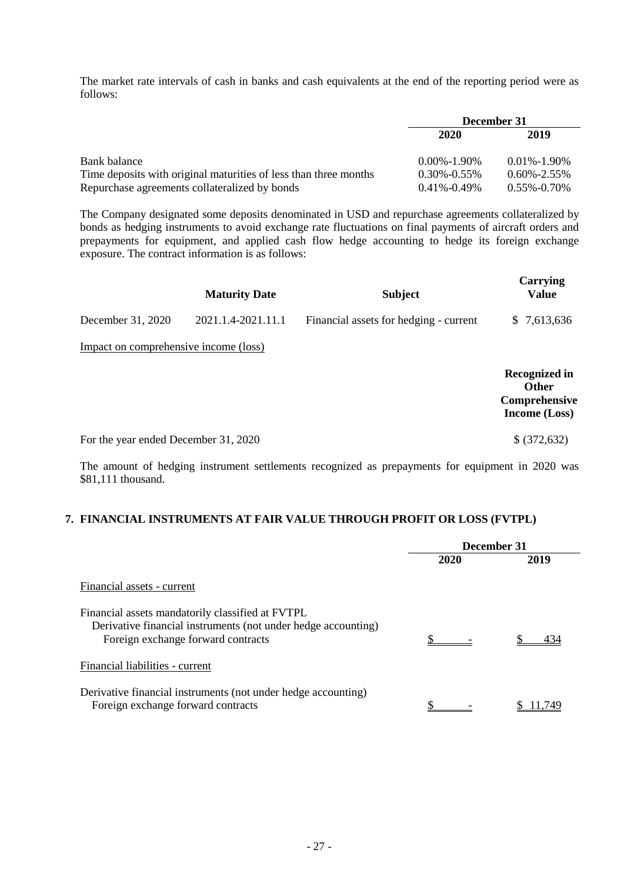The market rate intervals of cash in banks and cash equivalents at the end of the reporting period were as follows:

| | December 31 | |
|---|---|---|
| | 2020 | 2019 |
| Bank balance | 0.00%-1.90% | 0.01%-1.90% |
| Time deposits with original maturities of less than three months | 0.30%-0.55% | 0.60%-2.55% |
| Repurchase agreements collateralized by bonds | 0.41%-0.49% | 0.55%-0.70% |

The Company designated some deposits denominated in USD and repurchase agreements collateralized by bonds as hedging instruments to avoid exchange rate fluctuations on final payments of aircraft orders and prepayments for equipment, and applied cash flow hedge accounting to hedge its foreign exchange exposure. The contract information is as follows:

| | Maturity Date | Subject | Carrying Value |
|---|---|---|---|
| December 31, 2020 | 2021.1.4-2021.11.1 | Financial assets for hedging - current | $ 7,613,636 |

Impact on comprehensive income (loss)

| | Recognized in Other Comprehensive Income (Loss) |
|---|---|
| For the year ended December 31, 2020 | $ (372,632) |

The amount of hedging instrument settlements recognized as prepayments for equipment in 2020 was $81,111 thousand.

## 7. FINANCIAL INSTRUMENTS AT FAIR VALUE THROUGH PROFIT OR LOSS (FVTPL)

| | December 31 | |
|---|---|---|
| | 2020 | 2019 |
| Financial assets - current | | |
| Financial assets mandatorily classified at FVTPL | | |
| Derivative financial instruments (not under hedge accounting) | | |
| Foreign exchange forward contracts | $ - | $ 434 |
| Financial liabilities - current | | |
| Derivative financial instruments (not under hedge accounting) | | |
| Foreign exchange forward contracts | $ - | $ 11,749 |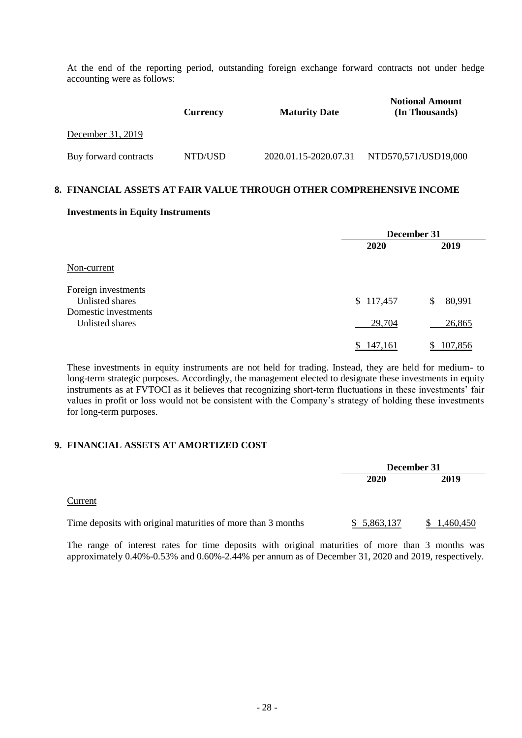At the end of the reporting period, outstanding foreign exchange forward contracts not under hedge accounting were as follows:

| | Currency | Maturity Date | Notional Amount (In Thousands) |
|---|---|---|---|
| December 31, 2019 | | | |
| Buy forward contracts | NTD/USD | 2020.01.15-2020.07.31 | NTD570,571/USD19,000 |

## 8. FINANCIAL ASSETS AT FAIR VALUE THROUGH OTHER COMPREHENSIVE INCOME

### Investments in Equity Instruments

| | December 31 | |
|---|---|---|
| | 2020 | 2019 |
| Non-current | | |
| Foreign investments | | |
| Unlisted shares | $ 117,457 | $ 80,991 |
| Domestic investments | | |
| Unlisted shares | 29,704 | 26,865 |
| | $ 147,161 | $ 107,856 |

These investments in equity instruments are not held for trading. Instead, they are held for medium- to long-term strategic purposes. Accordingly, the management elected to designate these investments in equity instruments as at FVTOCI as it believes that recognizing short-term fluctuations in these investments' fair values in profit or loss would not be consistent with the Company's strategy of holding these investments for long-term purposes.

## 9. FINANCIAL ASSETS AT AMORTIZED COST

| | December 31 | |
|---|---|---|
| | 2020 | 2019 |
| Current | | |
| Time deposits with original maturities of more than 3 months | $ 5,863,137 | $ 1,460,450 |

The range of interest rates for time deposits with original maturities of more than 3 months was approximately 0.40%-0.53% and 0.60%-2.44% per annum as of December 31, 2020 and 2019, respectively.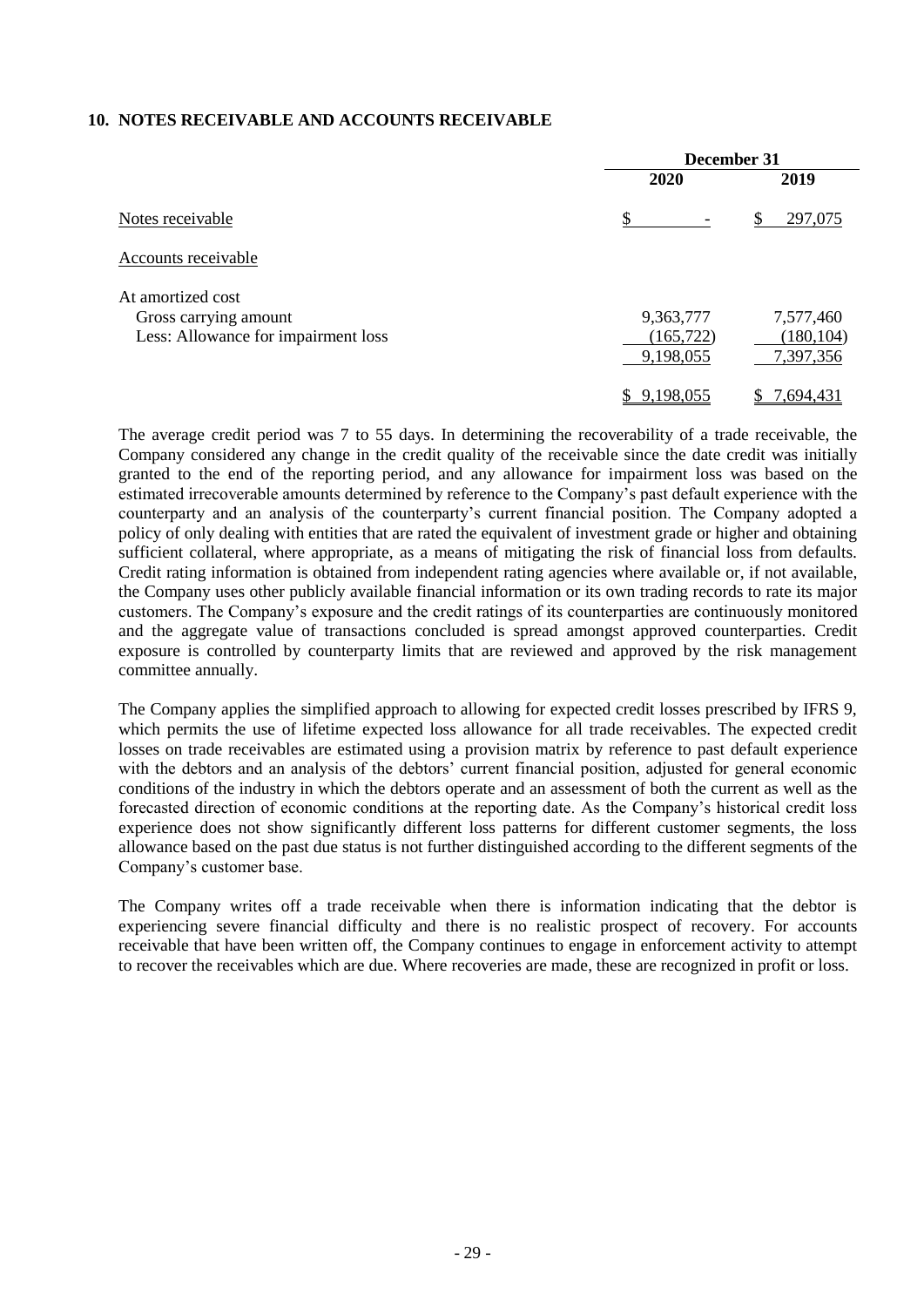## 10. NOTES RECEIVABLE AND ACCOUNTS RECEIVABLE

| | December 31 | |
|---|---|---|
| | 2020 | 2019 |
| Notes receivable | $ - | $ 297,075 |
| Accounts receivable | | |
| At amortized cost | | |
| Gross carrying amount | 9,363,777 | 7,577,460 |
| Less: Allowance for impairment loss | (165,722) | (180,104) |
| | 9,198,055 | 7,397,356 |
| | $ 9,198,055 | $ 7,694,431 |

The average credit period was 7 to 55 days. In determining the recoverability of a trade receivable, the Company considered any change in the credit quality of the receivable since the date credit was initially granted to the end of the reporting period, and any allowance for impairment loss was based on the estimated irrecoverable amounts determined by reference to the Company's past default experience with the counterparty and an analysis of the counterparty's current financial position. The Company adopted a policy of only dealing with entities that are rated the equivalent of investment grade or higher and obtaining sufficient collateral, where appropriate, as a means of mitigating the risk of financial loss from defaults. Credit rating information is obtained from independent rating agencies where available or, if not available, the Company uses other publicly available financial information or its own trading records to rate its major customers. The Company's exposure and the credit ratings of its counterparties are continuously monitored and the aggregate value of transactions concluded is spread amongst approved counterparties. Credit exposure is controlled by counterparty limits that are reviewed and approved by the risk management committee annually.

The Company applies the simplified approach to allowing for expected credit losses prescribed by IFRS 9, which permits the use of lifetime expected loss allowance for all trade receivables. The expected credit losses on trade receivables are estimated using a provision matrix by reference to past default experience with the debtors and an analysis of the debtors' current financial position, adjusted for general economic conditions of the industry in which the debtors operate and an assessment of both the current as well as the forecasted direction of economic conditions at the reporting date. As the Company's historical credit loss experience does not show significantly different loss patterns for different customer segments, the loss allowance based on the past due status is not further distinguished according to the different segments of the Company's customer base.

The Company writes off a trade receivable when there is information indicating that the debtor is experiencing severe financial difficulty and there is no realistic prospect of recovery. For accounts receivable that have been written off, the Company continues to engage in enforcement activity to attempt to recover the receivables which are due. Where recoveries are made, these are recognized in profit or loss.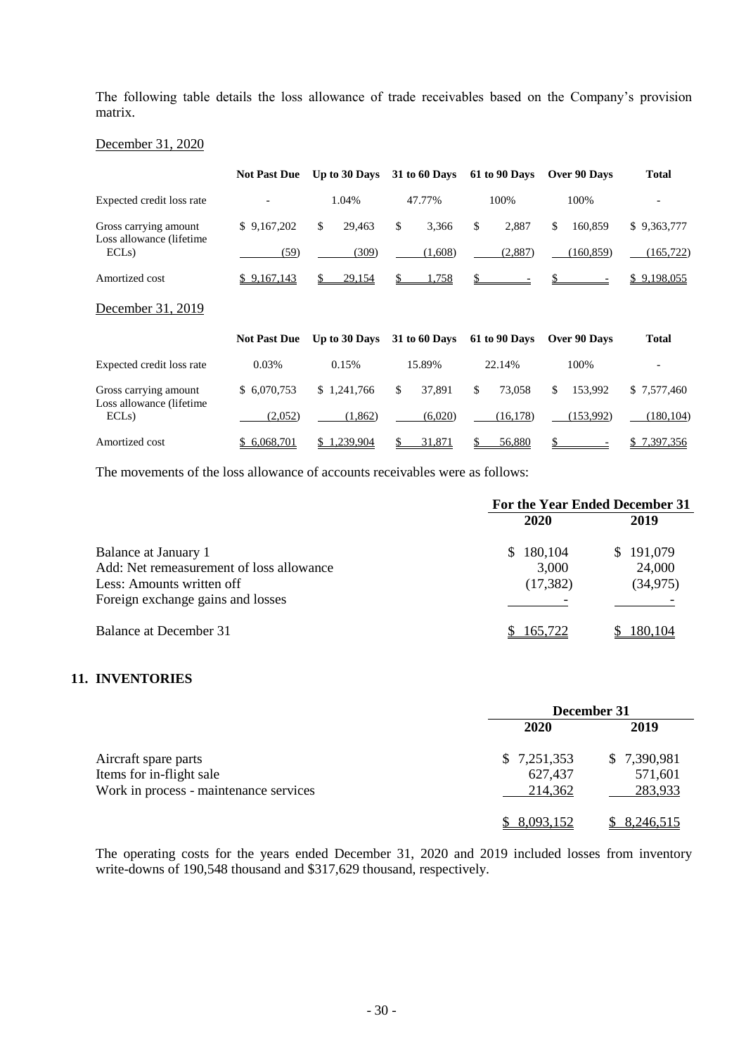The following table details the loss allowance of trade receivables based on the Company's provision matrix.

December 31, 2020

| | Not Past Due | Up to 30 Days | 31 to 60 Days | 61 to 90 Days | Over 90 Days | Total |
|---|---|---|---|---|---|---|
| Expected credit loss rate | - | 1.04% | 47.77% | 100% | 100% | - |
| Gross carrying amount | $ 9,167,202 | $ 29,463 | $ 3,366 | $ 2,887 | $ 160,859 | $ 9,363,777 |
| Loss allowance (lifetime ECLs) | (59) | (309) | (1,608) | (2,887) | (160,859) | (165,722) |
| Amortized cost | $ 9,167,143 | $ 29,154 | $ 1,758 | $ - | $ - | $ 9,198,055 |

December 31, 2019

| | Not Past Due | Up to 30 Days | 31 to 60 Days | 61 to 90 Days | Over 90 Days | Total |
|---|---|---|---|---|---|---|
| Expected credit loss rate | 0.03% | 0.15% | 15.89% | 22.14% | 100% | - |
| Gross carrying amount | $ 6,070,753 | $ 1,241,766 | $ 37,891 | $ 73,058 | $ 153,992 | $ 7,577,460 |
| Loss allowance (lifetime ECLs) | (2,052) | (1,862) | (6,020) | (16,178) | (153,992) | (180,104) |
| Amortized cost | $ 6,068,701 | $ 1,239,904 | $ 31,871 | $ 56,880 | $ - | $ 7,397,356 |

The movements of the loss allowance of accounts receivables were as follows:

| | For the Year Ended December 31 | |
|---|---|---|
| | 2020 | 2019 |
| Balance at January 1 | $ 180,104 | $ 191,079 |
| Add: Net remeasurement of loss allowance | 3,000 | 24,000 |
| Less: Amounts written off | (17,382) | (34,975) |
| Foreign exchange gains and losses | - | - |
| Balance at December 31 | $ 165,722 | $ 180,104 |

## 11. INVENTORIES

| | December 31 | |
|---|---|---|
| | 2020 | 2019 |
| Aircraft spare parts | $ 7,251,353 | $ 7,390,981 |
| Items for in-flight sale | 627,437 | 571,601 |
| Work in process - maintenance services | 214,362 | 283,933 |
| | $ 8,093,152 | $ 8,246,515 |

The operating costs for the years ended December 31, 2020 and 2019 included losses from inventory write-downs of 190,548 thousand and $317,629 thousand, respectively.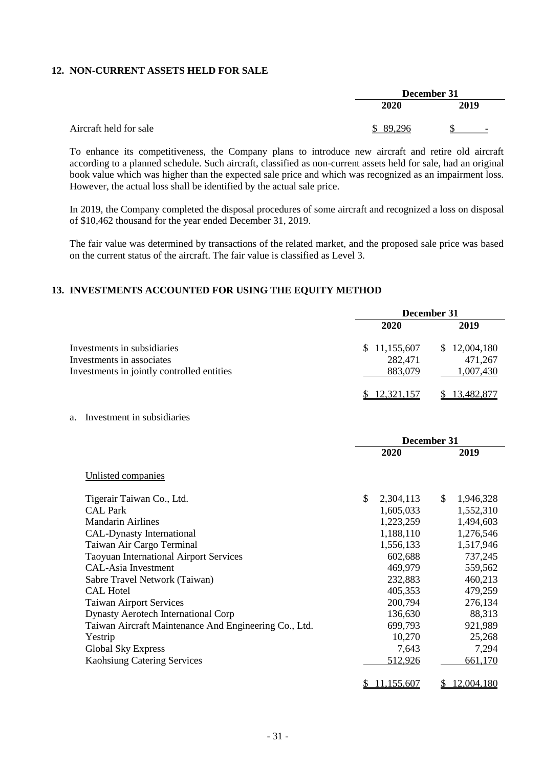## 12. NON-CURRENT ASSETS HELD FOR SALE

| | December 31 | |
|---|---|---|
| | 2020 | 2019 |
| Aircraft held for sale | $ 89,296 | $ - |

To enhance its competitiveness, the Company plans to introduce new aircraft and retire old aircraft according to a planned schedule. Such aircraft, classified as non-current assets held for sale, had an original book value which was higher than the expected sale price and which was recognized as an impairment loss. However, the actual loss shall be identified by the actual sale price.

In 2019, the Company completed the disposal procedures of some aircraft and recognized a loss on disposal of $10,462 thousand for the year ended December 31, 2019.

The fair value was determined by transactions of the related market, and the proposed sale price was based on the current status of the aircraft. The fair value is classified as Level 3.

## 13. INVESTMENTS ACCOUNTED FOR USING THE EQUITY METHOD

| | December 31 | |
|---|---|---|
| | 2020 | 2019 |
| Investments in subsidiaries | $ 11,155,607 | $ 12,004,180 |
| Investments in associates | 282,471 | 471,267 |
| Investments in jointly controlled entities | 883,079 | 1,007,430 |
| | $ 12,321,157 | $ 13,482,877 |

a. Investment in subsidiaries

| | December 31 | |
|---|---|---|
| | 2020 | 2019 |
| Unlisted companies | | |
| Tigerair Taiwan Co., Ltd. | $ 2,304,113 | $ 1,946,328 |
| CAL Park | 1,605,033 | 1,552,310 |
| Mandarin Airlines | 1,223,259 | 1,494,603 |
| CAL-Dynasty International | 1,188,110 | 1,276,546 |
| Taiwan Air Cargo Terminal | 1,556,133 | 1,517,946 |
| Taoyuan International Airport Services | 602,688 | 737,245 |
| CAL-Asia Investment | 469,979 | 559,562 |
| Sabre Travel Network (Taiwan) | 232,883 | 460,213 |
| CAL Hotel | 405,353 | 479,259 |
| Taiwan Airport Services | 200,794 | 276,134 |
| Dynasty Aerotech International Corp | 136,630 | 88,313 |
| Taiwan Aircraft Maintenance And Engineering Co., Ltd. | 699,793 | 921,989 |
| Yestrip | 10,270 | 25,268 |
| Global Sky Express | 7,643 | 7,294 |
| Kaohsiung Catering Services | 512,926 | 661,170 |
| | $ 11,155,607 | $ 12,004,180 |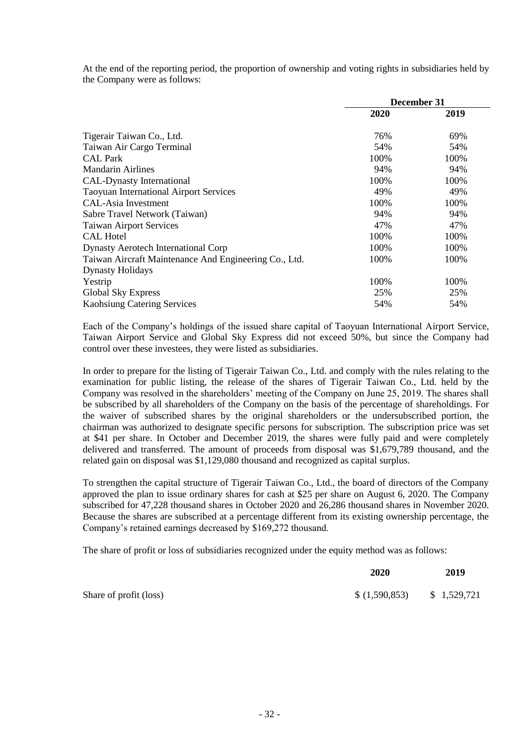At the end of the reporting period, the proportion of ownership and voting rights in subsidiaries held by the Company were as follows:

| | December 31 | |
|---|---|---|
| | 2020 | 2019 |
| Tigerair Taiwan Co., Ltd. | 76% | 69% |
| Taiwan Air Cargo Terminal | 54% | 54% |
| CAL Park | 100% | 100% |
| Mandarin Airlines | 94% | 94% |
| CAL-Dynasty International | 100% | 100% |
| Taoyuan International Airport Services | 49% | 49% |
| CAL-Asia Investment | 100% | 100% |
| Sabre Travel Network (Taiwan) | 94% | 94% |
| Taiwan Airport Services | 47% | 47% |
| CAL Hotel | 100% | 100% |
| Dynasty Aerotech International Corp | 100% | 100% |
| Taiwan Aircraft Maintenance And Engineering Co., Ltd. | 100% | 100% |
| Dynasty Holidays | | |
| Yestrip | 100% | 100% |
| Global Sky Express | 25% | 25% |
| Kaohsiung Catering Services | 54% | 54% |

Each of the Company's holdings of the issued share capital of Taoyuan International Airport Service, Taiwan Airport Service and Global Sky Express did not exceed 50%, but since the Company had control over these investees, they were listed as subsidiaries.

In order to prepare for the listing of Tigerair Taiwan Co., Ltd. and comply with the rules relating to the examination for public listing, the release of the shares of Tigerair Taiwan Co., Ltd. held by the Company was resolved in the shareholders' meeting of the Company on June 25, 2019. The shares shall be subscribed by all shareholders of the Company on the basis of the percentage of shareholdings. For the waiver of subscribed shares by the original shareholders or the undersubscribed portion, the chairman was authorized to designate specific persons for subscription. The subscription price was set at $41 per share. In October and December 2019, the shares were fully paid and were completely delivered and transferred. The amount of proceeds from disposal was $1,679,789 thousand, and the related gain on disposal was $1,129,080 thousand and recognized as capital surplus.

To strengthen the capital structure of Tigerair Taiwan Co., Ltd., the board of directors of the Company approved the plan to issue ordinary shares for cash at $25 per share on August 6, 2020. The Company subscribed for 47,228 thousand shares in October 2020 and 26,286 thousand shares in November 2020. Because the shares are subscribed at a percentage different from its existing ownership percentage, the Company's retained earnings decreased by $169,272 thousand.

The share of profit or loss of subsidiaries recognized under the equity method was as follows:

| | 2020 | 2019 |
|---|---|---|
| Share of profit (loss) | $ (1,590,853) | $ 1,529,721 |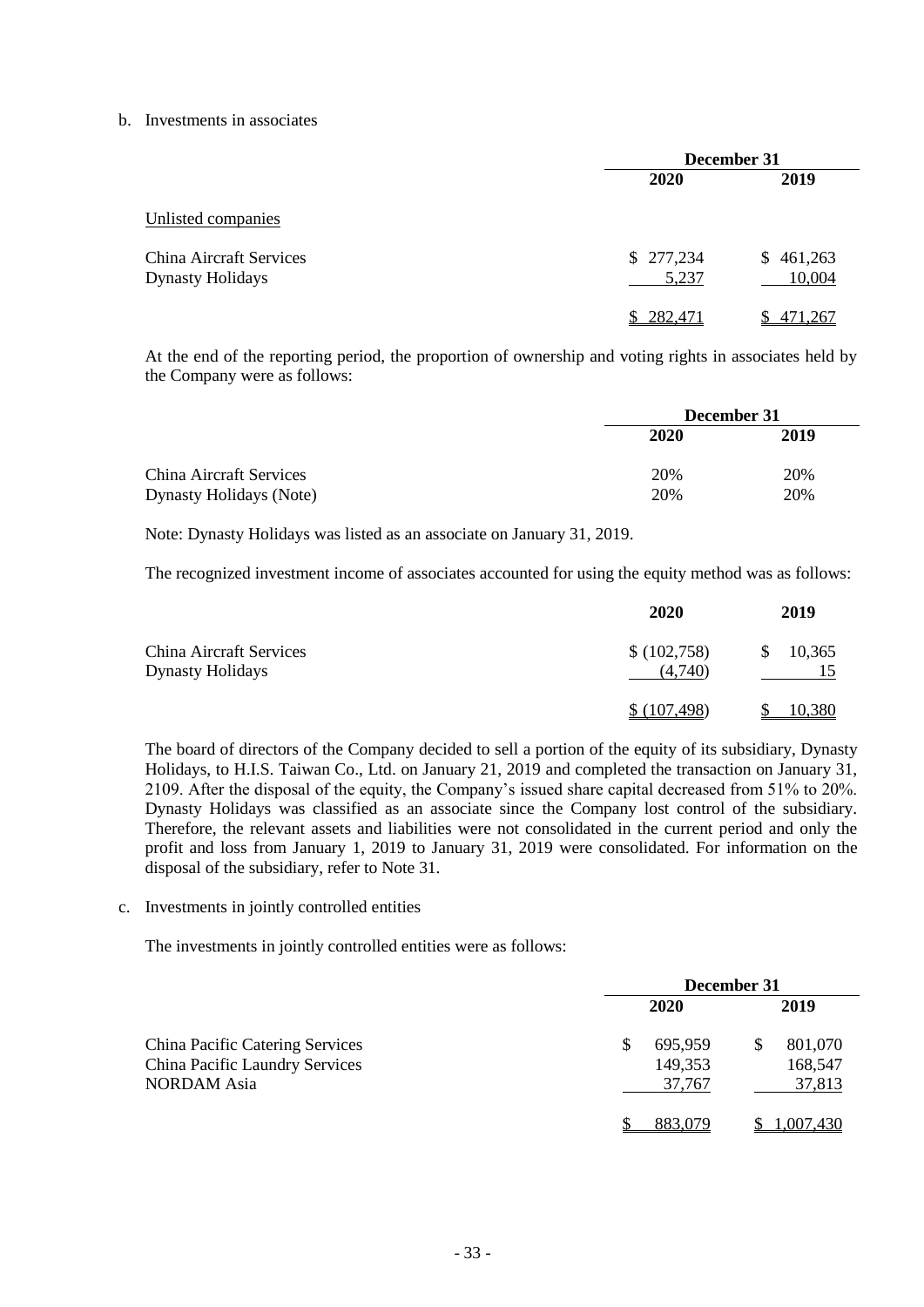b. Investments in associates

| | December 31 | |
|---|---|---|
| | 2020 | 2019 |
| Unlisted companies | | |
| China Aircraft Services | $ 277,234 | $ 461,263 |
| Dynasty Holidays | 5,237 | 10,004 |
| | $ 282,471 | $ 471,267 |

At the end of the reporting period, the proportion of ownership and voting rights in associates held by the Company were as follows:

| | December 31 | |
|---|---|---|
| | 2020 | 2019 |
| China Aircraft Services | 20% | 20% |
| Dynasty Holidays (Note) | 20% | 20% |

Note: Dynasty Holidays was listed as an associate on January 31, 2019.

The recognized investment income of associates accounted for using the equity method was as follows:

| | 2020 | 2019 |
|---|---|---|
| China Aircraft Services | $ (102,758) | $ 10,365 |
| Dynasty Holidays | (4,740) | 15 |
| | $ (107,498) | $ 10,380 |

The board of directors of the Company decided to sell a portion of the equity of its subsidiary, Dynasty Holidays, to H.I.S. Taiwan Co., Ltd. on January 21, 2019 and completed the transaction on January 31, 2109. After the disposal of the equity, the Company's issued share capital decreased from 51% to 20%. Dynasty Holidays was classified as an associate since the Company lost control of the subsidiary. Therefore, the relevant assets and liabilities were not consolidated in the current period and only the profit and loss from January 1, 2019 to January 31, 2019 were consolidated. For information on the disposal of the subsidiary, refer to Note 31.

c. Investments in jointly controlled entities

The investments in jointly controlled entities were as follows:

| | December 31 | |
|---|---|---|
| | 2020 | 2019 |
| China Pacific Catering Services | $ 695,959 | $ 801,070 |
| China Pacific Laundry Services | 149,353 | 168,547 |
| NORDAM Asia | 37,767 | 37,813 |
| | $ 883,079 | $ 1,007,430 |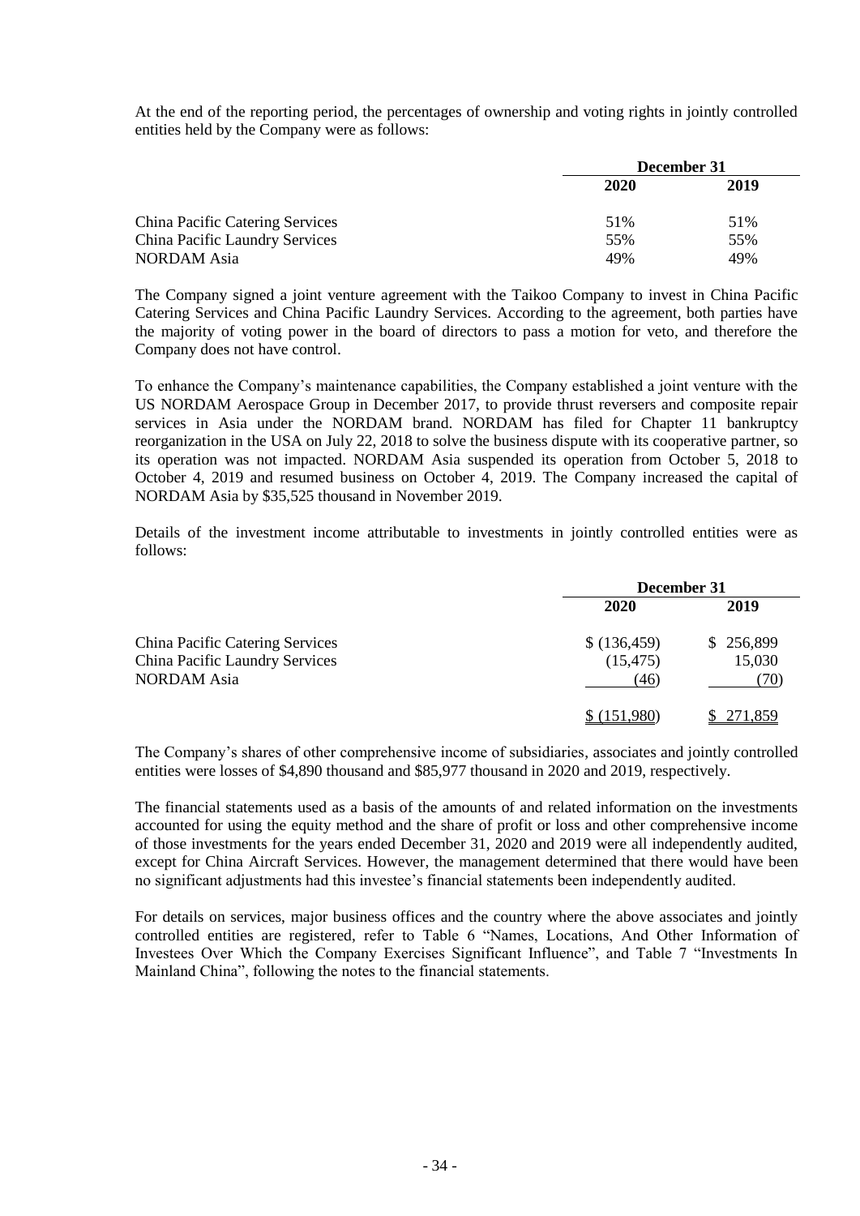At the end of the reporting period, the percentages of ownership and voting rights in jointly controlled entities held by the Company were as follows:

| | December 31 | |
|---|---|---|
| | 2020 | 2019 |
| China Pacific Catering Services | 51% | 51% |
| China Pacific Laundry Services | 55% | 55% |
| NORDAM Asia | 49% | 49% |

The Company signed a joint venture agreement with the Taikoo Company to invest in China Pacific Catering Services and China Pacific Laundry Services. According to the agreement, both parties have the majority of voting power in the board of directors to pass a motion for veto, and therefore the Company does not have control.

To enhance the Company's maintenance capabilities, the Company established a joint venture with the US NORDAM Aerospace Group in December 2017, to provide thrust reversers and composite repair services in Asia under the NORDAM brand. NORDAM has filed for Chapter 11 bankruptcy reorganization in the USA on July 22, 2018 to solve the business dispute with its cooperative partner, so its operation was not impacted. NORDAM Asia suspended its operation from October 5, 2018 to October 4, 2019 and resumed business on October 4, 2019. The Company increased the capital of NORDAM Asia by $35,525 thousand in November 2019.

Details of the investment income attributable to investments in jointly controlled entities were as follows:

| | December 31 | |
|---|---|---|
| | 2020 | 2019 |
| China Pacific Catering Services | $ (136,459) | $ 256,899 |
| China Pacific Laundry Services | (15,475) | 15,030 |
| NORDAM Asia | (46) | (70) |
| | $ (151,980) | $ 271,859 |

The Company's shares of other comprehensive income of subsidiaries, associates and jointly controlled entities were losses of $4,890 thousand and $85,977 thousand in 2020 and 2019, respectively.

The financial statements used as a basis of the amounts of and related information on the investments accounted for using the equity method and the share of profit or loss and other comprehensive income of those investments for the years ended December 31, 2020 and 2019 were all independently audited, except for China Aircraft Services. However, the management determined that there would have been no significant adjustments had this investee's financial statements been independently audited.

For details on services, major business offices and the country where the above associates and jointly controlled entities are registered, refer to Table 6 "Names, Locations, And Other Information of Investees Over Which the Company Exercises Significant Influence", and Table 7 "Investments In Mainland China", following the notes to the financial statements.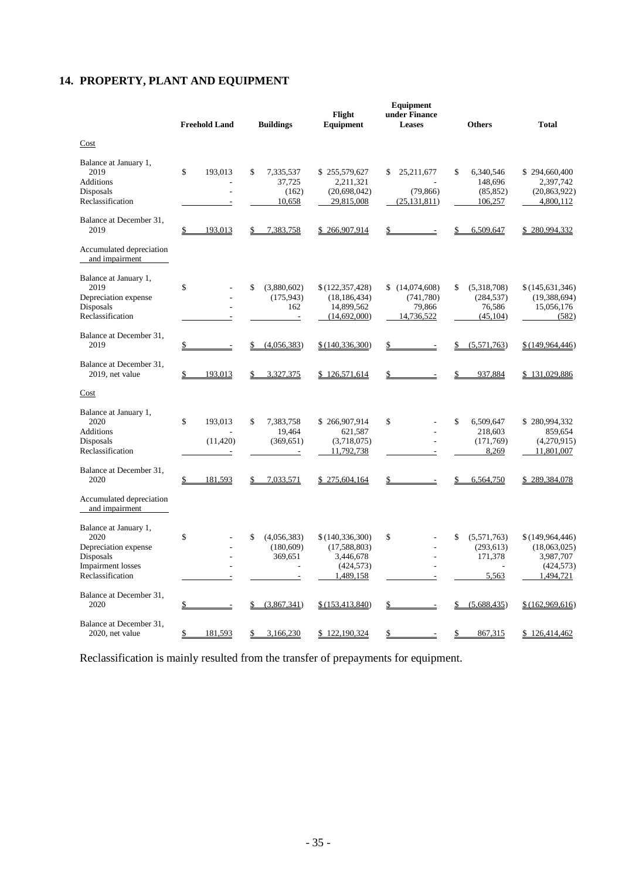## 14. PROPERTY, PLANT AND EQUIPMENT

| | Freehold Land | Buildings | Flight Equipment | Equipment under Finance Leases | Others | Total |
|---|---|---|---|---|---|---|
| Cost | | | | | | |
| Balance at January 1, 2019 | $ 193,013 | $ 7,335,537 | $ 255,579,627 | $ 25,211,677 | $ 6,340,546 | $ 294,660,400 |
| Additions | - | 37,725 | 2,211,321 | - | 148,696 | 2,397,742 |
| Disposals | - | (162) | (20,698,042) | (79,866) | (85,852) | (20,863,922) |
| Reclassification | - | 10,658 | 29,815,008 | (25,131,811) | 106,257 | 4,800,112 |
| Balance at December 31, 2019 | $ 193,013 | $ 7,383,758 | $ 266,907,914 | $ - | $ 6,509,647 | $ 280,994,332 |
| Accumulated depreciation and impairment | | | | | | |
| Balance at January 1, 2019 | $ - | $ (3,880,602) | $ (122,357,428) | $ (14,074,608) | $ (5,318,708) | $ (145,631,346) |
| Depreciation expense | - | (175,943) | (18,186,434) | (741,780) | (284,537) | (19,388,694) |
| Disposals | - | 162 | 14,899,562 | 79,866 | 76,586 | 15,056,176 |
| Reclassification | - | - | (14,692,000) | 14,736,522 | (45,104) | (582) |
| Balance at December 31, 2019 | $ - | $ (4,056,383) | $ (140,336,300) | $ - | $ (5,571,763) | $ (149,964,446) |
| Balance at December 31, 2019, net value | $ 193,013 | $ 3,327,375 | $ 126,571,614 | $ - | $ 937,884 | $ 131,029,886 |
| Cost | | | | | | |
| Balance at January 1, 2020 | $ 193,013 | $ 7,383,758 | $ 266,907,914 | $ - | $ 6,509,647 | $ 280,994,332 |
| Additions | - | 19,464 | 621,587 | - | 218,603 | 859,654 |
| Disposals | (11,420) | (369,651) | (3,718,075) | - | (171,769) | (4,270,915) |
| Reclassification | - | - | 11,792,738 | - | 8,269 | 11,801,007 |
| Balance at December 31, 2020 | $ 181,593 | $ 7,033,571 | $ 275,604,164 | $ - | $ 6,564,750 | $ 289,384,078 |
| Accumulated depreciation and impairment | | | | | | |
| Balance at January 1, 2020 | $ - | $ (4,056,383) | $ (140,336,300) | $ - | $ (5,571,763) | $ (149,964,446) |
| Depreciation expense | - | (180,609) | (17,588,803) | - | (293,613) | (18,063,025) |
| Disposals | - | 369,651 | 3,446,678 | - | 171,378 | 3,987,707 |
| Impairment losses | - | - | (424,573) | - | - | (424,573) |
| Reclassification | - | - | 1,489,158 | - | 5,563 | 1,494,721 |
| Balance at December 31, 2020 | $ - | $ (3,867,341) | $ (153,413,840) | $ - | $ (5,688,435) | $ (162,969,616) |
| Balance at December 31, 2020, net value | $ 181,593 | $ 3,166,230 | $ 122,190,324 | $ - | $ 867,315 | $ 126,414,462 |

Reclassification is mainly resulted from the transfer of prepayments for equipment.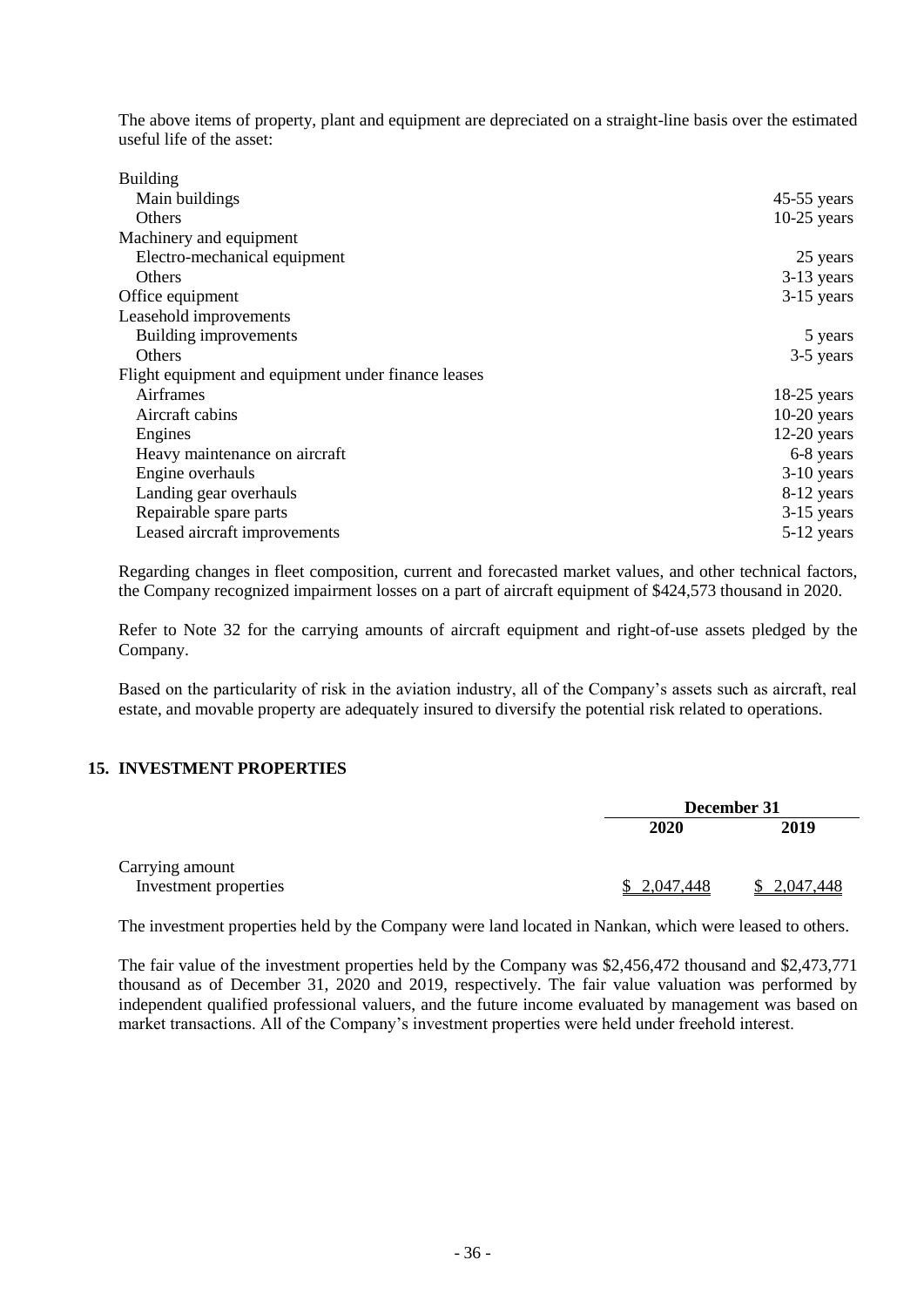The above items of property, plant and equipment are depreciated on a straight-line basis over the estimated useful life of the asset:

| | |
|---|---|
| Building | |
| Main buildings | 45-55 years |
| Others | 10-25 years |
| Machinery and equipment | |
| Electro-mechanical equipment | 25 years |
| Others | 3-13 years |
| Office equipment | 3-15 years |
| Leasehold improvements | |
| Building improvements | 5 years |
| Others | 3-5 years |
| Flight equipment and equipment under finance leases | |
| Airframes | 18-25 years |
| Aircraft cabins | 10-20 years |
| Engines | 12-20 years |
| Heavy maintenance on aircraft | 6-8 years |
| Engine overhauls | 3-10 years |
| Landing gear overhauls | 8-12 years |
| Repairable spare parts | 3-15 years |
| Leased aircraft improvements | 5-12 years |

Regarding changes in fleet composition, current and forecasted market values, and other technical factors, the Company recognized impairment losses on a part of aircraft equipment of $424,573 thousand in 2020.

Refer to Note 32 for the carrying amounts of aircraft equipment and right-of-use assets pledged by the Company.

Based on the particularity of risk in the aviation industry, all of the Company's assets such as aircraft, real estate, and movable property are adequately insured to diversify the potential risk related to operations.

## 15. INVESTMENT PROPERTIES

| | December 31 | |
|---|---|---|
| | 2020 | 2019 |
| Carrying amount | | |
| Investment properties | $ 2,047,448 | $ 2,047,448 |

The investment properties held by the Company were land located in Nankan, which were leased to others.

The fair value of the investment properties held by the Company was $2,456,472 thousand and $2,473,771 thousand as of December 31, 2020 and 2019, respectively. The fair value valuation was performed by independent qualified professional valuers, and the future income evaluated by management was based on market transactions. All of the Company's investment properties were held under freehold interest.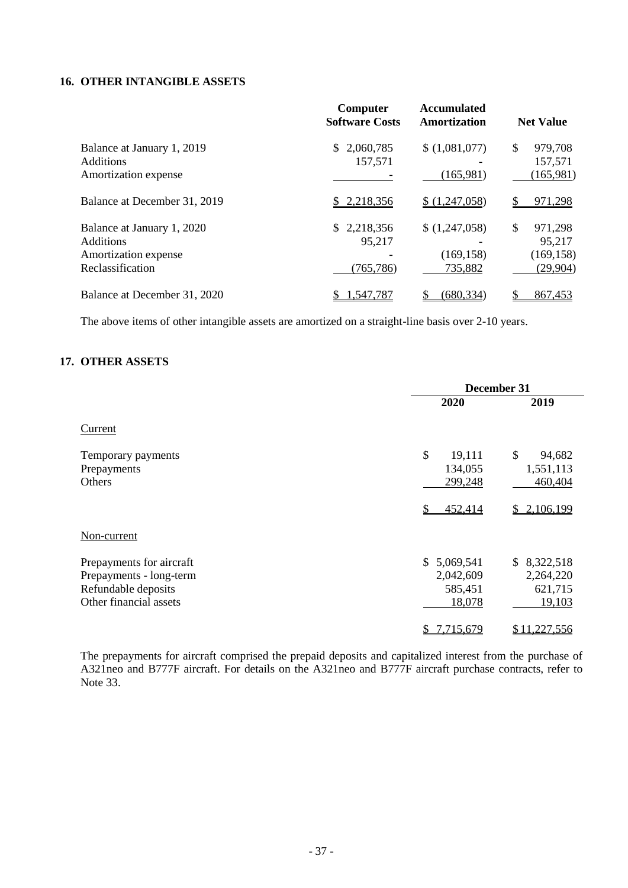## 16. OTHER INTANGIBLE ASSETS

| | Computer Software Costs | Accumulated Amortization | Net Value |
|---|---|---|---|
| Balance at January 1, 2019 | $ 2,060,785 | $ (1,081,077) | $ 979,708 |
| Additions | 157,571 | - | 157,571 |
| Amortization expense | - | (165,981) | (165,981) |
| Balance at December 31, 2019 | $ 2,218,356 | $ (1,247,058) | $ 971,298 |
| Balance at January 1, 2020 | $ 2,218,356 | $ (1,247,058) | $ 971,298 |
| Additions | 95,217 | - | 95,217 |
| Amortization expense | - | (169,158) | (169,158) |
| Reclassification | (765,786) | 735,882 | (29,904) |
| Balance at December 31, 2020 | $ 1,547,787 | $ (680,334) | $ 867,453 |

The above items of other intangible assets are amortized on a straight-line basis over 2-10 years.

## 17. OTHER ASSETS

| | December 31 | |
|---|---|---|
| | 2020 | 2019 |
| Current | | |
| Temporary payments | $ 19,111 | $ 94,682 |
| Prepayments | 134,055 | 1,551,113 |
| Others | 299,248 | 460,404 |
| | $ 452,414 | $ 2,106,199 |
| Non-current | | |
| Prepayments for aircraft | $ 5,069,541 | $ 8,322,518 |
| Prepayments - long-term | 2,042,609 | 2,264,220 |
| Refundable deposits | 585,451 | 621,715 |
| Other financial assets | 18,078 | 19,103 |
| | $ 7,715,679 | $ 11,227,556 |

The prepayments for aircraft comprised the prepaid deposits and capitalized interest from the purchase of A321neo and B777F aircraft. For details on the A321neo and B777F aircraft purchase contracts, refer to Note 33.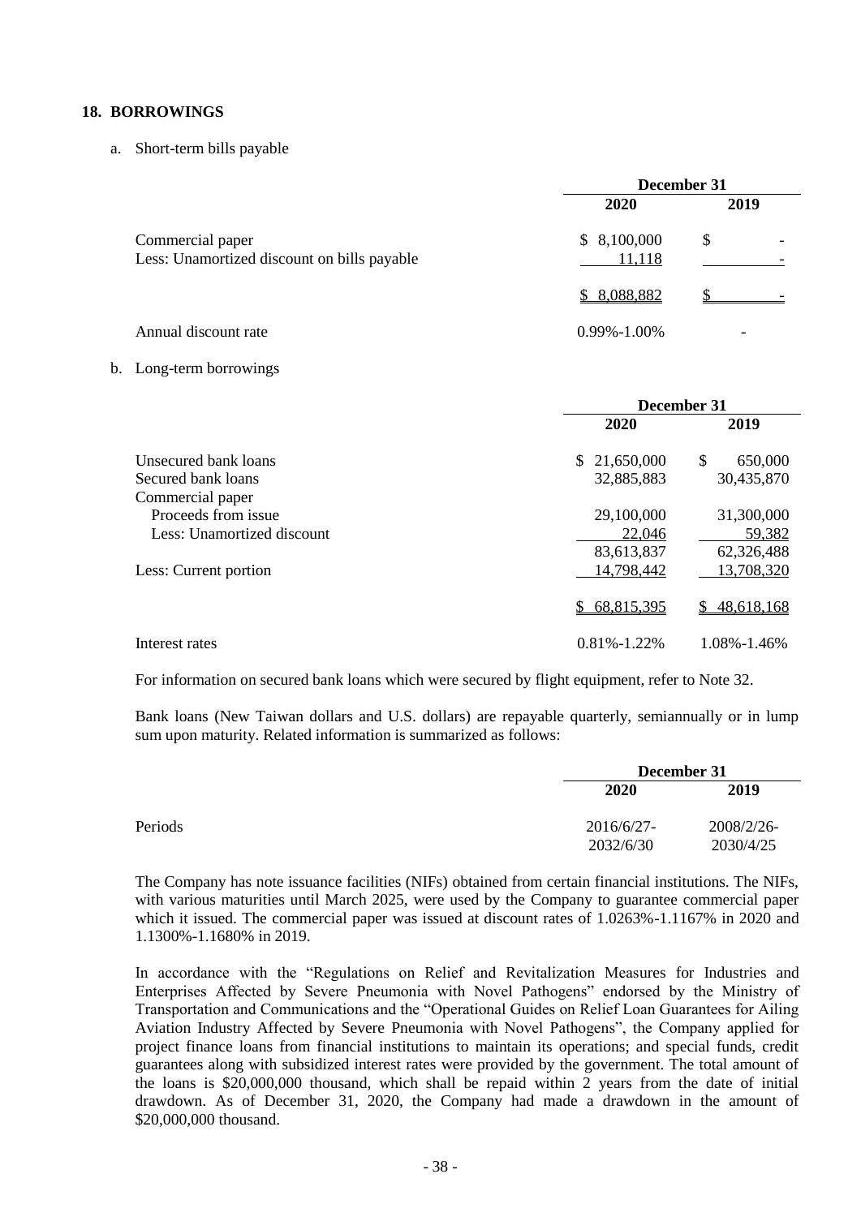## 18. BORROWINGS

a. Short-term bills payable

| | December 31 | |
|---|---|---|
| | 2020 | 2019 |
| Commercial paper | $ 8,100,000 | $ - |
| Less: Unamortized discount on bills payable | 11,118 | - |
| | $ 8,088,882 | $ - |
| Annual discount rate | 0.99%-1.00% | - |

b. Long-term borrowings

| | December 31 | |
|---|---|---|
| | 2020 | 2019 |
| Unsecured bank loans | $ 21,650,000 | $ 650,000 |
| Secured bank loans | 32,885,883 | 30,435,870 |
| Commercial paper | | |
| Proceeds from issue | 29,100,000 | 31,300,000 |
| Less: Unamortized discount | 22,046 | 59,382 |
| | 83,613,837 | 62,326,488 |
| Less: Current portion | 14,798,442 | 13,708,320 |
| | $ 68,815,395 | $ 48,618,168 |
| Interest rates | 0.81%-1.22% | 1.08%-1.46% |

For information on secured bank loans which were secured by flight equipment, refer to Note 32.

Bank loans (New Taiwan dollars and U.S. dollars) are repayable quarterly, semiannually or in lump sum upon maturity. Related information is summarized as follows:

| | December 31 | |
|---|---|---|
| | 2020 | 2019 |
| Periods | 2016/6/27-2032/6/30 | 2008/2/26-2030/4/25 |

The Company has note issuance facilities (NIFs) obtained from certain financial institutions. The NIFs, with various maturities until March 2025, were used by the Company to guarantee commercial paper which it issued. The commercial paper was issued at discount rates of 1.0263%-1.1167% in 2020 and 1.1300%-1.1680% in 2019.

In accordance with the "Regulations on Relief and Revitalization Measures for Industries and Enterprises Affected by Severe Pneumonia with Novel Pathogens" endorsed by the Ministry of Transportation and Communications and the "Operational Guides on Relief Loan Guarantees for Ailing Aviation Industry Affected by Severe Pneumonia with Novel Pathogens", the Company applied for project finance loans from financial institutions to maintain its operations; and special funds, credit guarantees along with subsidized interest rates were provided by the government. The total amount of the loans is $20,000,000 thousand, which shall be repaid within 2 years from the date of initial drawdown. As of December 31, 2020, the Company had made a drawdown in the amount of $20,000,000 thousand.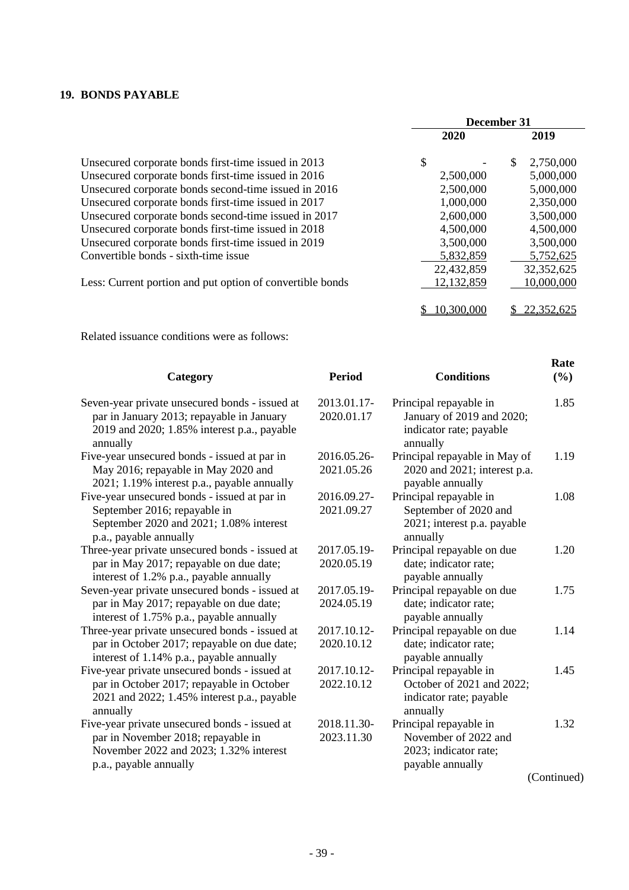## 19. BONDS PAYABLE

| | December 31 | |
|---|---|---|
| | 2020 | 2019 |
| Unsecured corporate bonds first-time issued in 2013 | $ - | $ 2,750,000 |
| Unsecured corporate bonds first-time issued in 2016 | 2,500,000 | 5,000,000 |
| Unsecured corporate bonds second-time issued in 2016 | 2,500,000 | 5,000,000 |
| Unsecured corporate bonds first-time issued in 2017 | 1,000,000 | 2,350,000 |
| Unsecured corporate bonds second-time issued in 2017 | 2,600,000 | 3,500,000 |
| Unsecured corporate bonds first-time issued in 2018 | 4,500,000 | 4,500,000 |
| Unsecured corporate bonds first-time issued in 2019 | 3,500,000 | 3,500,000 |
| Convertible bonds - sixth-time issue | 5,832,859 | 5,752,625 |
| | 22,432,859 | 32,352,625 |
| Less: Current portion and put option of convertible bonds | 12,132,859 | 10,000,000 |
| | $ 10,300,000 | $ 22,352,625 |

Related issuance conditions were as follows:

| Category | Period | Conditions | Rate (%) |
|---|---|---|---|
| Seven-year private unsecured bonds - issued at par in January 2013; repayable in January 2019 and 2020; 1.85% interest p.a., payable annually | 2013.01.17-2020.01.17 | Principal repayable in January of 2019 and 2020; indicator rate; payable annually | 1.85 |
| Five-year unsecured bonds - issued at par in May 2016; repayable in May 2020 and 2021; 1.19% interest p.a., payable annually | 2016.05.26-2021.05.26 | Principal repayable in May of 2020 and 2021; interest p.a. payable annually | 1.19 |
| Five-year unsecured bonds - issued at par in September 2016; repayable in September 2020 and 2021; 1.08% interest p.a., payable annually | 2016.09.27-2021.09.27 | Principal repayable in September of 2020 and 2021; interest p.a. payable annually | 1.08 |
| Three-year private unsecured bonds - issued at par in May 2017; repayable on due date; interest of 1.2% p.a., payable annually | 2017.05.19-2020.05.19 | Principal repayable on due date; indicator rate; payable annually | 1.20 |
| Seven-year private unsecured bonds - issued at par in May 2017; repayable on due date; interest of 1.75% p.a., payable annually | 2017.05.19-2024.05.19 | Principal repayable on due date; indicator rate; payable annually | 1.75 |
| Three-year private unsecured bonds - issued at par in October 2017; repayable on due date; interest of 1.14% p.a., payable annually | 2017.10.12-2020.10.12 | Principal repayable on due date; indicator rate; payable annually | 1.14 |
| Five-year private unsecured bonds - issued at par in October 2017; repayable in October 2021 and 2022; 1.45% interest p.a., payable annually | 2017.10.12-2022.10.12 | Principal repayable in October of 2021 and 2022; indicator rate; payable annually | 1.45 |
| Five-year private unsecured bonds - issued at par in November 2018; repayable in November 2022 and 2023; 1.32% interest p.a., payable annually | 2018.11.30-2023.11.30 | Principal repayable in November of 2022 and 2023; indicator rate; payable annually | 1.32 |

(Continued)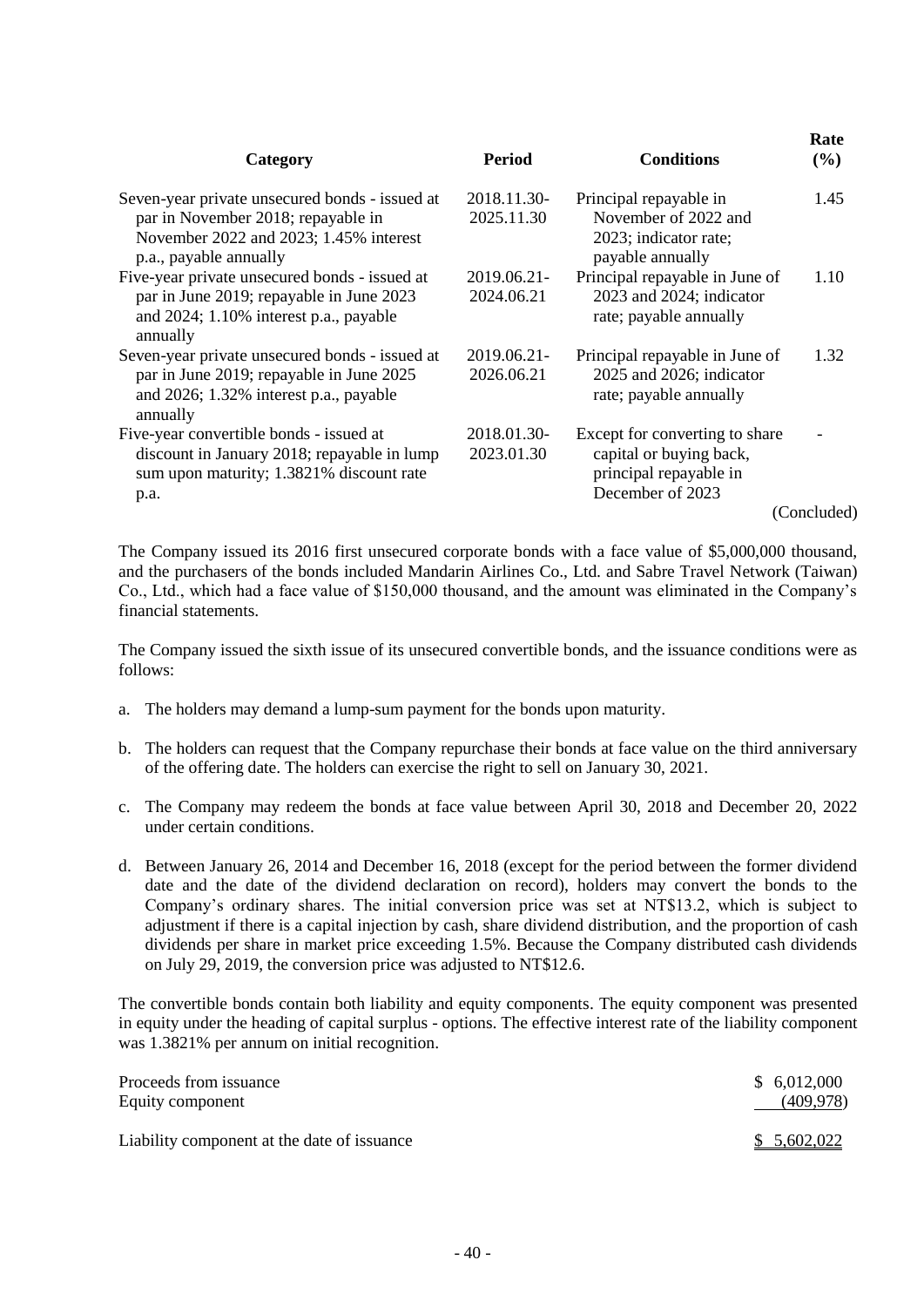| Category | Period | Conditions | Rate (%) |
|---|---|---|---|
| Seven-year private unsecured bonds - issued at par in November 2018; repayable in November 2022 and 2023; 1.45% interest p.a., payable annually | 2018.11.30-2025.11.30 | Principal repayable in November of 2022 and 2023; indicator rate; payable annually | 1.45 |
| Five-year private unsecured bonds - issued at par in June 2019; repayable in June 2023 and 2024; 1.10% interest p.a., payable annually | 2019.06.21-2024.06.21 | Principal repayable in June of 2023 and 2024; indicator rate; payable annually | 1.10 |
| Seven-year private unsecured bonds - issued at par in June 2019; repayable in June 2025 and 2026; 1.32% interest p.a., payable annually | 2019.06.21-2026.06.21 | Principal repayable in June of 2025 and 2026; indicator rate; payable annually | 1.32 |
| Five-year convertible bonds - issued at discount in January 2018; repayable in lump sum upon maturity; 1.3821% discount rate p.a. | 2018.01.30-2023.01.30 | Except for converting to share capital or buying back, principal repayable in December of 2023 | - |

(Concluded)

The Company issued its 2016 first unsecured corporate bonds with a face value of $5,000,000 thousand, and the purchasers of the bonds included Mandarin Airlines Co., Ltd. and Sabre Travel Network (Taiwan) Co., Ltd., which had a face value of $150,000 thousand, and the amount was eliminated in the Company's financial statements.

The Company issued the sixth issue of its unsecured convertible bonds, and the issuance conditions were as follows:

a. The holders may demand a lump-sum payment for the bonds upon maturity.

b. The holders can request that the Company repurchase their bonds at face value on the third anniversary of the offering date. The holders can exercise the right to sell on January 30, 2021.

c. The Company may redeem the bonds at face value between April 30, 2018 and December 20, 2022 under certain conditions.

d. Between January 26, 2014 and December 16, 2018 (except for the period between the former dividend date and the date of the dividend declaration on record), holders may convert the bonds to the Company's ordinary shares. The initial conversion price was set at NT$13.2, which is subject to adjustment if there is a capital injection by cash, share dividend distribution, and the proportion of cash dividends per share in market price exceeding 1.5%. Because the Company distributed cash dividends on July 29, 2019, the conversion price was adjusted to NT$12.6.

The convertible bonds contain both liability and equity components. The equity component was presented in equity under the heading of capital surplus - options. The effective interest rate of the liability component was 1.3821% per annum on initial recognition.

| | |
|---|---|
| Proceeds from issuance | $ 6,012,000 |
| Equity component | (409,978) |
| Liability component at the date of issuance | $ 5,602,022 |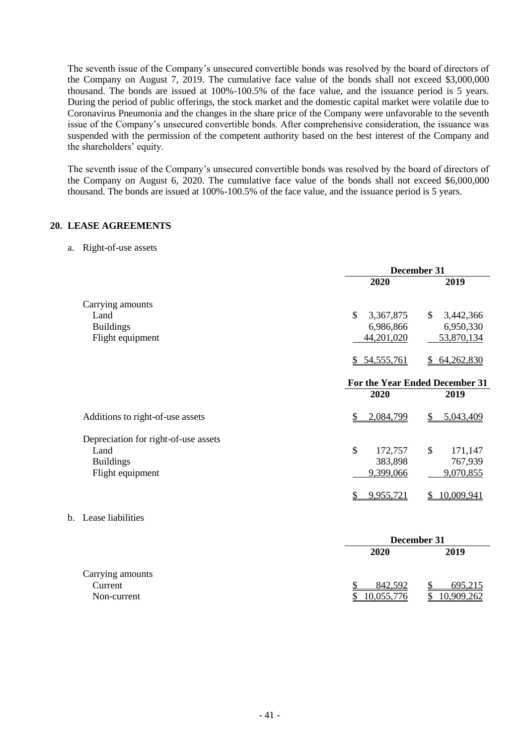The seventh issue of the Company's unsecured convertible bonds was resolved by the board of directors of the Company on August 7, 2019. The cumulative face value of the bonds shall not exceed $3,000,000 thousand. The bonds are issued at 100%-100.5% of the face value, and the issuance period is 5 years. During the period of public offerings, the stock market and the domestic capital market were volatile due to Coronavirus Pneumonia and the changes in the share price of the Company were unfavorable to the seventh issue of the Company's unsecured convertible bonds. After comprehensive consideration, the issuance was suspended with the permission of the competent authority based on the best interest of the Company and the shareholders' equity.

The seventh issue of the Company's unsecured convertible bonds was resolved by the board of directors of the Company on August 6, 2020. The cumulative face value of the bonds shall not exceed $6,000,000 thousand. The bonds are issued at 100%-100.5% of the face value, and the issuance period is 5 years.

## 20. LEASE AGREEMENTS

a. Right-of-use assets

| | December 31 | |
|---|---|---|
| | 2020 | 2019 |
| Carrying amounts | | |
| Land | $ 3,367,875 | $ 3,442,366 |
| Buildings | 6,986,866 | 6,950,330 |
| Flight equipment | 44,201,020 | 53,870,134 |
| | $ 54,555,761 | $ 64,262,830 |

| | For the Year Ended December 31 | |
|---|---|---|
| | 2020 | 2019 |
| Additions to right-of-use assets | $ 2,084,799 | $ 5,043,409 |
| Depreciation for right-of-use assets | | |
| Land | $ 172,757 | $ 171,147 |
| Buildings | 383,898 | 767,939 |
| Flight equipment | 9,399,066 | 9,070,855 |
| | $ 9,955,721 | $ 10,009,941 |

b. Lease liabilities

| | December 31 | |
|---|---|---|
| | 2020 | 2019 |
| Carrying amounts | | |
| Current | $ 842,592 | $ 695,215 |
| Non-current | $ 10,055,776 | $ 10,909,262 |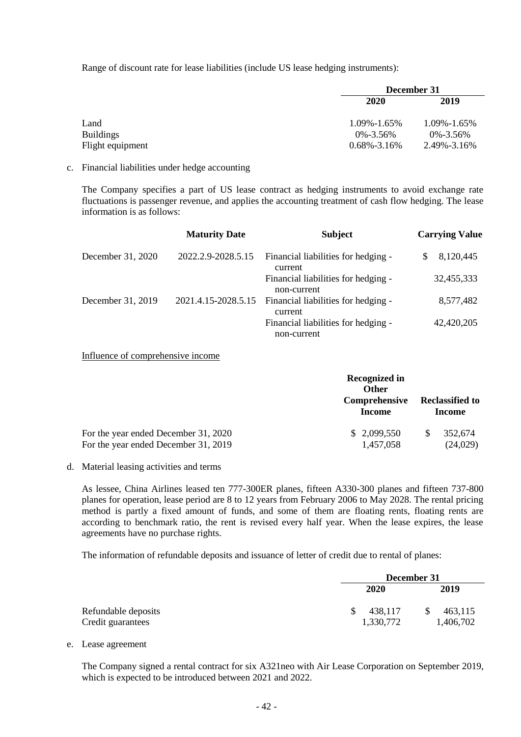Range of discount rate for lease liabilities (include US lease hedging instruments):

| | December 31 | |
|---|---|---|
| | 2020 | 2019 |
| Land | 1.09%-1.65% | 1.09%-1.65% |
| Buildings | 0%-3.56% | 0%-3.56% |
| Flight equipment | 0.68%-3.16% | 2.49%-3.16% |

c. Financial liabilities under hedge accounting

The Company specifies a part of US lease contract as hedging instruments to avoid exchange rate fluctuations is passenger revenue, and applies the accounting treatment of cash flow hedging. The lease information is as follows:

| | Maturity Date | Subject | Carrying Value |
|---|---|---|---|
| December 31, 2020 | 2022.2.9-2028.5.15 | Financial liabilities for hedging - current | $ 8,120,445 |
| | | Financial liabilities for hedging - non-current | 32,455,333 |
| December 31, 2019 | 2021.4.15-2028.5.15 | Financial liabilities for hedging - current | 8,577,482 |
| | | Financial liabilities for hedging - non-current | 42,420,205 |

Influence of comprehensive income

| | Recognized in Other Comprehensive Income | Reclassified to Income |
|---|---|---|
| For the year ended December 31, 2020 | $ 2,099,550 | $ 352,674 |
| For the year ended December 31, 2019 | 1,457,058 | (24,029) |

d. Material leasing activities and terms

As lessee, China Airlines leased ten 777-300ER planes, fifteen A330-300 planes and fifteen 737-800 planes for operation, lease period are 8 to 12 years from February 2006 to May 2028. The rental pricing method is partly a fixed amount of funds, and some of them are floating rents, floating rents are according to benchmark ratio, the rent is revised every half year. When the lease expires, the lease agreements have no purchase rights.

The information of refundable deposits and issuance of letter of credit due to rental of planes:

| | December 31 | |
|---|---|---|
| | 2020 | 2019 |
| Refundable deposits | $ 438,117 | $ 463,115 |
| Credit guarantees | 1,330,772 | 1,406,702 |

e. Lease agreement

The Company signed a rental contract for six A321neo with Air Lease Corporation on September 2019, which is expected to be introduced between 2021 and 2022.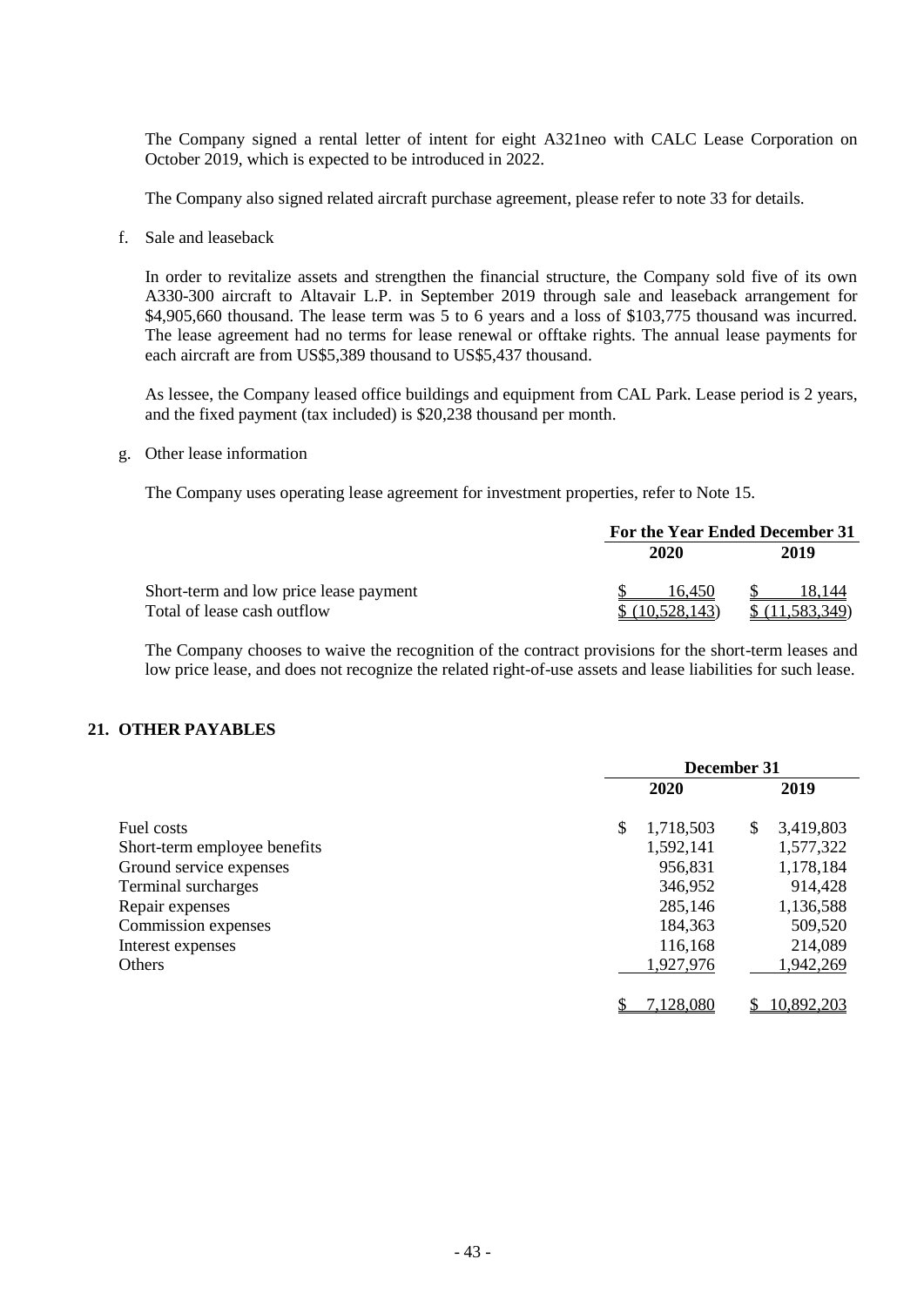The Company signed a rental letter of intent for eight A321neo with CALC Lease Corporation on October 2019, which is expected to be introduced in 2022.

The Company also signed related aircraft purchase agreement, please refer to note 33 for details.

f. Sale and leaseback

In order to revitalize assets and strengthen the financial structure, the Company sold five of its own A330-300 aircraft to Altavair L.P. in September 2019 through sale and leaseback arrangement for $4,905,660 thousand. The lease term was 5 to 6 years and a loss of $103,775 thousand was incurred. The lease agreement had no terms for lease renewal or offtake rights. The annual lease payments for each aircraft are from US$5,389 thousand to US$5,437 thousand.

As lessee, the Company leased office buildings and equipment from CAL Park. Lease period is 2 years, and the fixed payment (tax included) is $20,238 thousand per month.

g. Other lease information

The Company uses operating lease agreement for investment properties, refer to Note 15.

| | For the Year Ended December 31 | |
|---|---|---|
| | 2020 | 2019 |
| Short-term and low price lease payment | $ 16,450 | $ 18,144 |
| Total of lease cash outflow | $ (10,528,143) | $ (11,583,349) |

The Company chooses to waive the recognition of the contract provisions for the short-term leases and low price lease, and does not recognize the related right-of-use assets and lease liabilities for such lease.

## 21. OTHER PAYABLES

| | December 31 | |
|---|---|---|
| | 2020 | 2019 |
| Fuel costs | $ 1,718,503 | $ 3,419,803 |
| Short-term employee benefits | 1,592,141 | 1,577,322 |
| Ground service expenses | 956,831 | 1,178,184 |
| Terminal surcharges | 346,952 | 914,428 |
| Repair expenses | 285,146 | 1,136,588 |
| Commission expenses | 184,363 | 509,520 |
| Interest expenses | 116,168 | 214,089 |
| Others | 1,927,976 | 1,942,269 |
| | $ 7,128,080 | $ 10,892,203 |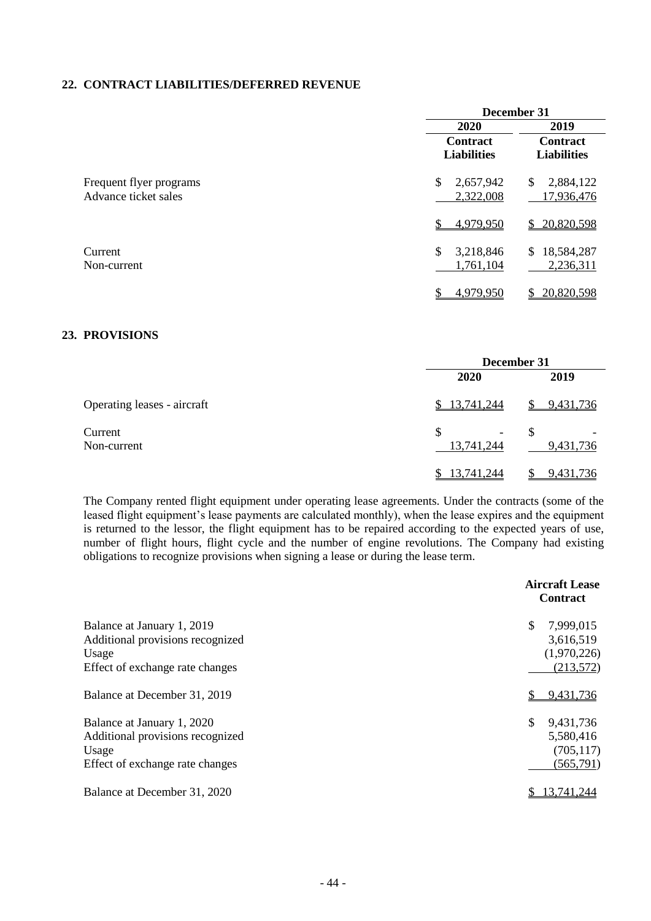## 22. CONTRACT LIABILITIES/DEFERRED REVENUE

| | December 31 | |
|---|---|---|
| | 2020 | 2019 |
| | Contract Liabilities | Contract Liabilities |
| Frequent flyer programs | $ 2,657,942 | $ 2,884,122 |
| Advance ticket sales | 2,322,008 | 17,936,476 |
| | $ 4,979,950 | $ 20,820,598 |
| Current | $ 3,218,846 | $ 18,584,287 |
| Non-current | 1,761,104 | 2,236,311 |
| | $ 4,979,950 | $ 20,820,598 |

## 23. PROVISIONS

| | December 31 | |
|---|---|---|
| | 2020 | 2019 |
| Operating leases - aircraft | $ 13,741,244 | $ 9,431,736 |
| Current | $ - | $ - |
| Non-current | 13,741,244 | 9,431,736 |
| | $ 13,741,244 | $ 9,431,736 |

The Company rented flight equipment under operating lease agreements. Under the contracts (some of the leased flight equipment's lease payments are calculated monthly), when the lease expires and the equipment is returned to the lessor, the flight equipment has to be repaired according to the expected years of use, number of flight hours, flight cycle and the number of engine revolutions. The Company had existing obligations to recognize provisions when signing a lease or during the lease term.

| | Aircraft Lease Contract |
|---|---|
| Balance at January 1, 2019 | $ 7,999,015 |
| Additional provisions recognized | 3,616,519 |
| Usage | (1,970,226) |
| Effect of exchange rate changes | (213,572) |
| Balance at December 31, 2019 | $ 9,431,736 |
| Balance at January 1, 2020 | $ 9,431,736 |
| Additional provisions recognized | 5,580,416 |
| Usage | (705,117) |
| Effect of exchange rate changes | (565,791) |
| Balance at December 31, 2020 | $ 13,741,244 |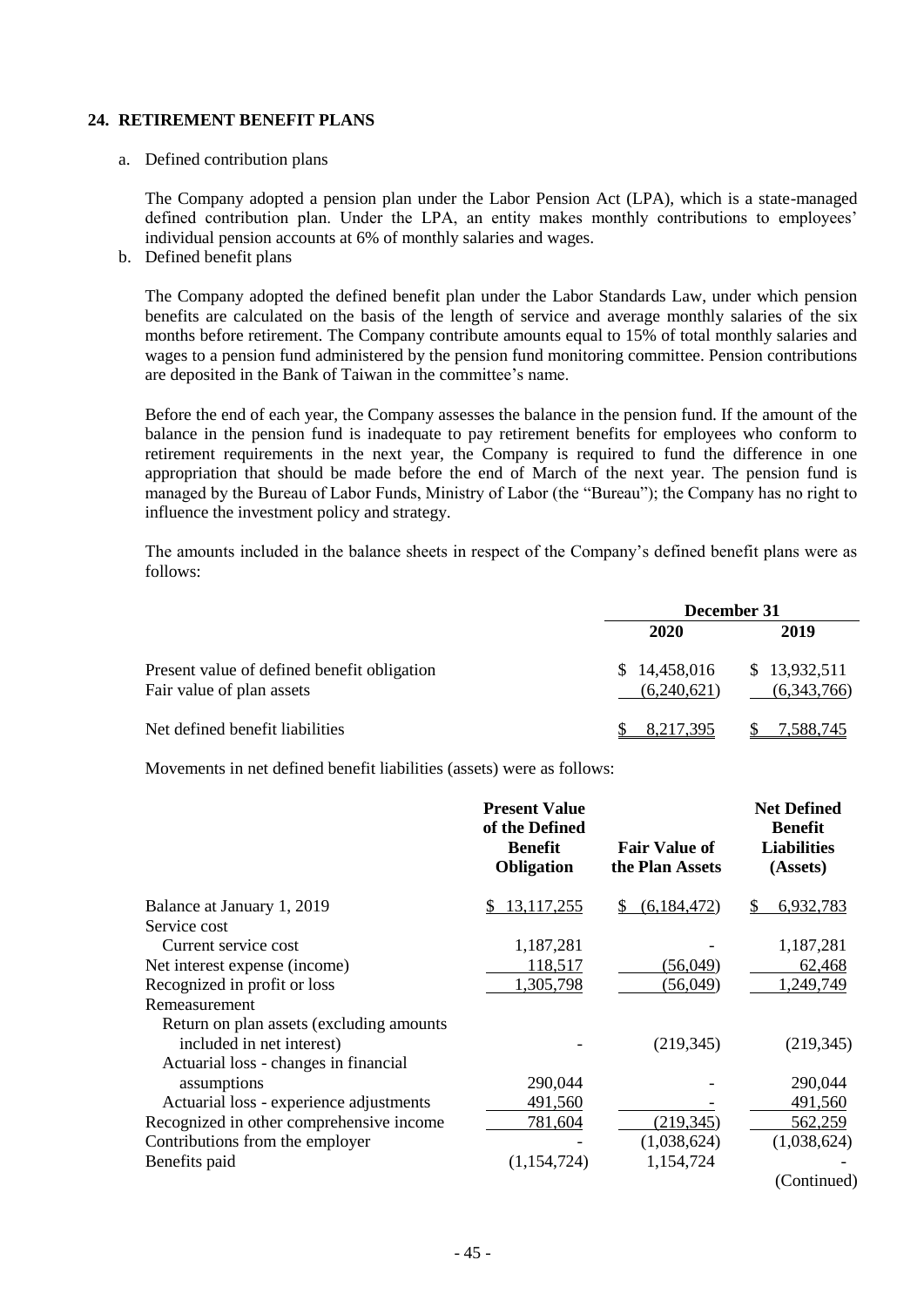## 24. RETIREMENT BENEFIT PLANS

a. Defined contribution plans

The Company adopted a pension plan under the Labor Pension Act (LPA), which is a state-managed defined contribution plan. Under the LPA, an entity makes monthly contributions to employees' individual pension accounts at 6% of monthly salaries and wages.

b. Defined benefit plans

The Company adopted the defined benefit plan under the Labor Standards Law, under which pension benefits are calculated on the basis of the length of service and average monthly salaries of the six months before retirement. The Company contribute amounts equal to 15% of total monthly salaries and wages to a pension fund administered by the pension fund monitoring committee. Pension contributions are deposited in the Bank of Taiwan in the committee's name.

Before the end of each year, the Company assesses the balance in the pension fund. If the amount of the balance in the pension fund is inadequate to pay retirement benefits for employees who conform to retirement requirements in the next year, the Company is required to fund the difference in one appropriation that should be made before the end of March of the next year. The pension fund is managed by the Bureau of Labor Funds, Ministry of Labor (the "Bureau"); the Company has no right to influence the investment policy and strategy.

The amounts included in the balance sheets in respect of the Company's defined benefit plans were as follows:

| | December 31 | |
|---|---|---|
| | 2020 | 2019 |
| Present value of defined benefit obligation | $ 14,458,016 | $ 13,932,511 |
| Fair value of plan assets | (6,240,621) | (6,343,766) |
| Net defined benefit liabilities | $ 8,217,395 | $ 7,588,745 |

Movements in net defined benefit liabilities (assets) were as follows:

| | Present Value of the Defined Benefit Obligation | Fair Value of the Plan Assets | Net Defined Benefit Liabilities (Assets) |
|---|---|---|---|
| Balance at January 1, 2019 | $ 13,117,255 | $ (6,184,472) | $ 6,932,783 |
| Service cost | | | |
| Current service cost | 1,187,281 | - | 1,187,281 |
| Net interest expense (income) | 118,517 | (56,049) | 62,468 |
| Recognized in profit or loss | 1,305,798 | (56,049) | 1,249,749 |
| Remeasurement | | | |
| Return on plan assets (excluding amounts included in net interest) | - | (219,345) | (219,345) |
| Actuarial loss - changes in financial assumptions | 290,044 | - | 290,044 |
| Actuarial loss - experience adjustments | 491,560 | - | 491,560 |
| Recognized in other comprehensive income | 781,604 | (219,345) | 562,259 |
| Contributions from the employer | - | (1,038,624) | (1,038,624) |
| Benefits paid | (1,154,724) | 1,154,724 | - |

(Continued)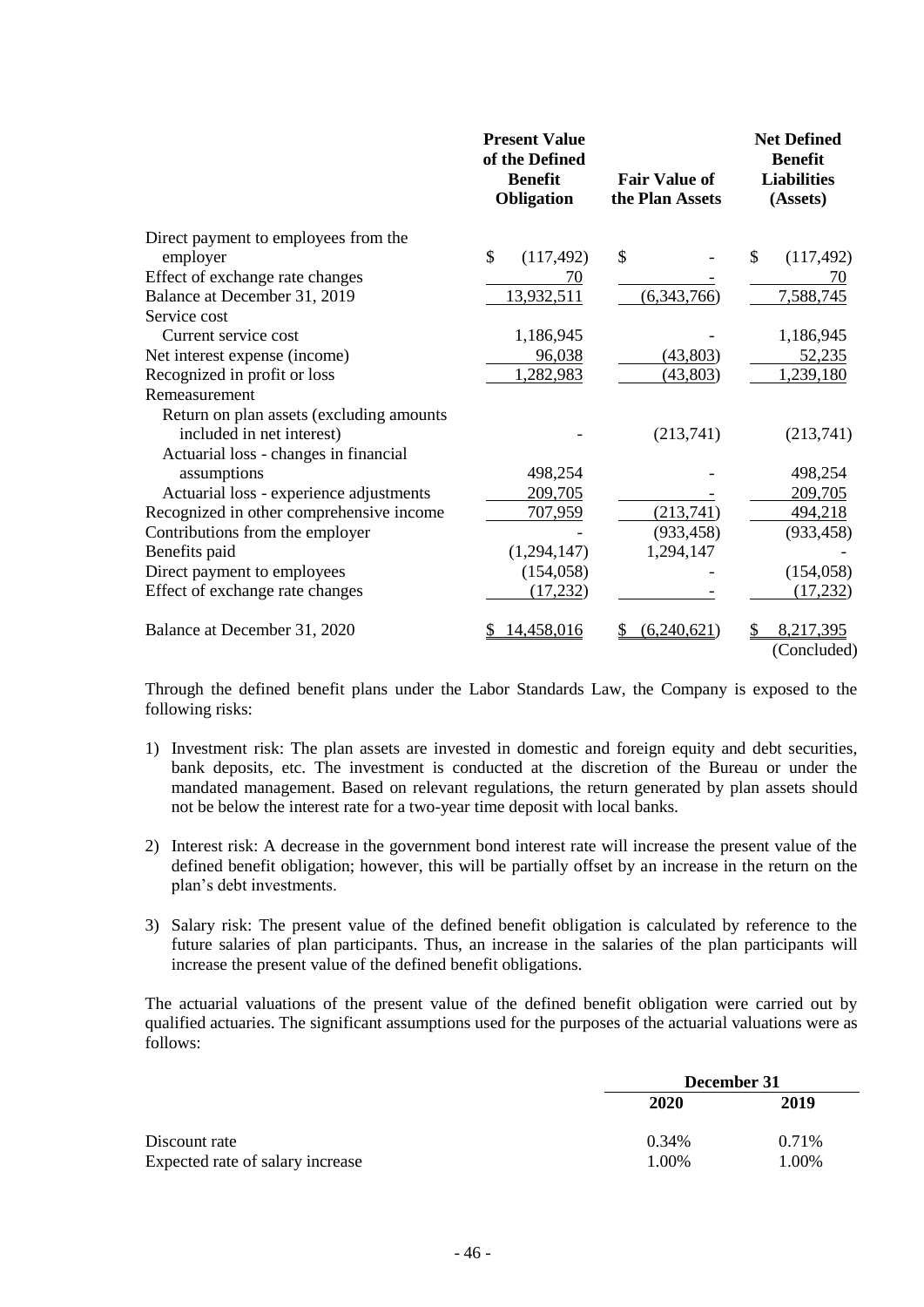| | Present Value of the Defined Benefit Obligation | Fair Value of the Plan Assets | Net Defined Benefit Liabilities (Assets) |
|---|---|---|---|
| Direct payment to employees from the employer | $ (117,492) | $ - | $ (117,492) |
| Effect of exchange rate changes | 70 | - | 70 |
| Balance at December 31, 2019 | 13,932,511 | (6,343,766) | 7,588,745 |
| Service cost | | | |
| Current service cost | 1,186,945 | - | 1,186,945 |
| Net interest expense (income) | 96,038 | (43,803) | 52,235 |
| Recognized in profit or loss | 1,282,983 | (43,803) | 1,239,180 |
| Remeasurement | | | |
| Return on plan assets (excluding amounts included in net interest) | - | (213,741) | (213,741) |
| Actuarial loss - changes in financial assumptions | 498,254 | - | 498,254 |
| Actuarial loss - experience adjustments | 209,705 | - | 209,705 |
| Recognized in other comprehensive income | 707,959 | (213,741) | 494,218 |
| Contributions from the employer | - | (933,458) | (933,458) |
| Benefits paid | (1,294,147) | 1,294,147 | - |
| Direct payment to employees | (154,058) | - | (154,058) |
| Effect of exchange rate changes | (17,232) | - | (17,232) |
| Balance at December 31, 2020 | $ 14,458,016 | $ (6,240,621) | $ 8,217,395 |

(Concluded)

Through the defined benefit plans under the Labor Standards Law, the Company is exposed to the following risks:

1) Investment risk: The plan assets are invested in domestic and foreign equity and debt securities, bank deposits, etc. The investment is conducted at the discretion of the Bureau or under the mandated management. Based on relevant regulations, the return generated by plan assets should not be below the interest rate for a two-year time deposit with local banks.

2) Interest risk: A decrease in the government bond interest rate will increase the present value of the defined benefit obligation; however, this will be partially offset by an increase in the return on the plan's debt investments.

3) Salary risk: The present value of the defined benefit obligation is calculated by reference to the future salaries of plan participants. Thus, an increase in the salaries of the plan participants will increase the present value of the defined benefit obligations.

The actuarial valuations of the present value of the defined benefit obligation were carried out by qualified actuaries. The significant assumptions used for the purposes of the actuarial valuations were as follows:

| | December 31 | |
|---|---|---|
| | 2020 | 2019 |
| Discount rate | 0.34% | 0.71% |
| Expected rate of salary increase | 1.00% | 1.00% |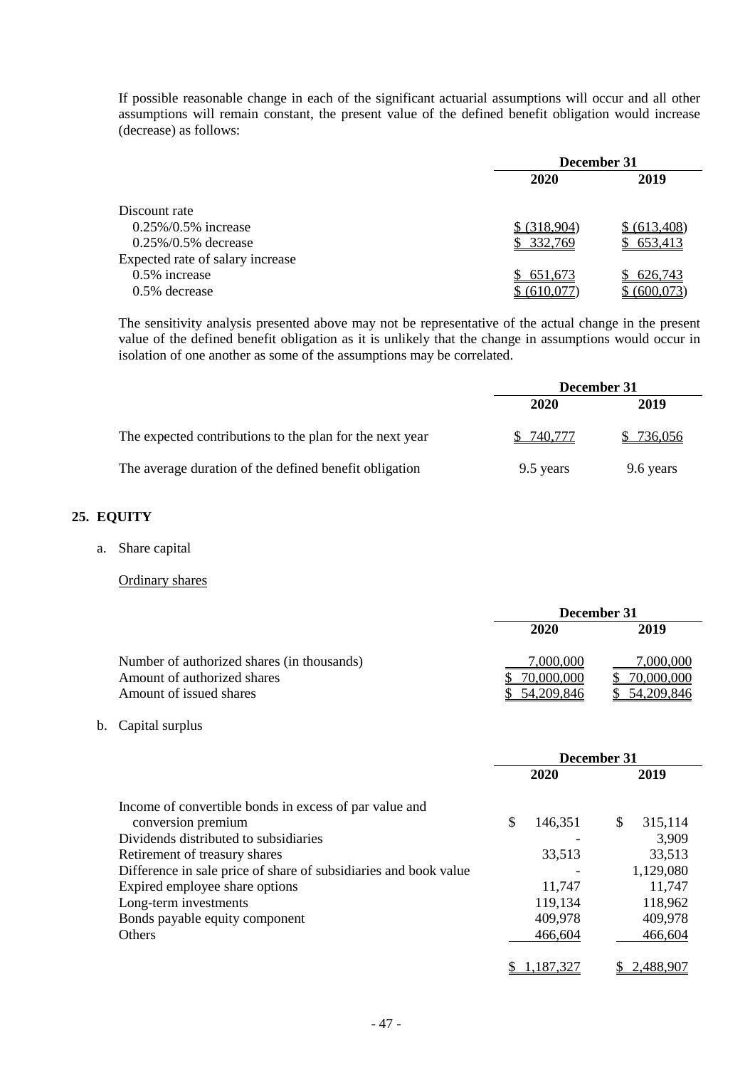If possible reasonable change in each of the significant actuarial assumptions will occur and all other assumptions will remain constant, the present value of the defined benefit obligation would increase (decrease) as follows:

| | December 31 | |
|---|---|---|
| | 2020 | 2019 |
| Discount rate | | |
| 0.25%/0.5% increase | $ (318,904) | $ (613,408) |
| 0.25%/0.5% decrease | $ 332,769 | $ 653,413 |
| Expected rate of salary increase | | |
| 0.5% increase | $ 651,673 | $ 626,743 |
| 0.5% decrease | $ (610,077) | $ (600,073) |

The sensitivity analysis presented above may not be representative of the actual change in the present value of the defined benefit obligation as it is unlikely that the change in assumptions would occur in isolation of one another as some of the assumptions may be correlated.

| | December 31 | |
|---|---|---|
| | 2020 | 2019 |
| The expected contributions to the plan for the next year | $ 740,777 | $ 736,056 |
| The average duration of the defined benefit obligation | 9.5 years | 9.6 years |

## 25. EQUITY

a. Share capital

Ordinary shares

| | December 31 | |
|---|---|---|
| | 2020 | 2019 |
| Number of authorized shares (in thousands) | 7,000,000 | 7,000,000 |
| Amount of authorized shares | $ 70,000,000 | $ 70,000,000 |
| Amount of issued shares | $ 54,209,846 | $ 54,209,846 |

b. Capital surplus

| | December 31 | |
|---|---|---|
| | 2020 | 2019 |
| Income of convertible bonds in excess of par value and conversion premium | $ 146,351 | $ 315,114 |
| Dividends distributed to subsidiaries | - | 3,909 |
| Retirement of treasury shares | 33,513 | 33,513 |
| Difference in sale price of share of subsidiaries and book value | - | 1,129,080 |
| Expired employee share options | 11,747 | 11,747 |
| Long-term investments | 119,134 | 118,962 |
| Bonds payable equity component | 409,978 | 409,978 |
| Others | 466,604 | 466,604 |
| | $ 1,187,327 | $ 2,488,907 |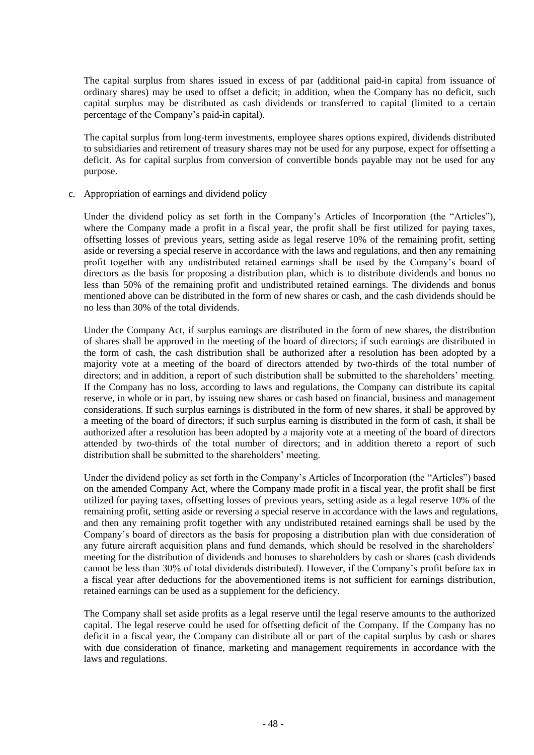The capital surplus from shares issued in excess of par (additional paid-in capital from issuance of ordinary shares) may be used to offset a deficit; in addition, when the Company has no deficit, such capital surplus may be distributed as cash dividends or transferred to capital (limited to a certain percentage of the Company's paid-in capital).

The capital surplus from long-term investments, employee shares options expired, dividends distributed to subsidiaries and retirement of treasury shares may not be used for any purpose, expect for offsetting a deficit. As for capital surplus from conversion of convertible bonds payable may not be used for any purpose.

c. Appropriation of earnings and dividend policy

Under the dividend policy as set forth in the Company's Articles of Incorporation (the "Articles"), where the Company made a profit in a fiscal year, the profit shall be first utilized for paying taxes, offsetting losses of previous years, setting aside as legal reserve 10% of the remaining profit, setting aside or reversing a special reserve in accordance with the laws and regulations, and then any remaining profit together with any undistributed retained earnings shall be used by the Company's board of directors as the basis for proposing a distribution plan, which is to distribute dividends and bonus no less than 50% of the remaining profit and undistributed retained earnings. The dividends and bonus mentioned above can be distributed in the form of new shares or cash, and the cash dividends should be no less than 30% of the total dividends.

Under the Company Act, if surplus earnings are distributed in the form of new shares, the distribution of shares shall be approved in the meeting of the board of directors; if such earnings are distributed in the form of cash, the cash distribution shall be authorized after a resolution has been adopted by a majority vote at a meeting of the board of directors attended by two-thirds of the total number of directors; and in addition, a report of such distribution shall be submitted to the shareholders' meeting. If the Company has no loss, according to laws and regulations, the Company can distribute its capital reserve, in whole or in part, by issuing new shares or cash based on financial, business and management considerations. If such surplus earnings is distributed in the form of new shares, it shall be approved by a meeting of the board of directors; if such surplus earning is distributed in the form of cash, it shall be authorized after a resolution has been adopted by a majority vote at a meeting of the board of directors attended by two-thirds of the total number of directors; and in addition thereto a report of such distribution shall be submitted to the shareholders' meeting.

Under the dividend policy as set forth in the Company's Articles of Incorporation (the "Articles") based on the amended Company Act, where the Company made profit in a fiscal year, the profit shall be first utilized for paying taxes, offsetting losses of previous years, setting aside as a legal reserve 10% of the remaining profit, setting aside or reversing a special reserve in accordance with the laws and regulations, and then any remaining profit together with any undistributed retained earnings shall be used by the Company's board of directors as the basis for proposing a distribution plan with due consideration of any future aircraft acquisition plans and fund demands, which should be resolved in the shareholders' meeting for the distribution of dividends and bonuses to shareholders by cash or shares (cash dividends cannot be less than 30% of total dividends distributed). However, if the Company's profit before tax in a fiscal year after deductions for the abovementioned items is not sufficient for earnings distribution, retained earnings can be used as a supplement for the deficiency.

The Company shall set aside profits as a legal reserve until the legal reserve amounts to the authorized capital. The legal reserve could be used for offsetting deficit of the Company. If the Company has no deficit in a fiscal year, the Company can distribute all or part of the capital surplus by cash or shares with due consideration of finance, marketing and management requirements in accordance with the laws and regulations.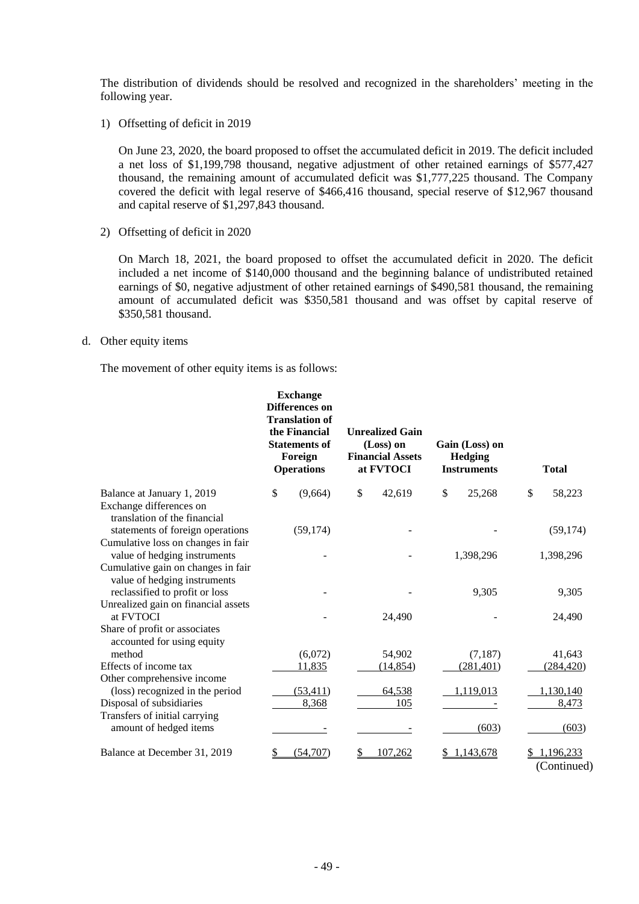The distribution of dividends should be resolved and recognized in the shareholders' meeting in the following year.

1) Offsetting of deficit in 2019

On June 23, 2020, the board proposed to offset the accumulated deficit in 2019. The deficit included a net loss of $1,199,798 thousand, negative adjustment of other retained earnings of $577,427 thousand, the remaining amount of accumulated deficit was $1,777,225 thousand. The Company covered the deficit with legal reserve of $466,416 thousand, special reserve of $12,967 thousand and capital reserve of $1,297,843 thousand.

2) Offsetting of deficit in 2020

On March 18, 2021, the board proposed to offset the accumulated deficit in 2020. The deficit included a net income of $140,000 thousand and the beginning balance of undistributed retained earnings of $0, negative adjustment of other retained earnings of $490,581 thousand, the remaining amount of accumulated deficit was $350,581 thousand and was offset by capital reserve of $350,581 thousand.

d. Other equity items

The movement of other equity items is as follows:

| | Exchange Differences on Translation of the Financial Statements of Foreign Operations | Unrealized Gain (Loss) on Financial Assets at FVTOCI | Gain (Loss) on Hedging Instruments | Total |
|---|---|---|---|---|
| Balance at January 1, 2019 | $ (9,664) | $ 42,619 | $ 25,268 | $ 58,223 |
| Exchange differences on translation of the financial statements of foreign operations | (59,174) | - | - | (59,174) |
| Cumulative loss on changes in fair value of hedging instruments | - | - | 1,398,296 | 1,398,296 |
| Cumulative gain on changes in fair value of hedging instruments reclassified to profit or loss | - | - | 9,305 | 9,305 |
| Unrealized gain on financial assets at FVTOCI | - | 24,490 | - | 24,490 |
| Share of profit or associates accounted for using equity method | (6,072) | 54,902 | (7,187) | 41,643 |
| Effects of income tax | 11,835 | (14,854) | (281,401) | (284,420) |
| Other comprehensive income (loss) recognized in the period | (53,411) | 64,538 | 1,119,013 | 1,130,140 |
| Disposal of subsidiaries | 8,368 | 105 | - | 8,473 |
| Transfers of initial carrying amount of hedged items | - | - | (603) | (603) |
| Balance at December 31, 2019 | $ (54,707) | $ 107,262 | $ 1,143,678 | $ 1,196,233 |

(Continued)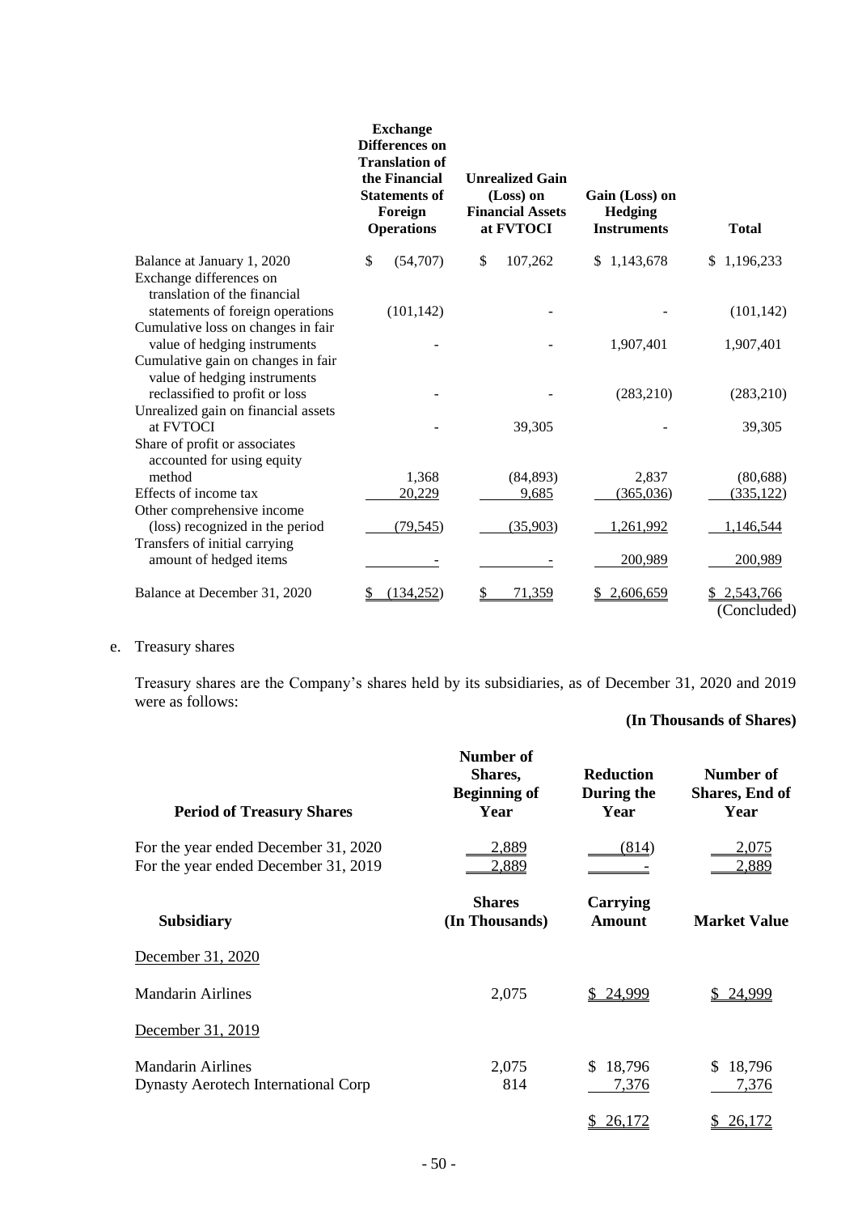| | Exchange Differences on Translation of the Financial Statements of Foreign Operations | Unrealized Gain (Loss) on Financial Assets at FVTOCI | Gain (Loss) on Hedging Instruments | Total |
|---|---|---|---|---|
| Balance at January 1, 2020 | $ (54,707) | $ 107,262 | $ 1,143,678 | $ 1,196,233 |
| Exchange differences on translation of the financial statements of foreign operations | (101,142) | - | - | (101,142) |
| Cumulative loss on changes in fair value of hedging instruments | - | - | 1,907,401 | 1,907,401 |
| Cumulative gain on changes in fair value of hedging instruments reclassified to profit or loss | - | - | (283,210) | (283,210) |
| Unrealized gain on financial assets at FVTOCI | - | 39,305 | - | 39,305 |
| Share of profit or associates accounted for using equity method | 1,368 | (84,893) | 2,837 | (80,688) |
| Effects of income tax | 20,229 | 9,685 | (365,036) | (335,122) |
| Other comprehensive income (loss) recognized in the period | (79,545) | (35,903) | 1,261,992 | 1,146,544 |
| Transfers of initial carrying amount of hedged items | - | - | 200,989 | 200,989 |
| Balance at December 31, 2020 | $ (134,252) | $ 71,359 | $ 2,606,659 | $ 2,543,766 |

(Concluded)

e. Treasury shares

Treasury shares are the Company's shares held by its subsidiaries, as of December 31, 2020 and 2019 were as follows:

**(In Thousands of Shares)**

| Period of Treasury Shares | Number of Shares, Beginning of Year | Reduction During the Year | Number of Shares, End of Year |
|---|---|---|---|
| For the year ended December 31, 2020 | 2,889 | (814) | 2,075 |
| For the year ended December 31, 2019 | 2,889 | - | 2,889 |

| Subsidiary | Shares (In Thousands) | Carrying Amount | Market Value |
|---|---|---|---|
| December 31, 2020 | | | |
| Mandarin Airlines | 2,075 | $ 24,999 | $ 24,999 |
| December 31, 2019 | | | |
| Mandarin Airlines | 2,075 | $ 18,796 | $ 18,796 |
| Dynasty Aerotech International Corp | 814 | 7,376 | 7,376 |
| | | $ 26,172 | $ 26,172 |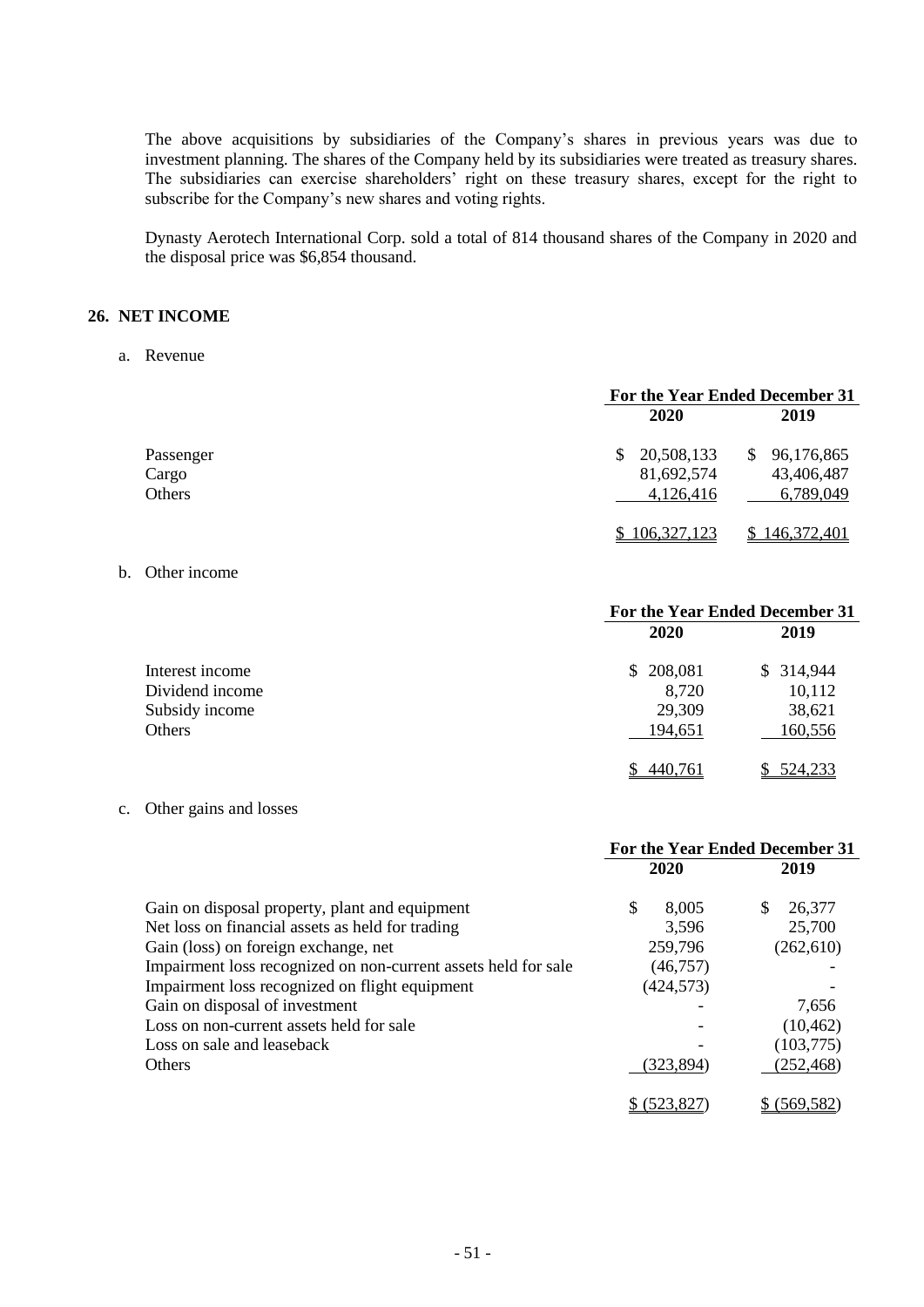The above acquisitions by subsidiaries of the Company's shares in previous years was due to investment planning. The shares of the Company held by its subsidiaries were treated as treasury shares. The subsidiaries can exercise shareholders' right on these treasury shares, except for the right to subscribe for the Company's new shares and voting rights.

Dynasty Aerotech International Corp. sold a total of 814 thousand shares of the Company in 2020 and the disposal price was $6,854 thousand.

## 26. NET INCOME

a. Revenue

| | For the Year Ended December 31 | |
|---|---|---|
| | 2020 | 2019 |
| Passenger | $ 20,508,133 | $ 96,176,865 |
| Cargo | 81,692,574 | 43,406,487 |
| Others | 4,126,416 | 6,789,049 |
| | $ 106,327,123 | $ 146,372,401 |

b. Other income

| | For the Year Ended December 31 | |
|---|---|---|
| | 2020 | 2019 |
| Interest income | $ 208,081 | $ 314,944 |
| Dividend income | 8,720 | 10,112 |
| Subsidy income | 29,309 | 38,621 |
| Others | 194,651 | 160,556 |
| | $ 440,761 | $ 524,233 |

c. Other gains and losses

| | For the Year Ended December 31 | |
|---|---|---|
| | 2020 | 2019 |
| Gain on disposal property, plant and equipment | $ 8,005 | $ 26,377 |
| Net loss on financial assets as held for trading | 3,596 | 25,700 |
| Gain (loss) on foreign exchange, net | 259,796 | (262,610) |
| Impairment loss recognized on non-current assets held for sale | (46,757) | - |
| Impairment loss recognized on flight equipment | (424,573) | - |
| Gain on disposal of investment | - | 7,656 |
| Loss on non-current assets held for sale | - | (10,462) |
| Loss on sale and leaseback | - | (103,775) |
| Others | (323,894) | (252,468) |
| | $ (523,827) | $ (569,582) |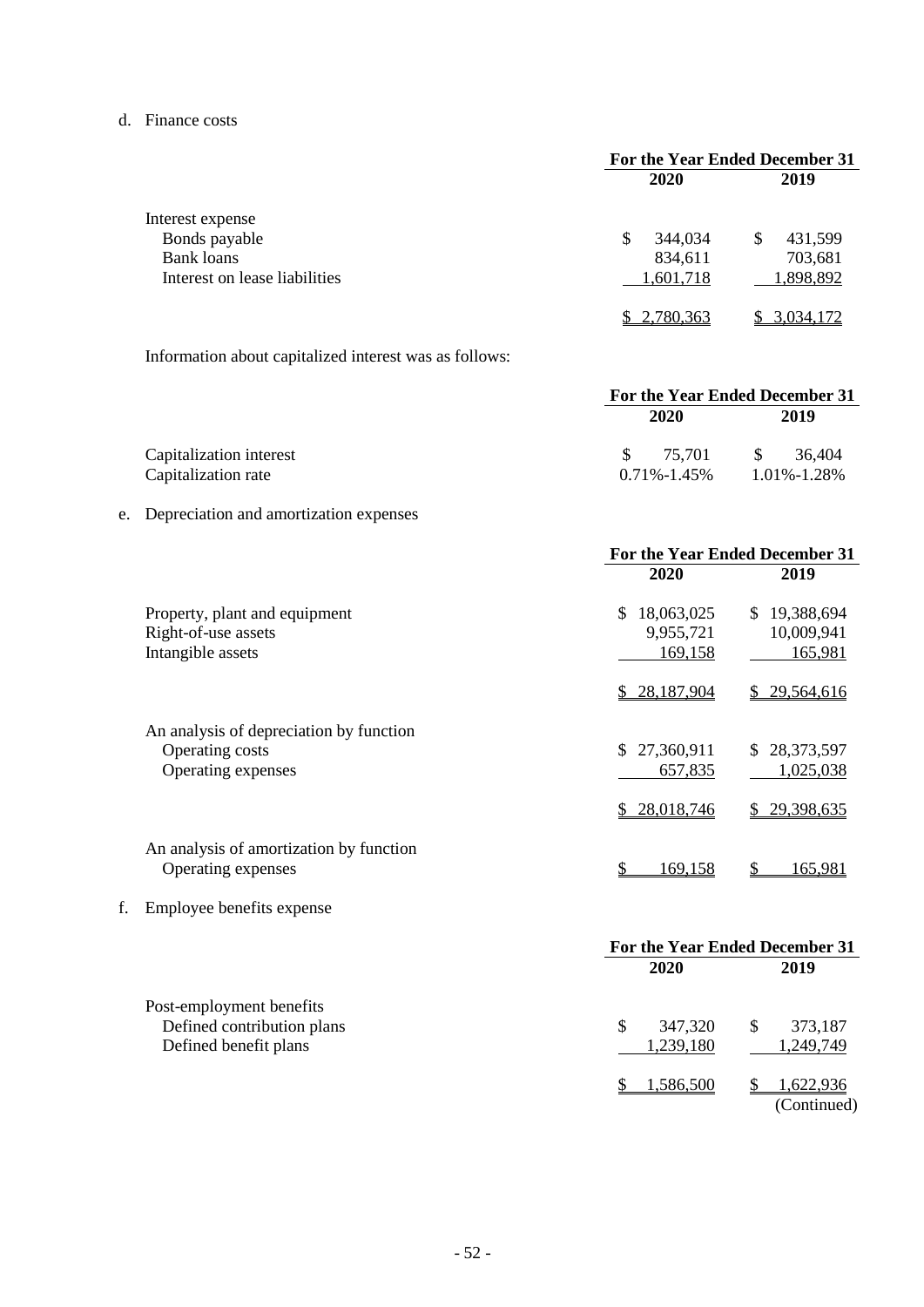d. Finance costs

| | For the Year Ended December 31 | |
|---|---|---|
| | 2020 | 2019 |
| Interest expense | | |
| Bonds payable | $ 344,034 | $ 431,599 |
| Bank loans | 834,611 | 703,681 |
| Interest on lease liabilities | 1,601,718 | 1,898,892 |
| | $ 2,780,363 | $ 3,034,172 |

Information about capitalized interest was as follows:

| | For the Year Ended December 31 | |
|---|---|---|
| | 2020 | 2019 |
| Capitalization interest | $ 75,701 | $ 36,404 |
| Capitalization rate | 0.71%-1.45% | 1.01%-1.28% |

e. Depreciation and amortization expenses

| | For the Year Ended December 31 | |
|---|---|---|
| | 2020 | 2019 |
| Property, plant and equipment | $ 18,063,025 | $ 19,388,694 |
| Right-of-use assets | 9,955,721 | 10,009,941 |
| Intangible assets | 169,158 | 165,981 |
| | $ 28,187,904 | $ 29,564,616 |
| An analysis of depreciation by function | | |
| Operating costs | $ 27,360,911 | $ 28,373,597 |
| Operating expenses | 657,835 | 1,025,038 |
| | $ 28,018,746 | $ 29,398,635 |
| An analysis of amortization by function | | |
| Operating expenses | $ 169,158 | $ 165,981 |

f. Employee benefits expense

| | For the Year Ended December 31 | |
|---|---|---|
| | 2020 | 2019 |
| Post-employment benefits | | |
| Defined contribution plans | $ 347,320 | $ 373,187 |
| Defined benefit plans | 1,239,180 | 1,249,749 |
| | $ 1,586,500 | $ 1,622,936 |

(Continued)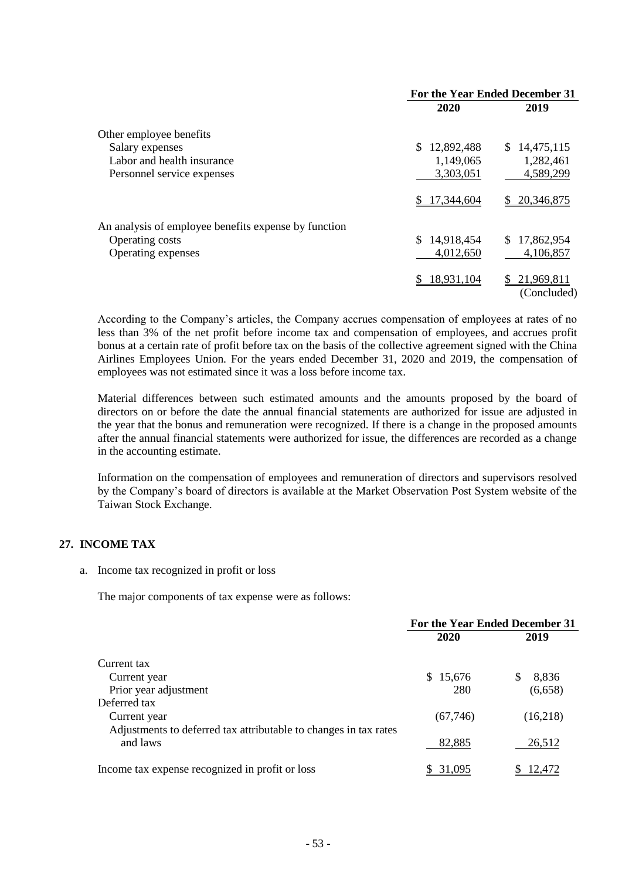| | For the Year Ended December 31 | |
|---|---|---|
| | 2020 | 2019 |
| Other employee benefits | | |
| Salary expenses | $ 12,892,488 | $ 14,475,115 |
| Labor and health insurance | 1,149,065 | 1,282,461 |
| Personnel service expenses | 3,303,051 | 4,589,299 |
| | $ 17,344,604 | $ 20,346,875 |
| An analysis of employee benefits expense by function | | |
| Operating costs | $ 14,918,454 | $ 17,862,954 |
| Operating expenses | 4,012,650 | 4,106,857 |
| | $ 18,931,104 | $ 21,969,811 |
| | | (Concluded) |

According to the Company's articles, the Company accrues compensation of employees at rates of no less than 3% of the net profit before income tax and compensation of employees, and accrues profit bonus at a certain rate of profit before tax on the basis of the collective agreement signed with the China Airlines Employees Union. For the years ended December 31, 2020 and 2019, the compensation of employees was not estimated since it was a loss before income tax.

Material differences between such estimated amounts and the amounts proposed by the board of directors on or before the date the annual financial statements are authorized for issue are adjusted in the year that the bonus and remuneration were recognized. If there is a change in the proposed amounts after the annual financial statements were authorized for issue, the differences are recorded as a change in the accounting estimate.

Information on the compensation of employees and remuneration of directors and supervisors resolved by the Company's board of directors is available at the Market Observation Post System website of the Taiwan Stock Exchange.

## 27. INCOME TAX

a. Income tax recognized in profit or loss

The major components of tax expense were as follows:

| | For the Year Ended December 31 | |
|---|---|---|
| | 2020 | 2019 |
| Current tax | | |
| Current year | $ 15,676 | $ 8,836 |
| Prior year adjustment | 280 | (6,658) |
| Deferred tax | | |
| Current year | (67,746) | (16,218) |
| Adjustments to deferred tax attributable to changes in tax rates and laws | 82,885 | 26,512 |
| Income tax expense recognized in profit or loss | $ 31,095 | $ 12,472 |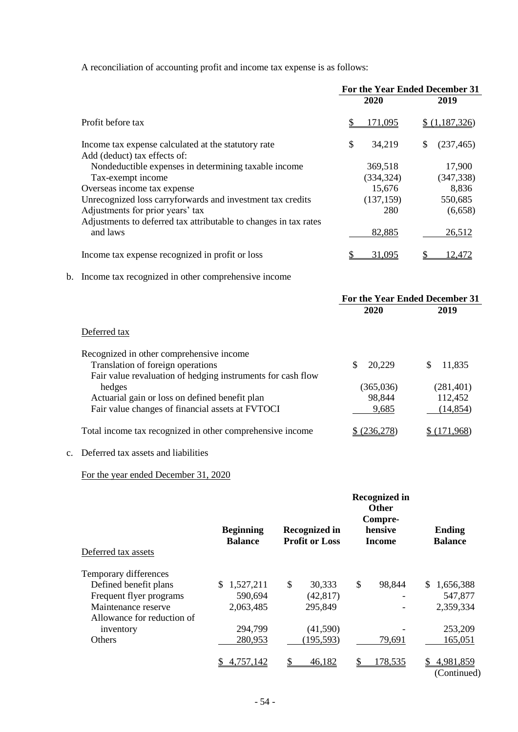A reconciliation of accounting profit and income tax expense is as follows:

| | For the Year Ended December 31 | |
|---|---|---|
| | 2020 | 2019 |
| Profit before tax | $ 171,095 | $ (1,187,326) |
| Income tax expense calculated at the statutory rate | $ 34,219 | $ (237,465) |
| Add (deduct) tax effects of: | | |
| Nondeductible expenses in determining taxable income | 369,518 | 17,900 |
| Tax-exempt income | (334,324) | (347,338) |
| Overseas income tax expense | 15,676 | 8,836 |
| Unrecognized loss carryforwards and investment tax credits | (137,159) | 550,685 |
| Adjustments for prior years' tax | 280 | (6,658) |
| Adjustments to deferred tax attributable to changes in tax rates and laws | 82,885 | 26,512 |
| Income tax expense recognized in profit or loss | $ 31,095 | $ 12,472 |

b. Income tax recognized in other comprehensive income

| | For the Year Ended December 31 | |
|---|---|---|
| | 2020 | 2019 |
| Deferred tax | | |
| Recognized in other comprehensive income | | |
| Translation of foreign operations | $ 20,229 | $ 11,835 |
| Fair value revaluation of hedging instruments for cash flow hedges | (365,036) | (281,401) |
| Actuarial gain or loss on defined benefit plan | 98,844 | 112,452 |
| Fair value changes of financial assets at FVTOCI | 9,685 | (14,854) |
| Total income tax recognized in other comprehensive income | $ (236,278) | $ (171,968) |

c. Deferred tax assets and liabilities

For the year ended December 31, 2020

| Deferred tax assets | Beginning Balance | Recognized in Profit or Loss | Recognized in Other Comprehensive Income | Ending Balance |
|---|---|---|---|---|
| Temporary differences | | | | |
| Defined benefit plans | $ 1,527,211 | $ 30,333 | $ 98,844 | $ 1,656,388 |
| Frequent flyer programs | 590,694 | (42,817) | - | 547,877 |
| Maintenance reserve | 2,063,485 | 295,849 | - | 2,359,334 |
| Allowance for reduction of inventory | 294,799 | (41,590) | - | 253,209 |
| Others | 280,953 | (195,593) | 79,691 | 165,051 |
| | $ 4,757,142 | $ 46,182 | $ 178,535 | $ 4,981,859 |

(Continued)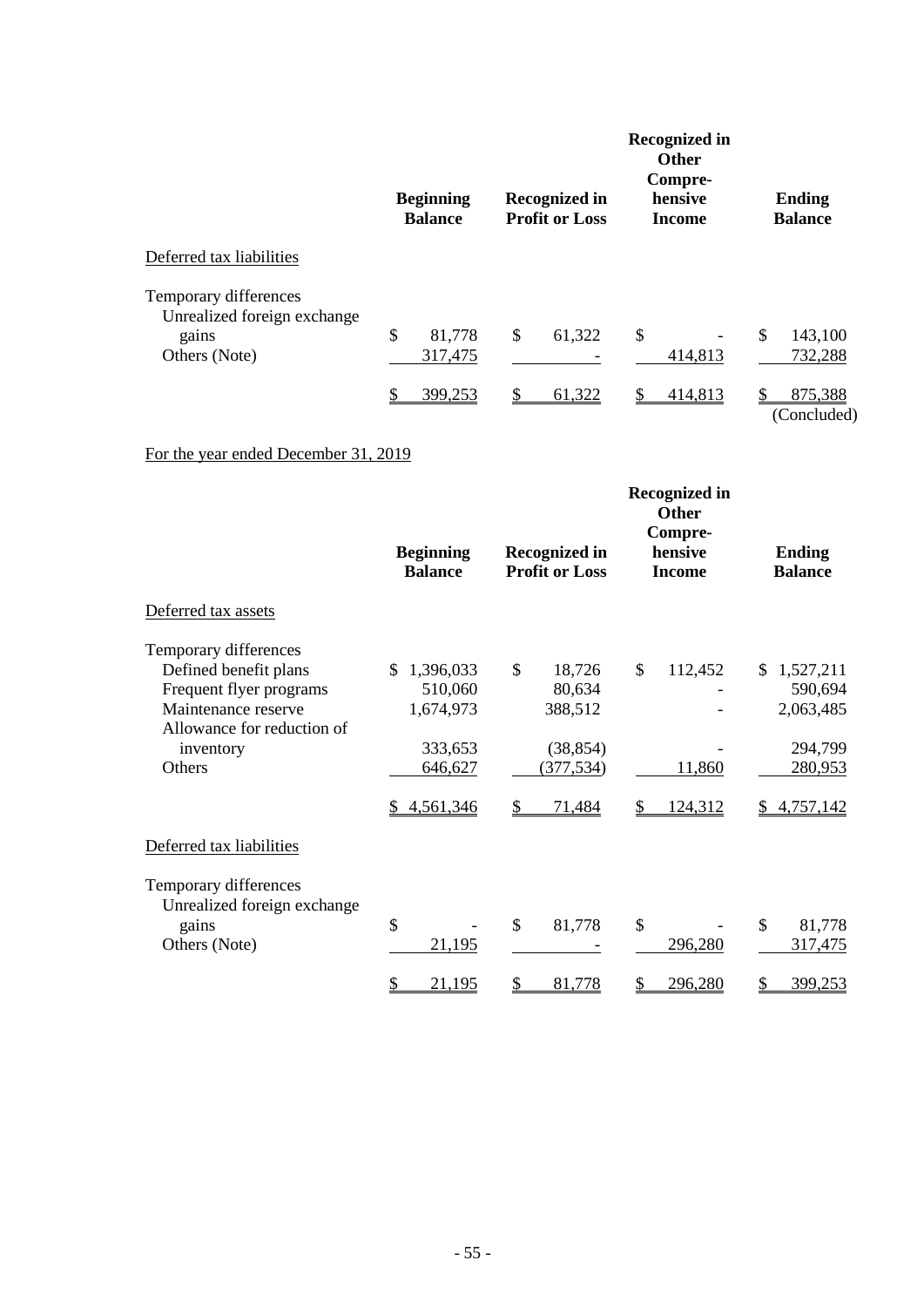| | Beginning Balance | Recognized in Profit or Loss | Recognized in Other Compre-hensive Income | Ending Balance |
|---|---|---|---|---|
| Deferred tax liabilities | | | | |
| Temporary differences | | | | |
| Unrealized foreign exchange gains | $ 81,778 | $ 61,322 | $ - | $ 143,100 |
| Others (Note) | 317,475 | - | 414,813 | 732,288 |
| | $ 399,253 | $ 61,322 | $ 414,813 | $ 875,388 |

(Concluded)

For the year ended December 31, 2019

| | Beginning Balance | Recognized in Profit or Loss | Recognized in Other Compre-hensive Income | Ending Balance |
|---|---|---|---|---|
| Deferred tax assets | | | | |
| Temporary differences | | | | |
| Defined benefit plans | $ 1,396,033 | $ 18,726 | $ 112,452 | $ 1,527,211 |
| Frequent flyer programs | 510,060 | 80,634 | - | 590,694 |
| Maintenance reserve | 1,674,973 | 388,512 | - | 2,063,485 |
| Allowance for reduction of inventory | 333,653 | (38,854) | - | 294,799 |
| Others | 646,627 | (377,534) | 11,860 | 280,953 |
| | $ 4,561,346 | $ 71,484 | $ 124,312 | $ 4,757,142 |
| Deferred tax liabilities | | | | |
| Temporary differences | | | | |
| Unrealized foreign exchange gains | $ - | $ 81,778 | $ - | $ 81,778 |
| Others (Note) | 21,195 | - | 296,280 | 317,475 |
| | $ 21,195 | $ 81,778 | $ 296,280 | $ 399,253 |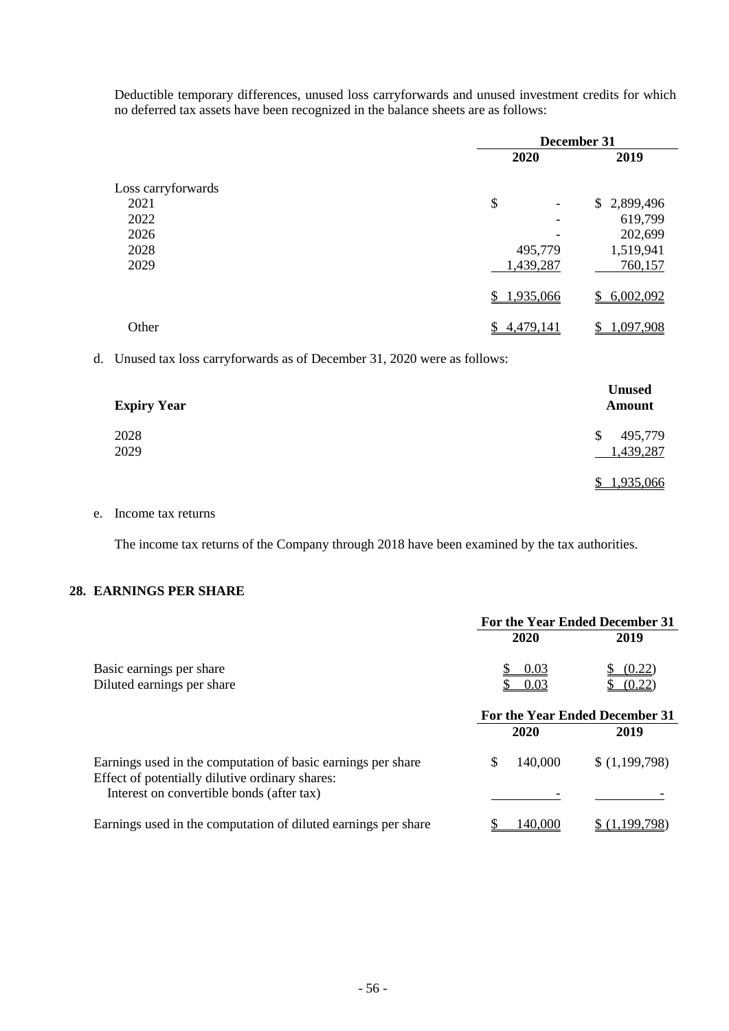Deductible temporary differences, unused loss carryforwards and unused investment credits for which no deferred tax assets have been recognized in the balance sheets are as follows:

| | December 31 | |
|---|---|---|
| | 2020 | 2019 |
| Loss carryforwards | | |
| 2021 | $ - | $ 2,899,496 |
| 2022 | - | 619,799 |
| 2026 | - | 202,699 |
| 2028 | 495,779 | 1,519,941 |
| 2029 | 1,439,287 | 760,157 |
| | $ 1,935,066 | $ 6,002,092 |
| Other | $ 4,479,141 | $ 1,097,908 |

d. Unused tax loss carryforwards as of December 31, 2020 were as follows:

| Expiry Year | Unused Amount |
|---|---|
| 2028 | $ 495,779 |
| 2029 | 1,439,287 |
| | $ 1,935,066 |

e. Income tax returns

The income tax returns of the Company through 2018 have been examined by the tax authorities.

## 28. EARNINGS PER SHARE

| | For the Year Ended December 31 | |
|---|---|---|
| | 2020 | 2019 |
| Basic earnings per share | $ 0.03 | $ (0.22) |
| Diluted earnings per share | $ 0.03 | $ (0.22) |

| | For the Year Ended December 31 | |
|---|---|---|
| | 2020 | 2019 |
| Earnings used in the computation of basic earnings per share | $ 140,000 | $ (1,199,798) |
| Effect of potentially dilutive ordinary shares: | | |
| Interest on convertible bonds (after tax) | - | - |
| Earnings used in the computation of diluted earnings per share | $ 140,000 | $ (1,199,798) |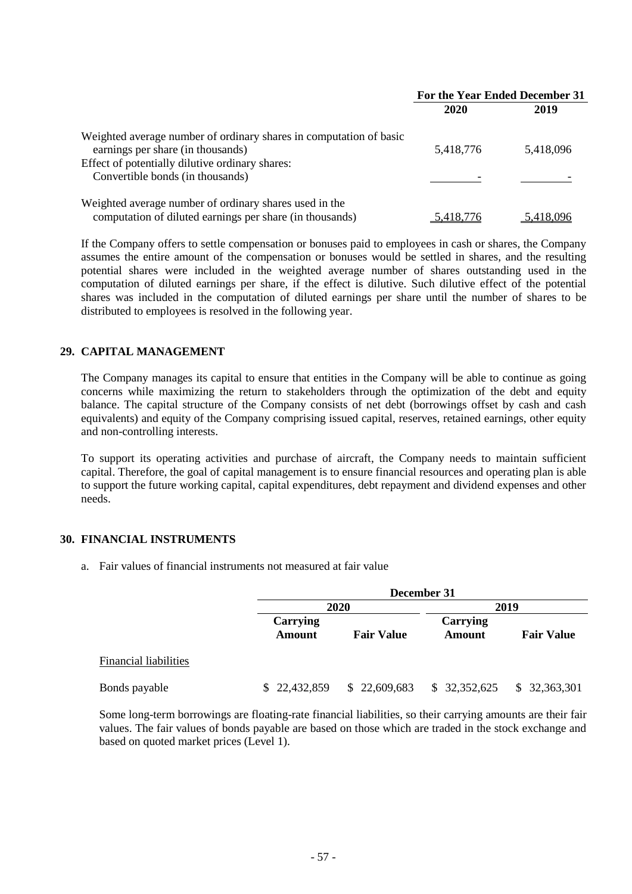| | For the Year Ended December 31 | |
|---|---|---|
| | 2020 | 2019 |
| Weighted average number of ordinary shares in computation of basic earnings per share (in thousands) | 5,418,776 | 5,418,096 |
| Effect of potentially dilutive ordinary shares: | | |
| Convertible bonds (in thousands) | - | - |
| Weighted average number of ordinary shares used in the computation of diluted earnings per share (in thousands) | 5,418,776 | 5,418,096 |

If the Company offers to settle compensation or bonuses paid to employees in cash or shares, the Company assumes the entire amount of the compensation or bonuses would be settled in shares, and the resulting potential shares were included in the weighted average number of shares outstanding used in the computation of diluted earnings per share, if the effect is dilutive. Such dilutive effect of the potential shares was included in the computation of diluted earnings per share until the number of shares to be distributed to employees is resolved in the following year.

## 29. CAPITAL MANAGEMENT

The Company manages its capital to ensure that entities in the Company will be able to continue as going concerns while maximizing the return to stakeholders through the optimization of the debt and equity balance. The capital structure of the Company consists of net debt (borrowings offset by cash and cash equivalents) and equity of the Company comprising issued capital, reserves, retained earnings, other equity and non-controlling interests.

To support its operating activities and purchase of aircraft, the Company needs to maintain sufficient capital. Therefore, the goal of capital management is to ensure financial resources and operating plan is able to support the future working capital, capital expenditures, debt repayment and dividend expenses and other needs.

## 30. FINANCIAL INSTRUMENTS

a. Fair values of financial instruments not measured at fair value

| | December 31 | | | |
|---|---|---|---|---|
| | 2020 | | 2019 | |
| | Carrying Amount | Fair Value | Carrying Amount | Fair Value |
| Financial liabilities | | | | |
| Bonds payable | $ 22,432,859 | $ 22,609,683 | $ 32,352,625 | $ 32,363,301 |

Some long-term borrowings are floating-rate financial liabilities, so their carrying amounts are their fair values. The fair values of bonds payable are based on those which are traded in the stock exchange and based on quoted market prices (Level 1).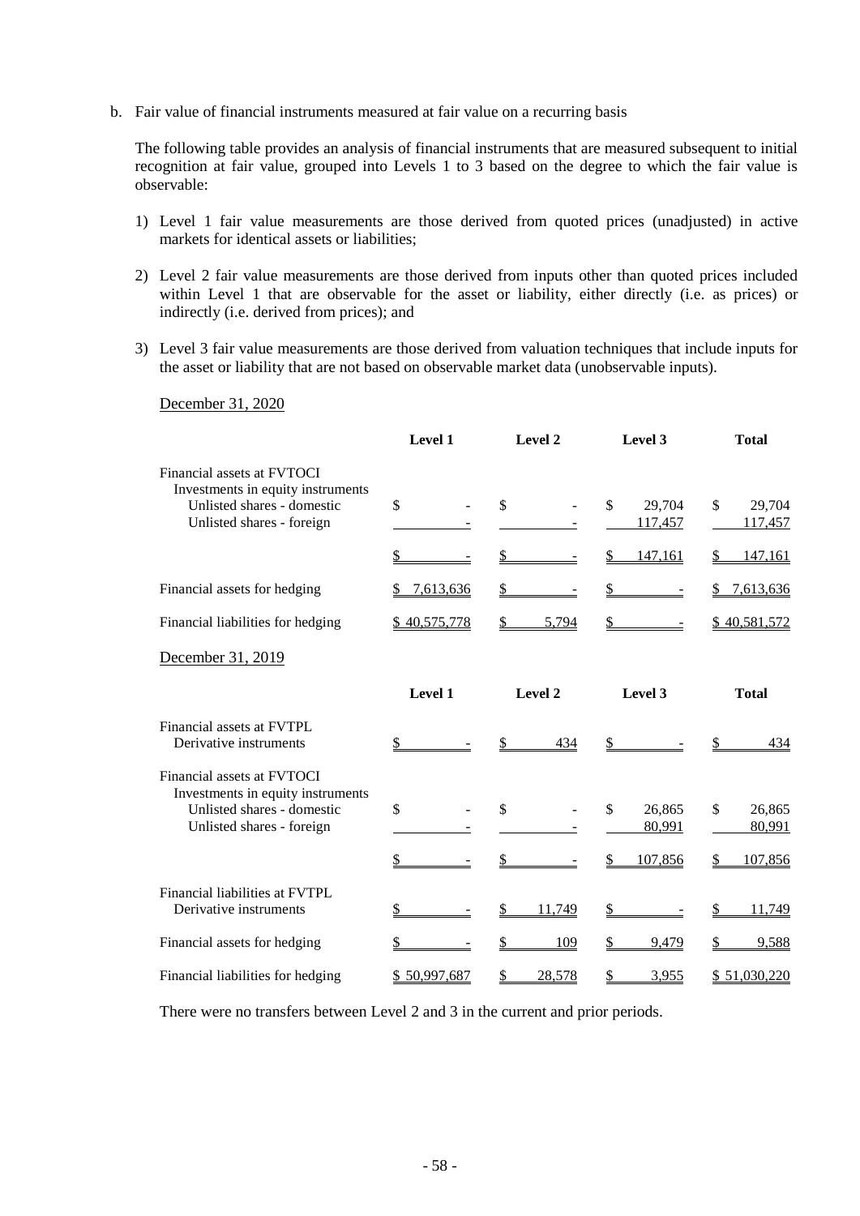b. Fair value of financial instruments measured at fair value on a recurring basis

The following table provides an analysis of financial instruments that are measured subsequent to initial recognition at fair value, grouped into Levels 1 to 3 based on the degree to which the fair value is observable:

1) Level 1 fair value measurements are those derived from quoted prices (unadjusted) in active markets for identical assets or liabilities;

2) Level 2 fair value measurements are those derived from inputs other than quoted prices included within Level 1 that are observable for the asset or liability, either directly (i.e. as prices) or indirectly (i.e. derived from prices); and

3) Level 3 fair value measurements are those derived from valuation techniques that include inputs for the asset or liability that are not based on observable market data (unobservable inputs).

December 31, 2020

| | Level 1 | Level 2 | Level 3 | Total |
|---|---|---|---|---|
| Financial assets at FVTOCI | | | | |
| Investments in equity instruments | | | | |
| Unlisted shares - domestic | $ - | $ - | $ 29,704 | $ 29,704 |
| Unlisted shares - foreign | - | - | 117,457 | 117,457 |
| | $ - | $ - | $ 147,161 | $ 147,161 |
| Financial assets for hedging | $ 7,613,636 | $ - | $ - | $ 7,613,636 |
| Financial liabilities for hedging | $ 40,575,778 | $ 5,794 | $ - | $ 40,581,572 |

December 31, 2019

| | Level 1 | Level 2 | Level 3 | Total |
|---|---|---|---|---|
| Financial assets at FVTPL | | | | |
| Derivative instruments | $ - | $ 434 | $ - | $ 434 |
| Financial assets at FVTOCI | | | | |
| Investments in equity instruments | | | | |
| Unlisted shares - domestic | $ - | $ - | $ 26,865 | $ 26,865 |
| Unlisted shares - foreign | - | - | 80,991 | 80,991 |
| | $ - | $ - | $ 107,856 | $ 107,856 |
| Financial liabilities at FVTPL | | | | |
| Derivative instruments | $ - | $ 11,749 | $ - | $ 11,749 |
| Financial assets for hedging | $ - | $ 109 | $ 9,479 | $ 9,588 |
| Financial liabilities for hedging | $ 50,997,687 | $ 28,578 | $ 3,955 | $ 51,030,220 |

There were no transfers between Level 2 and 3 in the current and prior periods.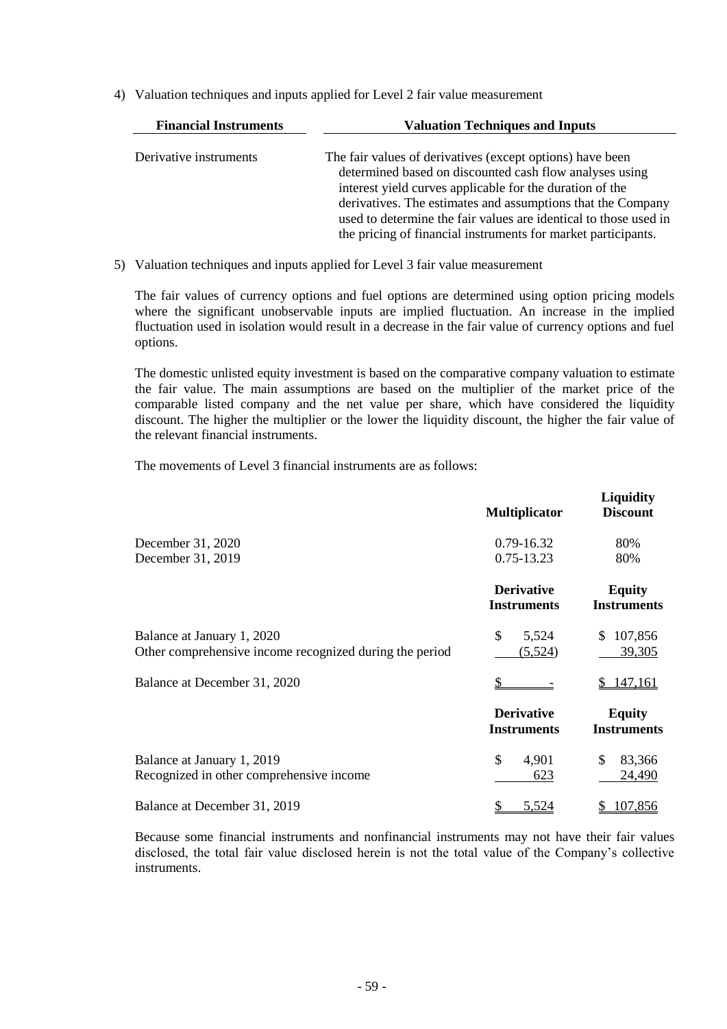4) Valuation techniques and inputs applied for Level 2 fair value measurement

| Financial Instruments | Valuation Techniques and Inputs |
|---|---|
| Derivative instruments | The fair values of derivatives (except options) have been determined based on discounted cash flow analyses using interest yield curves applicable for the duration of the derivatives. The estimates and assumptions that the Company used to determine the fair values are identical to those used in the pricing of financial instruments for market participants. |

5) Valuation techniques and inputs applied for Level 3 fair value measurement

The fair values of currency options and fuel options are determined using option pricing models where the significant unobservable inputs are implied fluctuation. An increase in the implied fluctuation used in isolation would result in a decrease in the fair value of currency options and fuel options.

The domestic unlisted equity investment is based on the comparative company valuation to estimate the fair value. The main assumptions are based on the multiplier of the market price of the comparable listed company and the net value per share, which have considered the liquidity discount. The higher the multiplier or the lower the liquidity discount, the higher the fair value of the relevant financial instruments.

The movements of Level 3 financial instruments are as follows:

| | Multiplicator | Liquidity Discount |
|---|---|---|
| December 31, 2020 | 0.79-16.32 | 80% |
| December 31, 2019 | 0.75-13.23 | 80% |

| | Derivative Instruments | Equity Instruments |
|---|---|---|
| Balance at January 1, 2020 | $ 5,524 | $ 107,856 |
| Other comprehensive income recognized during the period | (5,524) | 39,305 |
| Balance at December 31, 2020 | $ - | $ 147,161 |

| | Derivative Instruments | Equity Instruments |
|---|---|---|
| Balance at January 1, 2019 | $ 4,901 | $ 83,366 |
| Recognized in other comprehensive income | 623 | 24,490 |
| Balance at December 31, 2019 | $ 5,524 | $ 107,856 |

Because some financial instruments and nonfinancial instruments may not have their fair values disclosed, the total fair value disclosed herein is not the total value of the Company's collective instruments.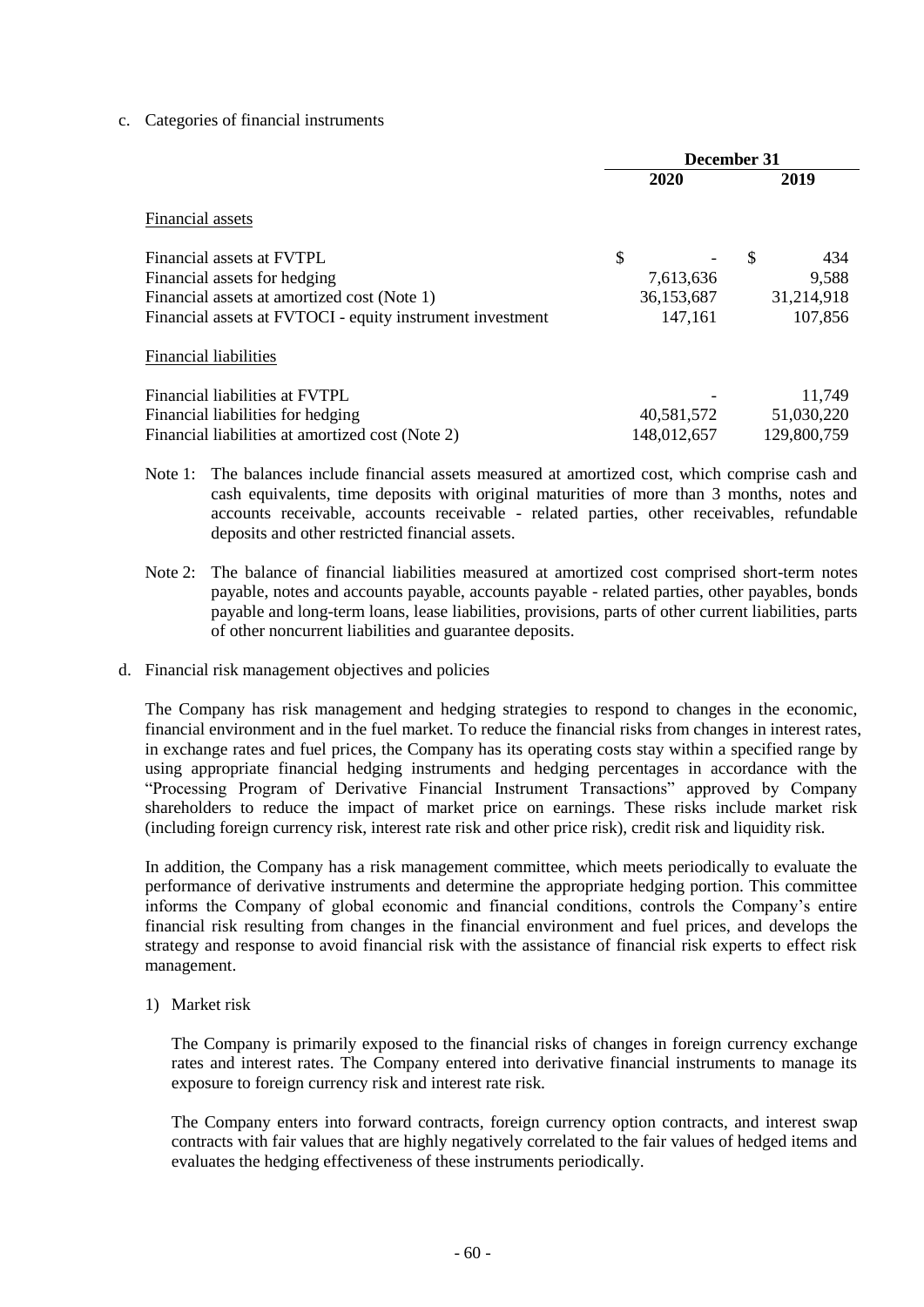c. Categories of financial instruments

| | December 31 | |
|---|---|---|
| | 2020 | 2019 |
| Financial assets | | |
| Financial assets at FVTPL | $ - | $ 434 |
| Financial assets for hedging | 7,613,636 | 9,588 |
| Financial assets at amortized cost (Note 1) | 36,153,687 | 31,214,918 |
| Financial assets at FVTOCI - equity instrument investment | 147,161 | 107,856 |
| Financial liabilities | | |
| Financial liabilities at FVTPL | - | 11,749 |
| Financial liabilities for hedging | 40,581,572 | 51,030,220 |
| Financial liabilities at amortized cost (Note 2) | 148,012,657 | 129,800,759 |

Note 1: The balances include financial assets measured at amortized cost, which comprise cash and cash equivalents, time deposits with original maturities of more than 3 months, notes and accounts receivable, accounts receivable - related parties, other receivables, refundable deposits and other restricted financial assets.

Note 2: The balance of financial liabilities measured at amortized cost comprised short-term notes payable, notes and accounts payable, accounts payable - related parties, other payables, bonds payable and long-term loans, lease liabilities, provisions, parts of other current liabilities, parts of other noncurrent liabilities and guarantee deposits.

d. Financial risk management objectives and policies

The Company has risk management and hedging strategies to respond to changes in the economic, financial environment and in the fuel market. To reduce the financial risks from changes in interest rates, in exchange rates and fuel prices, the Company has its operating costs stay within a specified range by using appropriate financial hedging instruments and hedging percentages in accordance with the "Processing Program of Derivative Financial Instrument Transactions" approved by Company shareholders to reduce the impact of market price on earnings. These risks include market risk (including foreign currency risk, interest rate risk and other price risk), credit risk and liquidity risk.

In addition, the Company has a risk management committee, which meets periodically to evaluate the performance of derivative instruments and determine the appropriate hedging portion. This committee informs the Company of global economic and financial conditions, controls the Company's entire financial risk resulting from changes in the financial environment and fuel prices, and develops the strategy and response to avoid financial risk with the assistance of financial risk experts to effect risk management.

1) Market risk

The Company is primarily exposed to the financial risks of changes in foreign currency exchange rates and interest rates. The Company entered into derivative financial instruments to manage its exposure to foreign currency risk and interest rate risk.

The Company enters into forward contracts, foreign currency option contracts, and interest swap contracts with fair values that are highly negatively correlated to the fair values of hedged items and evaluates the hedging effectiveness of these instruments periodically.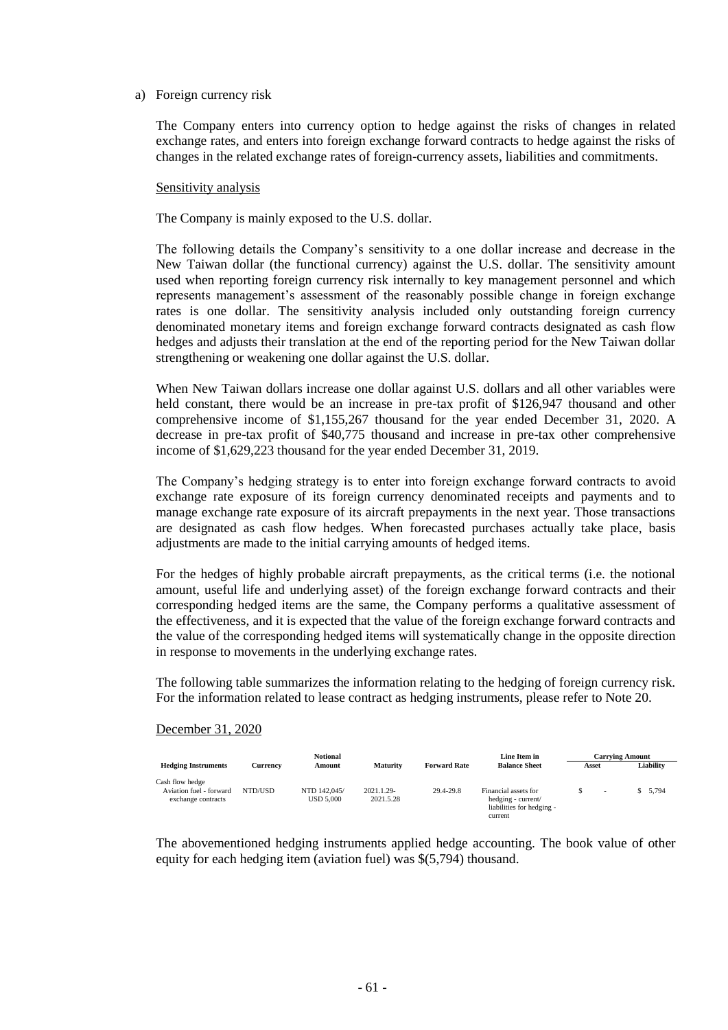a) Foreign currency risk

The Company enters into currency option to hedge against the risks of changes in related exchange rates, and enters into foreign exchange forward contracts to hedge against the risks of changes in the related exchange rates of foreign-currency assets, liabilities and commitments.

Sensitivity analysis

The Company is mainly exposed to the U.S. dollar.

The following details the Company's sensitivity to a one dollar increase and decrease in the New Taiwan dollar (the functional currency) against the U.S. dollar. The sensitivity amount used when reporting foreign currency risk internally to key management personnel and which represents management's assessment of the reasonably possible change in foreign exchange rates is one dollar. The sensitivity analysis included only outstanding foreign currency denominated monetary items and foreign exchange forward contracts designated as cash flow hedges and adjusts their translation at the end of the reporting period for the New Taiwan dollar strengthening or weakening one dollar against the U.S. dollar.

When New Taiwan dollars increase one dollar against U.S. dollars and all other variables were held constant, there would be an increase in pre-tax profit of $126,947 thousand and other comprehensive income of $1,155,267 thousand for the year ended December 31, 2020. A decrease in pre-tax profit of $40,775 thousand and increase in pre-tax other comprehensive income of $1,629,223 thousand for the year ended December 31, 2019.

The Company's hedging strategy is to enter into foreign exchange forward contracts to avoid exchange rate exposure of its foreign currency denominated receipts and payments and to manage exchange rate exposure of its aircraft prepayments in the next year. Those transactions are designated as cash flow hedges. When forecasted purchases actually take place, basis adjustments are made to the initial carrying amounts of hedged items.

For the hedges of highly probable aircraft prepayments, as the critical terms (i.e. the notional amount, useful life and underlying asset) of the foreign exchange forward contracts and their corresponding hedged items are the same, the Company performs a qualitative assessment of the effectiveness, and it is expected that the value of the foreign exchange forward contracts and the value of the corresponding hedged items will systematically change in the opposite direction in response to movements in the underlying exchange rates.

The following table summarizes the information relating to the hedging of foreign currency risk. For the information related to lease contract as hedging instruments, please refer to Note 20.

December 31, 2020

| Hedging Instruments | Currency | Notional Amount | Maturity | Forward Rate | Line Item in Balance Sheet | Carrying Amount | |
|---|---|---|---|---|---|---|---|
| | | | | | | Asset | Liability |
| Cash flow hedge | | | | | | | |
| Aviation fuel - forward exchange contracts | NTD/USD | NTD 142,045/ USD 5,000 | 2021.1.29-2021.5.28 | 29.4-29.8 | Financial assets for hedging - current/ liabilities for hedging - current | $ - | $ 5,794 |

The abovementioned hedging instruments applied hedge accounting. The book value of other equity for each hedging item (aviation fuel) was $(5,794) thousand.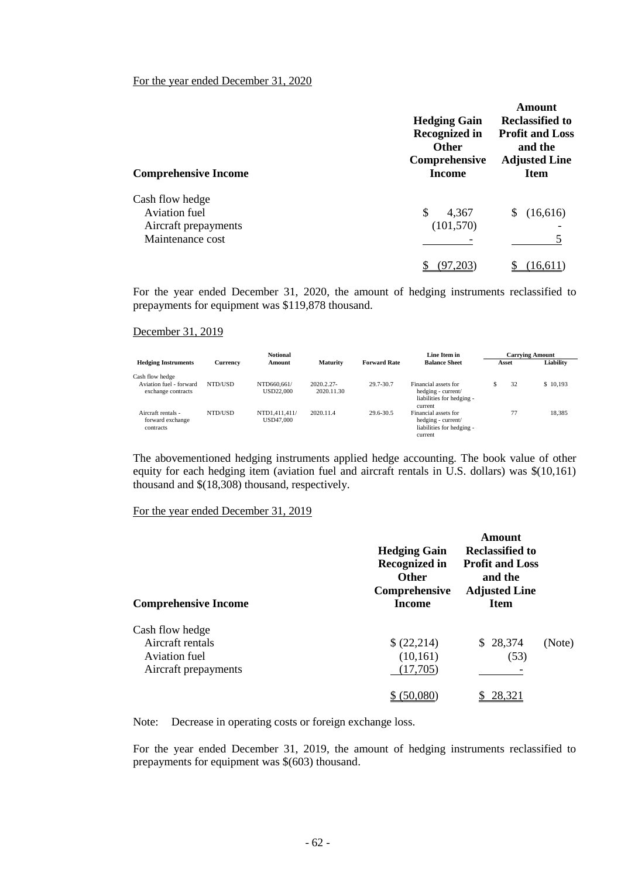For the year ended December 31, 2020

| Comprehensive Income | Hedging Gain Recognized in Other Comprehensive Income | Amount Reclassified to Profit and Loss and the Adjusted Line Item |
|---|---|---|
| Cash flow hedge | | |
| Aviation fuel | $ 4,367 | $ (16,616) |
| Aircraft prepayments | (101,570) | - |
| Maintenance cost | - | 5 |
| | $ (97,203) | $ (16,611) |

For the year ended December 31, 2020, the amount of hedging instruments reclassified to prepayments for equipment was $119,878 thousand.

December 31, 2019

| Hedging Instruments | Currency | Notional Amount | Maturity | Forward Rate | Line Item in Balance Sheet | Carrying Amount | |
|---|---|---|---|---|---|---|---|
| | | | | | | Asset | Liability |
| Cash flow hedge | | | | | | | |
| Aviation fuel - forward exchange contracts | NTD/USD | NTD660,661/ USD22,000 | 2020.2.27-2020.11.30 | 29.7-30.7 | Financial assets for hedging - current/ liabilities for hedging - current | $ 32 | $ 10,193 |
| Aircraft rentals - forward exchange contracts | NTD/USD | NTD1,411,411/ USD47,000 | 2020.11.4 | 29.6-30.5 | Financial assets for hedging - current/ liabilities for hedging - current | 77 | 18,385 |

The abovementioned hedging instruments applied hedge accounting. The book value of other equity for each hedging item (aviation fuel and aircraft rentals in U.S. dollars) was $(10,161) thousand and $(18,308) thousand, respectively.

For the year ended December 31, 2019

| Comprehensive Income | Hedging Gain Recognized in Other Comprehensive Income | Amount Reclassified to Profit and Loss and the Adjusted Line Item | |
|---|---|---|---|
| Cash flow hedge | | | |
| Aircraft rentals | $ (22,214) | $ 28,374 | (Note) |
| Aviation fuel | (10,161) | (53) | |
| Aircraft prepayments | (17,705) | - | |
| | $ (50,080) | $ 28,321 | |

Note: Decrease in operating costs or foreign exchange loss.

For the year ended December 31, 2019, the amount of hedging instruments reclassified to prepayments for equipment was $(603) thousand.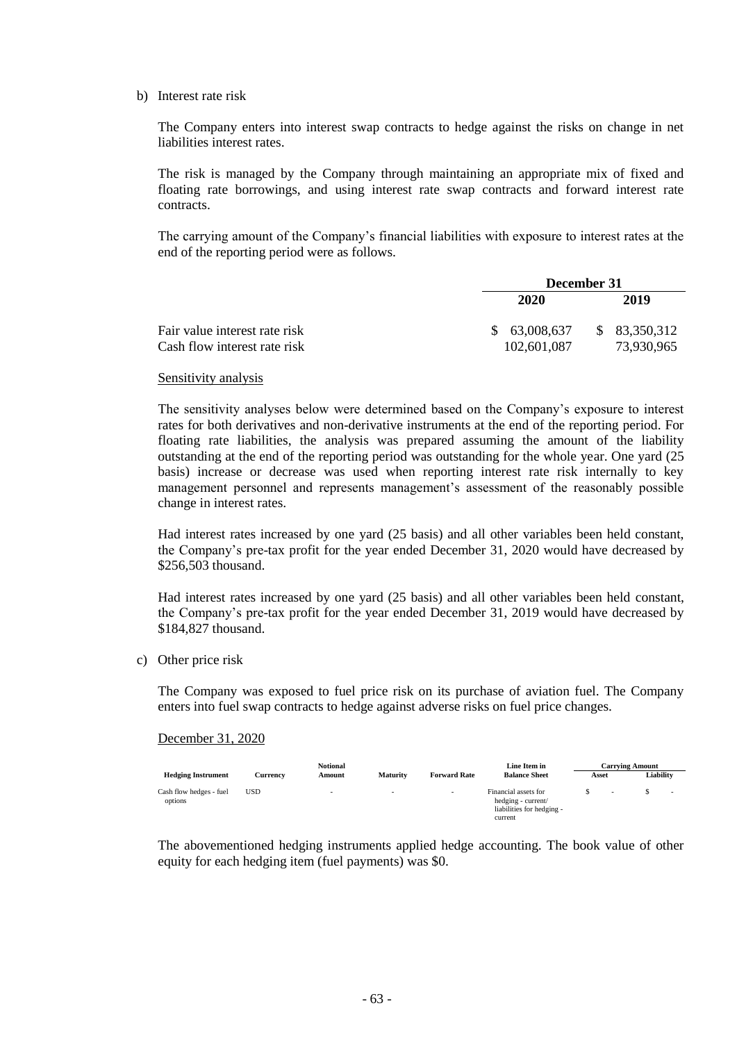b) Interest rate risk

The Company enters into interest swap contracts to hedge against the risks on change in net liabilities interest rates.

The risk is managed by the Company through maintaining an appropriate mix of fixed and floating rate borrowings, and using interest rate swap contracts and forward interest rate contracts.

The carrying amount of the Company's financial liabilities with exposure to interest rates at the end of the reporting period were as follows.

| | December 31 | |
|---|---|---|
| | 2020 | 2019 |
| Fair value interest rate risk | $ 63,008,637 | $ 83,350,312 |
| Cash flow interest rate risk | 102,601,087 | 73,930,965 |

Sensitivity analysis

The sensitivity analyses below were determined based on the Company's exposure to interest rates for both derivatives and non-derivative instruments at the end of the reporting period. For floating rate liabilities, the analysis was prepared assuming the amount of the liability outstanding at the end of the reporting period was outstanding for the whole year. One yard (25 basis) increase or decrease was used when reporting interest rate risk internally to key management personnel and represents management's assessment of the reasonably possible change in interest rates.

Had interest rates increased by one yard (25 basis) and all other variables been held constant, the Company's pre-tax profit for the year ended December 31, 2020 would have decreased by $256,503 thousand.

Had interest rates increased by one yard (25 basis) and all other variables been held constant, the Company's pre-tax profit for the year ended December 31, 2019 would have decreased by $184,827 thousand.

c) Other price risk

The Company was exposed to fuel price risk on its purchase of aviation fuel. The Company enters into fuel swap contracts to hedge against adverse risks on fuel price changes.

December 31, 2020

| Hedging Instrument | Currency | Notional Amount | Maturity | Forward Rate | Line Item in Balance Sheet | Carrying Amount | |
|---|---|---|---|---|---|---|---|
| | | | | | | Asset | Liability |
| Cash flow hedges - fuel options | USD | - | - | - | Financial assets for hedging - current/ liabilities for hedging - current | $ - | $ - |

The abovementioned hedging instruments applied hedge accounting. The book value of other equity for each hedging item (fuel payments) was $0.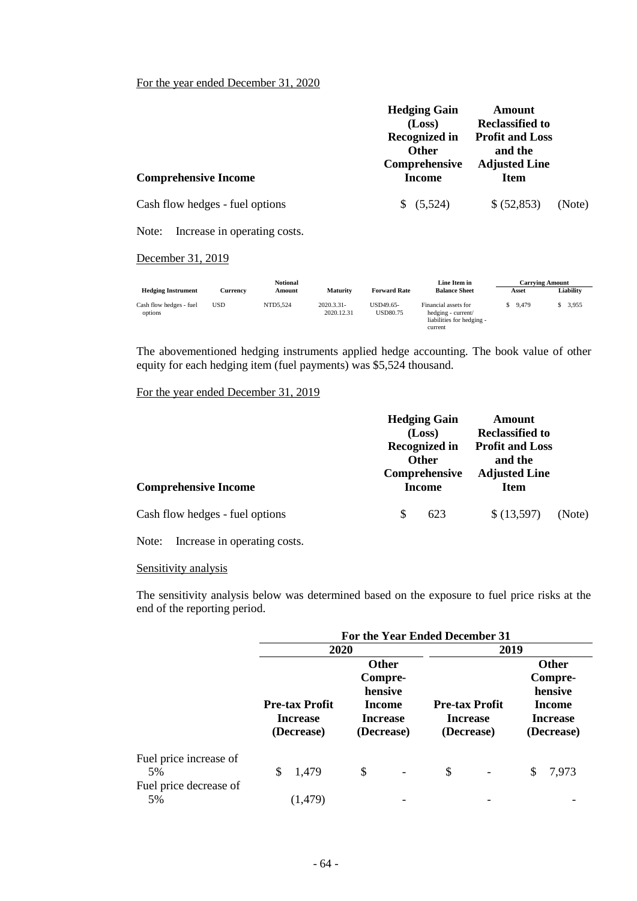For the year ended December 31, 2020

| Comprehensive Income | Hedging Gain (Loss) Recognized in Other Comprehensive Income | Amount Reclassified to Profit and Loss and the Adjusted Line Item | |
|---|---|---|---|
| Cash flow hedges - fuel options | $ (5,524) | $ (52,853) | (Note) |

Note: Increase in operating costs.

December 31, 2019

| Hedging Instrument | Currency | Notional Amount | Maturity | Forward Rate | Line Item in Balance Sheet | Carrying Amount | |
|---|---|---|---|---|---|---|---|
| | | | | | | Asset | Liability |
| Cash flow hedges - fuel options | USD | NTD5,524 | 2020.3.31-2020.12.31 | USD49.65-USD80.75 | Financial assets for hedging - current/ liabilities for hedging - current | $ 9,479 | $ 3,955 |

The abovementioned hedging instruments applied hedge accounting. The book value of other equity for each hedging item (fuel payments) was $5,524 thousand.

For the year ended December 31, 2019

| Comprehensive Income | Hedging Gain (Loss) Recognized in Other Comprehensive Income | Amount Reclassified to Profit and Loss and the Adjusted Line Item | |
|---|---|---|---|
| Cash flow hedges - fuel options | $ 623 | $ (13,597) | (Note) |

Note: Increase in operating costs.

Sensitivity analysis

The sensitivity analysis below was determined based on the exposure to fuel price risks at the end of the reporting period.

| | For the Year Ended December 31 | | | |
|---|---|---|---|---|
| | 2020 | | 2019 | |
| | Pre-tax Profit Increase (Decrease) | Other Compre-hensive Income Increase (Decrease) | Pre-tax Profit Increase (Decrease) | Other Compre-hensive Income Increase (Decrease) |
| Fuel price increase of 5% | $ 1,479 | $ - | $ - | $ 7,973 |
| Fuel price decrease of 5% | (1,479) | - | - | - |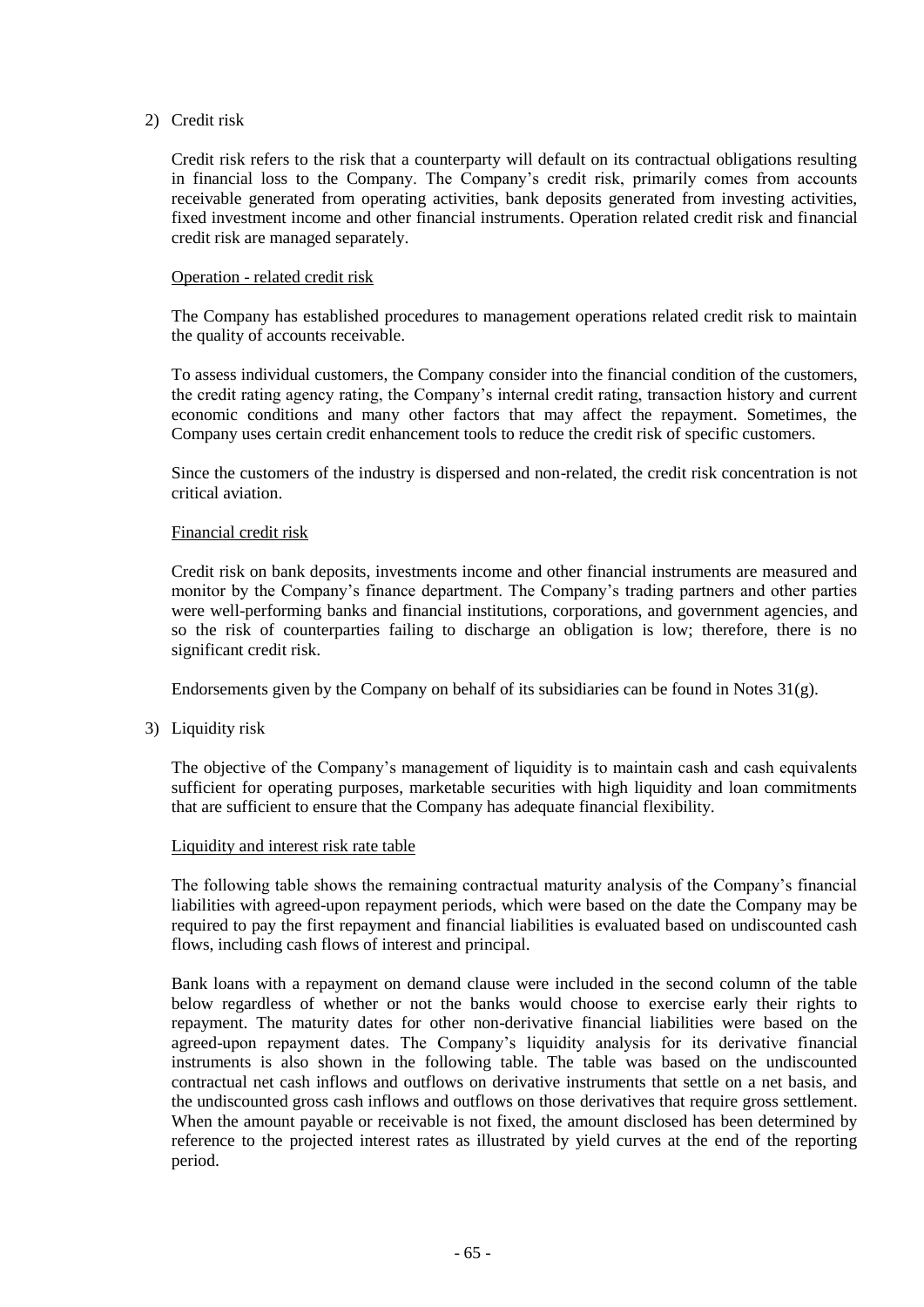2) Credit risk

Credit risk refers to the risk that a counterparty will default on its contractual obligations resulting in financial loss to the Company. The Company's credit risk, primarily comes from accounts receivable generated from operating activities, bank deposits generated from investing activities, fixed investment income and other financial instruments. Operation related credit risk and financial credit risk are managed separately.

Operation - related credit risk

The Company has established procedures to management operations related credit risk to maintain the quality of accounts receivable.

To assess individual customers, the Company consider into the financial condition of the customers, the credit rating agency rating, the Company's internal credit rating, transaction history and current economic conditions and many other factors that may affect the repayment. Sometimes, the Company uses certain credit enhancement tools to reduce the credit risk of specific customers.

Since the customers of the industry is dispersed and non-related, the credit risk concentration is not critical aviation.

Financial credit risk

Credit risk on bank deposits, investments income and other financial instruments are measured and monitor by the Company's finance department. The Company's trading partners and other parties were well-performing banks and financial institutions, corporations, and government agencies, and so the risk of counterparties failing to discharge an obligation is low; therefore, there is no significant credit risk.

Endorsements given by the Company on behalf of its subsidiaries can be found in Notes 31(g).

3) Liquidity risk

The objective of the Company's management of liquidity is to maintain cash and cash equivalents sufficient for operating purposes, marketable securities with high liquidity and loan commitments that are sufficient to ensure that the Company has adequate financial flexibility.

Liquidity and interest risk rate table

The following table shows the remaining contractual maturity analysis of the Company's financial liabilities with agreed-upon repayment periods, which were based on the date the Company may be required to pay the first repayment and financial liabilities is evaluated based on undiscounted cash flows, including cash flows of interest and principal.

Bank loans with a repayment on demand clause were included in the second column of the table below regardless of whether or not the banks would choose to exercise early their rights to repayment. The maturity dates for other non-derivative financial liabilities were based on the agreed-upon repayment dates. The Company's liquidity analysis for its derivative financial instruments is also shown in the following table. The table was based on the undiscounted contractual net cash inflows and outflows on derivative instruments that settle on a net basis, and the undiscounted gross cash inflows and outflows on those derivatives that require gross settlement. When the amount payable or receivable is not fixed, the amount disclosed has been determined by reference to the projected interest rates as illustrated by yield curves at the end of the reporting period.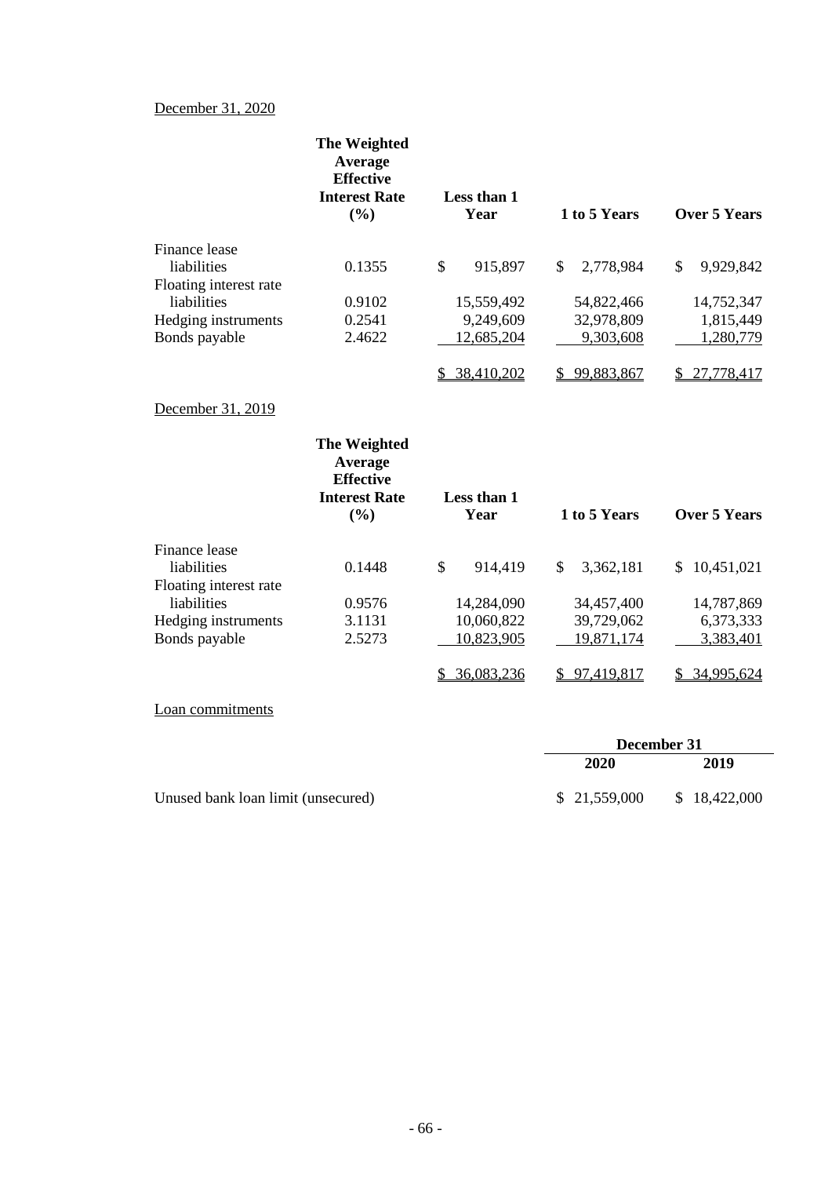December 31, 2020

| | The Weighted Average Effective Interest Rate (%) | Less than 1 Year | 1 to 5 Years | Over 5 Years |
|---|---|---|---|---|
| Finance lease liabilities | 0.1355 | $ 915,897 | $ 2,778,984 | $ 9,929,842 |
| Floating interest rate liabilities | 0.9102 | 15,559,492 | 54,822,466 | 14,752,347 |
| Hedging instruments | 0.2541 | 9,249,609 | 32,978,809 | 1,815,449 |
| Bonds payable | 2.4622 | 12,685,204 | 9,303,608 | 1,280,779 |
| | | $ 38,410,202 | $ 99,883,867 | $ 27,778,417 |

December 31, 2019

| | The Weighted Average Effective Interest Rate (%) | Less than 1 Year | 1 to 5 Years | Over 5 Years |
|---|---|---|---|---|
| Finance lease liabilities | 0.1448 | $ 914,419 | $ 3,362,181 | $ 10,451,021 |
| Floating interest rate liabilities | 0.9576 | 14,284,090 | 34,457,400 | 14,787,869 |
| Hedging instruments | 3.1131 | 10,060,822 | 39,729,062 | 6,373,333 |
| Bonds payable | 2.5273 | 10,823,905 | 19,871,174 | 3,383,401 |
| | | $ 36,083,236 | $ 97,419,817 | $ 34,995,624 |

Loan commitments

| | December 31 | |
|---|---|---|
| | 2020 | 2019 |
| Unused bank loan limit (unsecured) | $ 21,559,000 | $ 18,422,000 |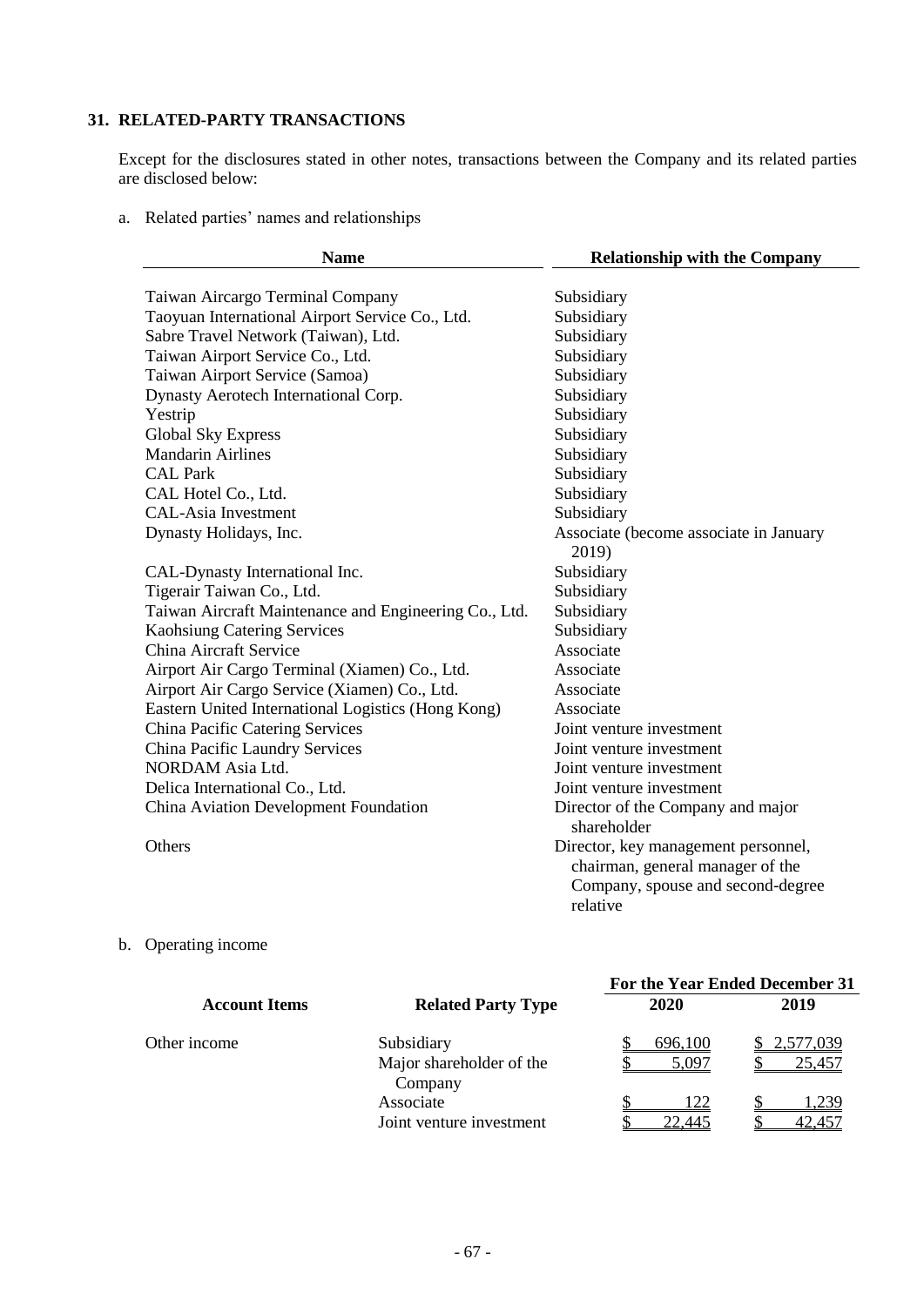## 31. RELATED-PARTY TRANSACTIONS

Except for the disclosures stated in other notes, transactions between the Company and its related parties are disclosed below:

a. Related parties' names and relationships

| Name | Relationship with the Company |
|---|---|
| Taiwan Aircargo Terminal Company | Subsidiary |
| Taoyuan International Airport Service Co., Ltd. | Subsidiary |
| Sabre Travel Network (Taiwan), Ltd. | Subsidiary |
| Taiwan Airport Service Co., Ltd. | Subsidiary |
| Taiwan Airport Service (Samoa) | Subsidiary |
| Dynasty Aerotech International Corp. | Subsidiary |
| Yestrip | Subsidiary |
| Global Sky Express | Subsidiary |
| Mandarin Airlines | Subsidiary |
| CAL Park | Subsidiary |
| CAL Hotel Co., Ltd. | Subsidiary |
| CAL-Asia Investment | Subsidiary |
| Dynasty Holidays, Inc. | Associate (become associate in January 2019) |
| CAL-Dynasty International Inc. | Subsidiary |
| Tigerair Taiwan Co., Ltd. | Subsidiary |
| Taiwan Aircraft Maintenance and Engineering Co., Ltd. | Subsidiary |
| Kaohsiung Catering Services | Subsidiary |
| China Aircraft Service | Associate |
| Airport Air Cargo Terminal (Xiamen) Co., Ltd. | Associate |
| Airport Air Cargo Service (Xiamen) Co., Ltd. | Associate |
| Eastern United International Logistics (Hong Kong) | Associate |
| China Pacific Catering Services | Joint venture investment |
| China Pacific Laundry Services | Joint venture investment |
| NORDAM Asia Ltd. | Joint venture investment |
| Delica International Co., Ltd. | Joint venture investment |
| China Aviation Development Foundation | Director of the Company and major shareholder |
| Others | Director, key management personnel, chairman, general manager of the Company, spouse and second-degree relative |

b. Operating income

| Account Items | Related Party Type | For the Year Ended December 31 2020 | 2019 |
|---|---|---|---|
| Other income | Subsidiary | $ 696,100 | $ 2,577,039 |
| | Major shareholder of the Company | $ 5,097 | $ 25,457 |
| | Associate | $ 122 | $ 1,239 |
| | Joint venture investment | $ 22,445 | $ 42,457 |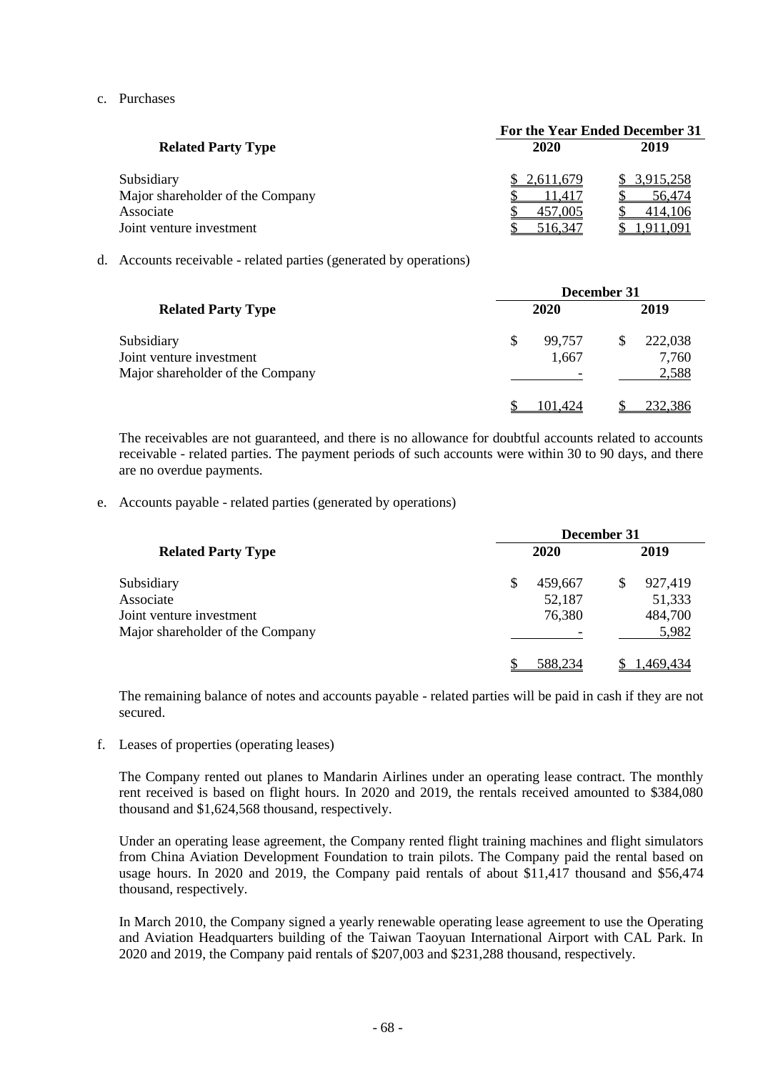c. Purchases

| Related Party Type | For the Year Ended December 31 | |
|---|---|---|
| | 2020 | 2019 |
| Subsidiary | $ 2,611,679 | $ 3,915,258 |
| Major shareholder of the Company | $ 11,417 | $ 56,474 |
| Associate | $ 457,005 | $ 414,106 |
| Joint venture investment | $ 516,347 | $ 1,911,091 |

d. Accounts receivable - related parties (generated by operations)

| Related Party Type | December 31 | |
|---|---|---|
| | 2020 | 2019 |
| Subsidiary | $ 99,757 | $ 222,038 |
| Joint venture investment | 1,667 | 7,760 |
| Major shareholder of the Company | - | 2,588 |
| | $ 101,424 | $ 232,386 |

The receivables are not guaranteed, and there is no allowance for doubtful accounts related to accounts receivable - related parties. The payment periods of such accounts were within 30 to 90 days, and there are no overdue payments.

e. Accounts payable - related parties (generated by operations)

| Related Party Type | December 31 | |
|---|---|---|
| | 2020 | 2019 |
| Subsidiary | $ 459,667 | $ 927,419 |
| Associate | 52,187 | 51,333 |
| Joint venture investment | 76,380 | 484,700 |
| Major shareholder of the Company | - | 5,982 |
| | $ 588,234 | $ 1,469,434 |

The remaining balance of notes and accounts payable - related parties will be paid in cash if they are not secured.

f. Leases of properties (operating leases)

The Company rented out planes to Mandarin Airlines under an operating lease contract. The monthly rent received is based on flight hours. In 2020 and 2019, the rentals received amounted to $384,080 thousand and $1,624,568 thousand, respectively.

Under an operating lease agreement, the Company rented flight training machines and flight simulators from China Aviation Development Foundation to train pilots. The Company paid the rental based on usage hours. In 2020 and 2019, the Company paid rentals of about $11,417 thousand and $56,474 thousand, respectively.

In March 2010, the Company signed a yearly renewable operating lease agreement to use the Operating and Aviation Headquarters building of the Taiwan Taoyuan International Airport with CAL Park. In 2020 and 2019, the Company paid rentals of $207,003 and $231,288 thousand, respectively.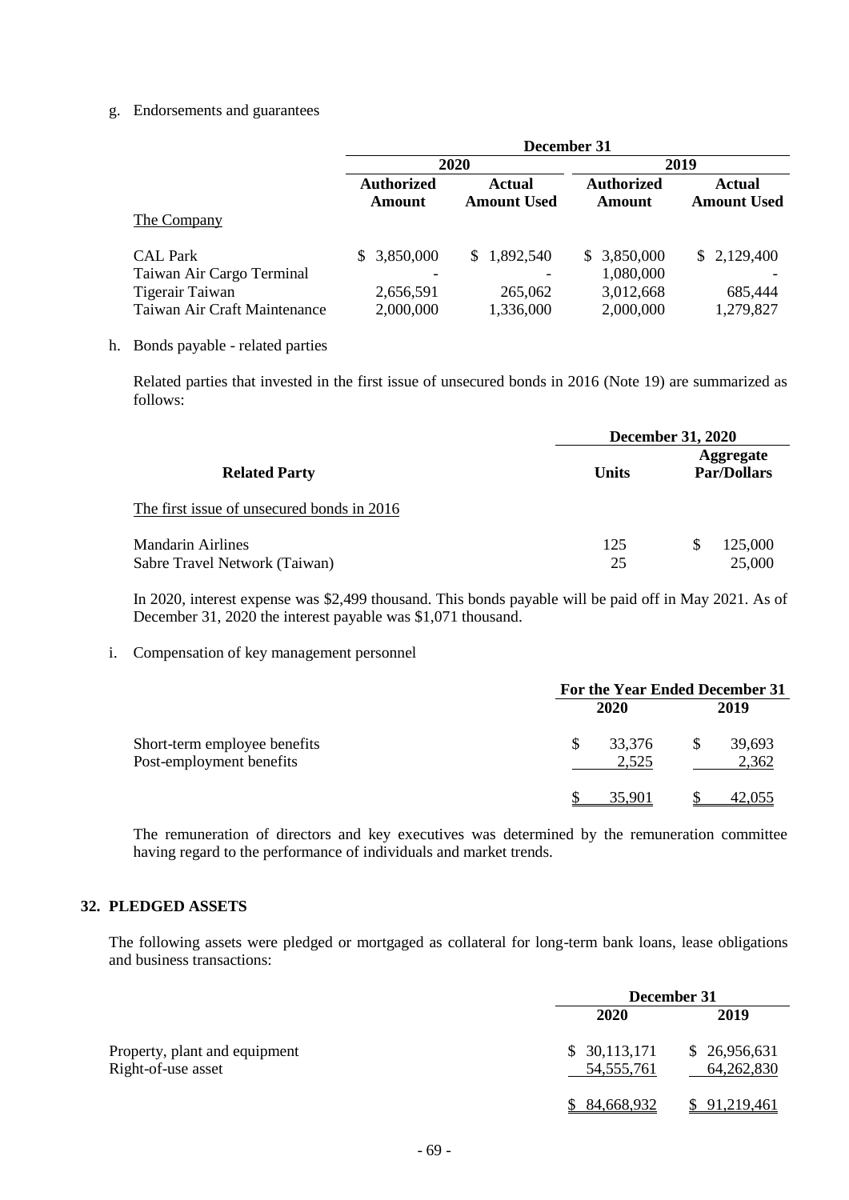g. Endorsements and guarantees

| | December 31 | | | |
|---|---|---|---|---|
| | 2020 | | 2019 | |
| | Authorized Amount | Actual Amount Used | Authorized Amount | Actual Amount Used |
| The Company | | | | |
| CAL Park | $ 3,850,000 | $ 1,892,540 | $ 3,850,000 | $ 2,129,400 |
| Taiwan Air Cargo Terminal | - | - | 1,080,000 | - |
| Tigerair Taiwan | 2,656,591 | 265,062 | 3,012,668 | 685,444 |
| Taiwan Air Craft Maintenance | 2,000,000 | 1,336,000 | 2,000,000 | 1,279,827 |

h. Bonds payable - related parties

Related parties that invested in the first issue of unsecured bonds in 2016 (Note 19) are summarized as follows:

| | December 31, 2020 | |
|---|---|---|
| Related Party | Units | Aggregate Par/Dollars |
| The first issue of unsecured bonds in 2016 | | |
| Mandarin Airlines | 125 | $ 125,000 |
| Sabre Travel Network (Taiwan) | 25 | 25,000 |

In 2020, interest expense was $2,499 thousand. This bonds payable will be paid off in May 2021. As of December 31, 2020 the interest payable was $1,071 thousand.

i. Compensation of key management personnel

| | For the Year Ended December 31 | |
|---|---|---|
| | 2020 | 2019 |
| Short-term employee benefits | $ 33,376 | $ 39,693 |
| Post-employment benefits | 2,525 | 2,362 |
| | $ 35,901 | $ 42,055 |

The remuneration of directors and key executives was determined by the remuneration committee having regard to the performance of individuals and market trends.

## 32. PLEDGED ASSETS

The following assets were pledged or mortgaged as collateral for long-term bank loans, lease obligations and business transactions:

| | December 31 | |
|---|---|---|
| | 2020 | 2019 |
| Property, plant and equipment | $ 30,113,171 | $ 26,956,631 |
| Right-of-use asset | 54,555,761 | 64,262,830 |
| | $ 84,668,932 | $ 91,219,461 |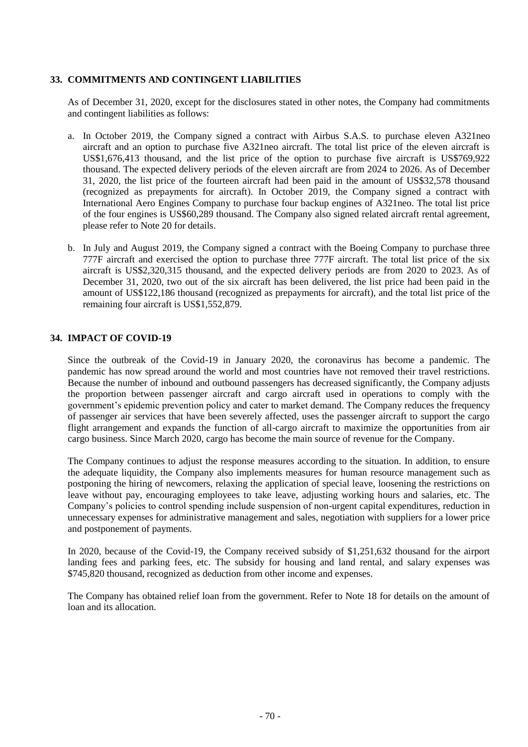## 33. COMMITMENTS AND CONTINGENT LIABILITIES

As of December 31, 2020, except for the disclosures stated in other notes, the Company had commitments and contingent liabilities as follows:

a. In October 2019, the Company signed a contract with Airbus S.A.S. to purchase eleven A321neo aircraft and an option to purchase five A321neo aircraft. The total list price of the eleven aircraft is US$1,676,413 thousand, and the list price of the option to purchase five aircraft is US$769,922 thousand. The expected delivery periods of the eleven aircraft are from 2024 to 2026. As of December 31, 2020, the list price of the fourteen aircraft had been paid in the amount of US$32,578 thousand (recognized as prepayments for aircraft). In October 2019, the Company signed a contract with International Aero Engines Company to purchase four backup engines of A321neo. The total list price of the four engines is US$60,289 thousand. The Company also signed related aircraft rental agreement, please refer to Note 20 for details.

b. In July and August 2019, the Company signed a contract with the Boeing Company to purchase three 777F aircraft and exercised the option to purchase three 777F aircraft. The total list price of the six aircraft is US$2,320,315 thousand, and the expected delivery periods are from 2020 to 2023. As of December 31, 2020, two out of the six aircraft has been delivered, the list price had been paid in the amount of US$122,186 thousand (recognized as prepayments for aircraft), and the total list price of the remaining four aircraft is US$1,552,879.

## 34. IMPACT OF COVID-19

Since the outbreak of the Covid-19 in January 2020, the coronavirus has become a pandemic. The pandemic has now spread around the world and most countries have not removed their travel restrictions. Because the number of inbound and outbound passengers has decreased significantly, the Company adjusts the proportion between passenger aircraft and cargo aircraft used in operations to comply with the government's epidemic prevention policy and cater to market demand. The Company reduces the frequency of passenger air services that have been severely affected, uses the passenger aircraft to support the cargo flight arrangement and expands the function of all-cargo aircraft to maximize the opportunities from air cargo business. Since March 2020, cargo has become the main source of revenue for the Company.

The Company continues to adjust the response measures according to the situation. In addition, to ensure the adequate liquidity, the Company also implements measures for human resource management such as postponing the hiring of newcomers, relaxing the application of special leave, loosening the restrictions on leave without pay, encouraging employees to take leave, adjusting working hours and salaries, etc. The Company's policies to control spending include suspension of non-urgent capital expenditures, reduction in unnecessary expenses for administrative management and sales, negotiation with suppliers for a lower price and postponement of payments.

In 2020, because of the Covid-19, the Company received subsidy of $1,251,632 thousand for the airport landing fees and parking fees, etc. The subsidy for housing and land rental, and salary expenses was $745,820 thousand, recognized as deduction from other income and expenses.

The Company has obtained relief loan from the government. Refer to Note 18 for details on the amount of loan and its allocation.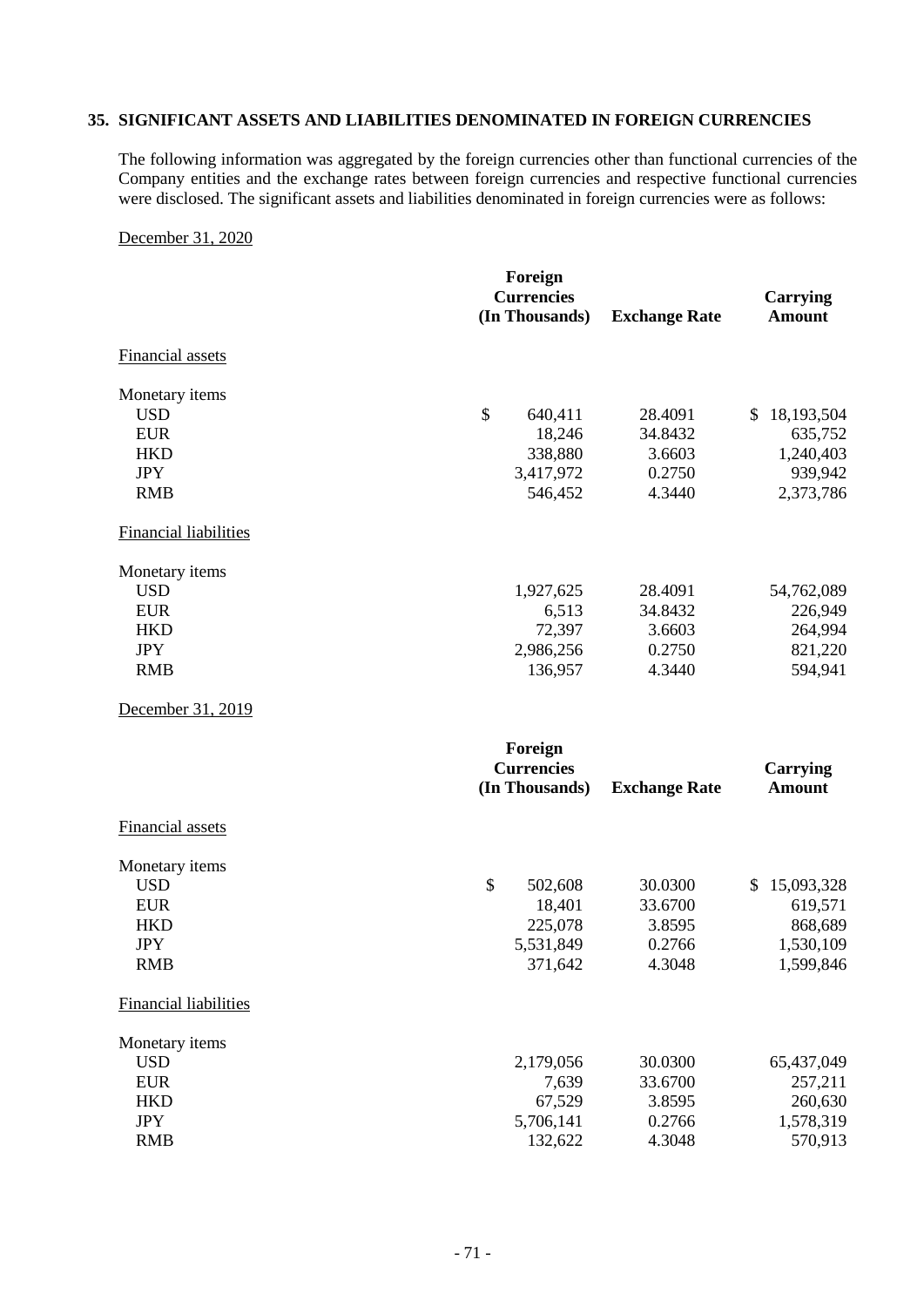## 35. SIGNIFICANT ASSETS AND LIABILITIES DENOMINATED IN FOREIGN CURRENCIES

The following information was aggregated by the foreign currencies other than functional currencies of the Company entities and the exchange rates between foreign currencies and respective functional currencies were disclosed. The significant assets and liabilities denominated in foreign currencies were as follows:

December 31, 2020

| | Foreign Currencies (In Thousands) | Exchange Rate | Carrying Amount |
|---|---|---|---|
| Financial assets | | | |
| Monetary items | | | |
| USD | $ 640,411 | 28.4091 | $ 18,193,504 |
| EUR | 18,246 | 34.8432 | 635,752 |
| HKD | 338,880 | 3.6603 | 1,240,403 |
| JPY | 3,417,972 | 0.2750 | 939,942 |
| RMB | 546,452 | 4.3440 | 2,373,786 |
| Financial liabilities | | | |
| Monetary items | | | |
| USD | 1,927,625 | 28.4091 | 54,762,089 |
| EUR | 6,513 | 34.8432 | 226,949 |
| HKD | 72,397 | 3.6603 | 264,994 |
| JPY | 2,986,256 | 0.2750 | 821,220 |
| RMB | 136,957 | 4.3440 | 594,941 |

December 31, 2019

| | Foreign Currencies (In Thousands) | Exchange Rate | Carrying Amount |
|---|---|---|---|
| Financial assets | | | |
| Monetary items | | | |
| USD | $ 502,608 | 30.0300 | $ 15,093,328 |
| EUR | 18,401 | 33.6700 | 619,571 |
| HKD | 225,078 | 3.8595 | 868,689 |
| JPY | 5,531,849 | 0.2766 | 1,530,109 |
| RMB | 371,642 | 4.3048 | 1,599,846 |
| Financial liabilities | | | |
| Monetary items | | | |
| USD | 2,179,056 | 30.0300 | 65,437,049 |
| EUR | 7,639 | 33.6700 | 257,211 |
| HKD | 67,529 | 3.8595 | 260,630 |
| JPY | 5,706,141 | 0.2766 | 1,578,319 |
| RMB | 132,622 | 4.3048 | 570,913 |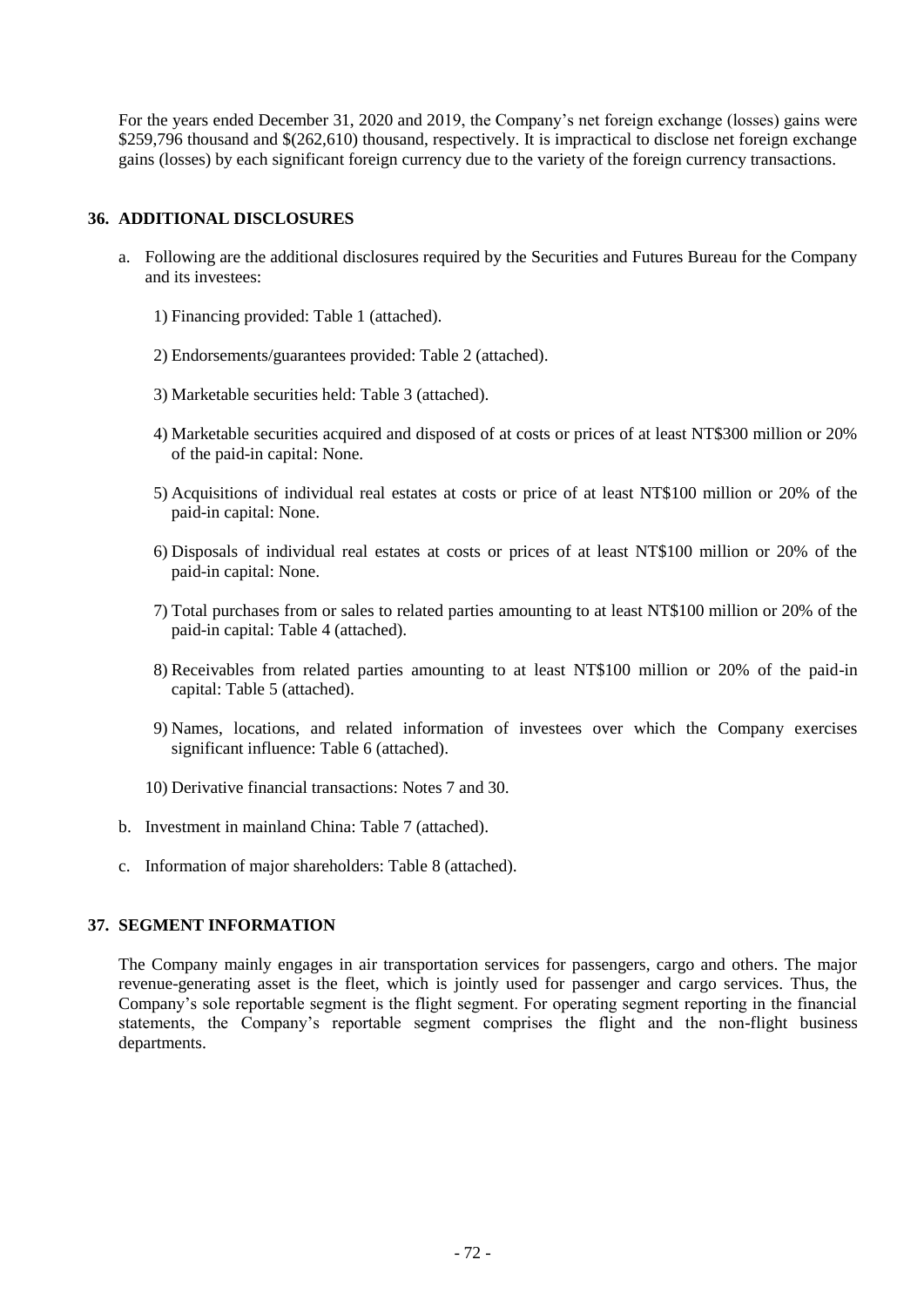For the years ended December 31, 2020 and 2019, the Company's net foreign exchange (losses) gains were \$259,796 thousand and \$(262,610) thousand, respectively. It is impractical to disclose net foreign exchange gains (losses) by each significant foreign currency due to the variety of the foreign currency transactions.

## 36. ADDITIONAL DISCLOSURES

a. Following are the additional disclosures required by the Securities and Futures Bureau for the Company and its investees:

   1) Financing provided: Table 1 (attached).

   2) Endorsements/guarantees provided: Table 2 (attached).

   3) Marketable securities held: Table 3 (attached).

   4) Marketable securities acquired and disposed of at costs or prices of at least NT\$300 million or 20% of the paid-in capital: None.

   5) Acquisitions of individual real estates at costs or price of at least NT\$100 million or 20% of the paid-in capital: None.

   6) Disposals of individual real estates at costs or prices of at least NT\$100 million or 20% of the paid-in capital: None.

   7) Total purchases from or sales to related parties amounting to at least NT\$100 million or 20% of the paid-in capital: Table 4 (attached).

   8) Receivables from related parties amounting to at least NT\$100 million or 20% of the paid-in capital: Table 5 (attached).

   9) Names, locations, and related information of investees over which the Company exercises significant influence: Table 6 (attached).

   10) Derivative financial transactions: Notes 7 and 30.

b. Investment in mainland China: Table 7 (attached).

c. Information of major shareholders: Table 8 (attached).

## 37. SEGMENT INFORMATION

The Company mainly engages in air transportation services for passengers, cargo and others. The major revenue-generating asset is the fleet, which is jointly used for passenger and cargo services. Thus, the Company's sole reportable segment is the flight segment. For operating segment reporting in the financial statements, the Company's reportable segment comprises the flight and the non-flight business departments.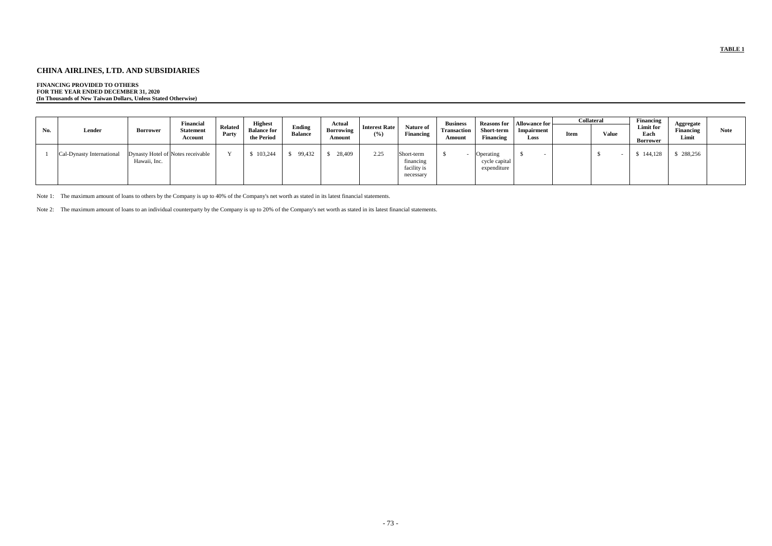**TABLE 1**

# CHINA AIRLINES, LTD. AND SUBSIDIARIES

**FINANCING PROVIDED TO OTHERS**
**FOR THE YEAR ENDED DECEMBER 31, 2020**
**(In Thousands of New Taiwan Dollars, Unless Stated Otherwise)**

| No. | Lender | Borrower | Financial Statement Account | Related Party | Highest Balance for the Period | Ending Balance | Actual Borrowing Amount | Interest Rate (%) | Nature of Financing | Business Transaction Amount | Reasons for Short-term Financing | Allowance for Impairment Loss | Collateral | | Financing Limit for Each Borrower | Aggregate Financing Limit | Note |
|---|---|---|---|---|---|---|---|---|---|---|---|---|---|---|---|---|---|
| | | | | | | | | | | | | | Item | Value | | | |
| 1 | Cal-Dynasty International | Dynasty Hotel of Hawaii, Inc. | Notes receivable | Y | $ 103,244 | $ 99,432 | $ 28,409 | 2.25 | Short-term financing facility is necessary | $ - | Operating cycle capital expenditure | $ - | | $ - | $ 144,128 | $ 288,256 | |

Note 1: The maximum amount of loans to others by the Company is up to 40% of the Company's net worth as stated in its latest financial statements.

Note 2: The maximum amount of loans to an individual counterparty by the Company is up to 20% of the Company's net worth as stated in its latest financial statements.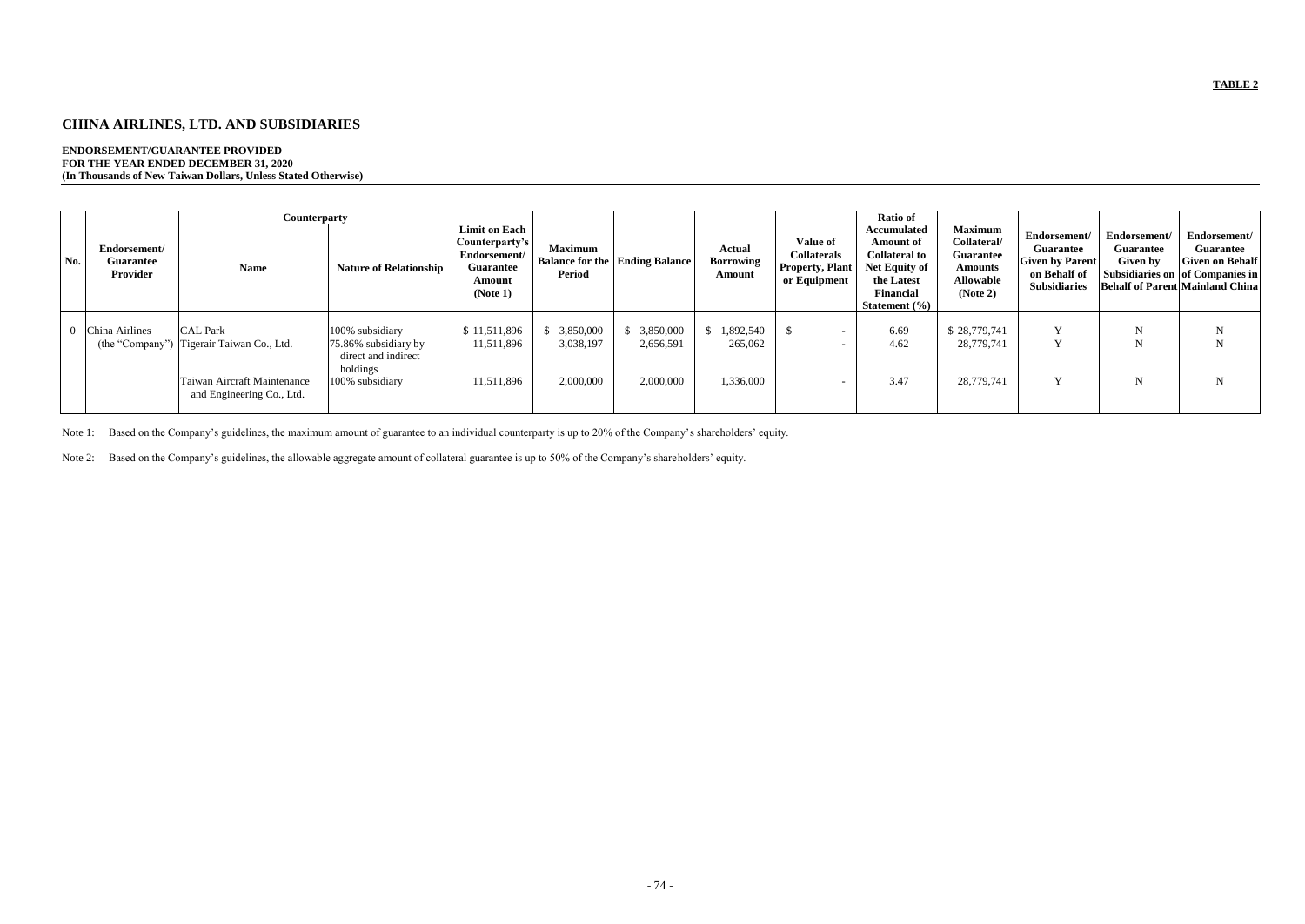**TABLE 2**

# CHINA AIRLINES, LTD. AND SUBSIDIARIES

**ENDORSEMENT/GUARANTEE PROVIDED**
**FOR THE YEAR ENDED DECEMBER 31, 2020**
**(In Thousands of New Taiwan Dollars, Unless Stated Otherwise)**

| No. | Endorsement/ Guarantee Provider | Counterparty | | Limit on Each Counterparty's Endorsement/ Guarantee Amount (Note 1) | Maximum Balance for the Period | Ending Balance | Actual Borrowing Amount | Value of Collaterals Property, Plant or Equipment | Ratio of Accumulated Amount of Collateral to Net Equity of the Latest Financial Statement (%) | Maximum Collateral/ Guarantee Amounts Allowable (Note 2) | Endorsement/ Guarantee Given by Parent on Behalf of Subsidiaries | Endorsement/ Guarantee Given by Subsidiaries on Behalf of Parent | Endorsement/ Guarantee Given on Behalf of Companies in Mainland China |
|---|---|---|---|---|---|---|---|---|---|---|---|---|---|
| | | Name | Nature of Relationship | | | | | | | | | | |
| 0 | China Airlines (the "Company") | CAL Park | 100% subsidiary | $ 11,511,896 | $ 3,850,000 | $ 3,850,000 | $ 1,892,540 | $ - | 6.69 | $ 28,779,741 | Y | N | N |
| | | Tigerair Taiwan Co., Ltd. | 75.86% subsidiary by direct and indirect holdings | 11,511,896 | 3,038,197 | 2,656,591 | 265,062 | - | 4.62 | 28,779,741 | Y | N | N |
| | | Taiwan Aircraft Maintenance and Engineering Co., Ltd. | 100% subsidiary | 11,511,896 | 2,000,000 | 2,000,000 | 1,336,000 | - | 3.47 | 28,779,741 | Y | N | N |

Note 1: Based on the Company's guidelines, the maximum amount of guarantee to an individual counterparty is up to 20% of the Company's shareholders' equity.

Note 2: Based on the Company's guidelines, the allowable aggregate amount of collateral guarantee is up to 50% of the Company's shareholders' equity.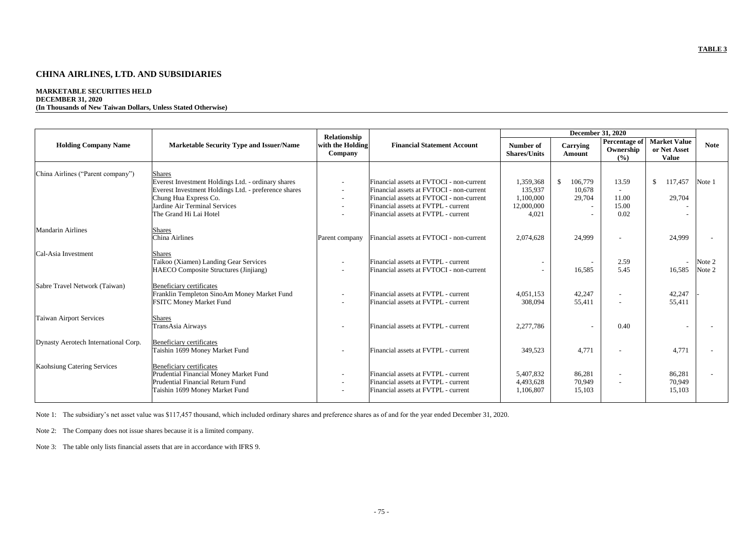**TABLE 3**

# CHINA AIRLINES, LTD. AND SUBSIDIARIES

**MARKETABLE SECURITIES HELD**
**DECEMBER 31, 2020**
**(In Thousands of New Taiwan Dollars, Unless Stated Otherwise)**

| Holding Company Name | Marketable Security Type and Issuer/Name | Relationship with the Holding Company | Financial Statement Account | December 31, 2020 | | | | Note |
|---|---|---|---|---|---|---|---|---|
| | | | | Number of Shares/Units | Carrying Amount | Percentage of Ownership (%) | Market Value or Net Asset Value | |
| China Airlines ("Parent company") | Shares | | | | | | | |
| | Everest Investment Holdings Ltd. - ordinary shares | - | Financial assets at FVTOCI - non-current | 1,359,368 | $ 106,779 | 13.59 | $ 117,457 | Note 1 |
| | Everest Investment Holdings Ltd. - preference shares | - | Financial assets at FVTOCI - non-current | 135,937 | 10,678 | - | | |
| | Chung Hua Express Co. | - | Financial assets at FVTOCI - non-current | 1,100,000 | 29,704 | 11.00 | 29,704 | |
| | Jardine Air Terminal Services | - | Financial assets at FVTPL - current | 12,000,000 | - | 15.00 | - | |
| | The Grand Hi Lai Hotel | - | Financial assets at FVTPL - current | 4,021 | - | 0.02 | - | |
| Mandarin Airlines | Shares | | | | | | | |
| | China Airlines | Parent company | Financial assets at FVTOCI - non-current | 2,074,628 | 24,999 | - | 24,999 | - |
| Cal-Asia Investment | Shares | | | | | | | |
| | Taikoo (Xiamen) Landing Gear Services | - | Financial assets at FVTPL - current | - | - | 2.59 | - | Note 2 |
| | HAECO Composite Structures (Jinjiang) | - | Financial assets at FVTOCI - non-current | - | 16,585 | 5.45 | 16,585 | Note 2 |
| Sabre Travel Network (Taiwan) | Beneficiary certificates | | | | | | | |
| | Franklin Templeton SinoAm Money Market Fund | - | Financial assets at FVTPL - current | 4,051,153 | 42,247 | - | 42,247 | - |
| | FSITC Money Market Fund | - | Financial assets at FVTPL - current | 308,094 | 55,411 | - | 55,411 | |
| Taiwan Airport Services | Shares | | | | | | | |
| | TransAsia Airways | - | Financial assets at FVTPL - current | 2,277,786 | - | 0.40 | - | - |
| Dynasty Aerotech International Corp. | Beneficiary certificates | | | | | | | |
| | Taishin 1699 Money Market Fund | - | Financial assets at FVTPL - current | 349,523 | 4,771 | - | 4,771 | - |
| Kaohsiung Catering Services | Beneficiary certificates | | | | | | | |
| | Prudential Financial Money Market Fund | - | Financial assets at FVTPL - current | 5,407,832 | 86,281 | - | 86,281 | - |
| | Prudential Financial Return Fund | - | Financial assets at FVTPL - current | 4,493,628 | 70,949 | - | 70,949 | |
| | Taishin 1699 Money Market Fund | - | Financial assets at FVTPL - current | 1,106,807 | 15,103 | | 15,103 | |

Note 1: The subsidiary's net asset value was $117,457 thousand, which included ordinary shares and preference shares as of and for the year ended December 31, 2020.

Note 2: The Company does not issue shares because it is a limited company.

Note 3: The table only lists financial assets that are in accordance with IFRS 9.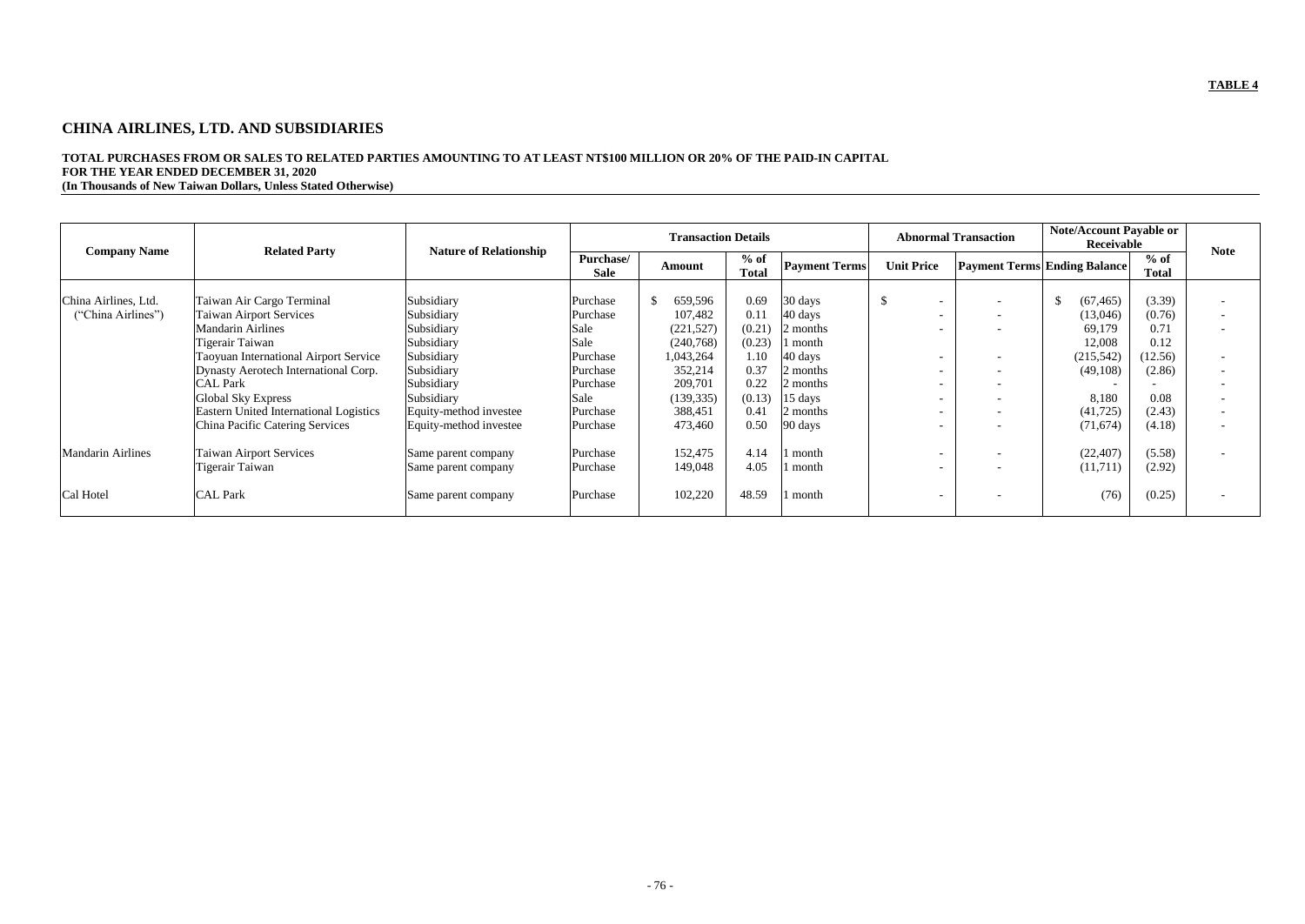**TABLE 4**

## CHINA AIRLINES, LTD. AND SUBSIDIARIES

**TOTAL PURCHASES FROM OR SALES TO RELATED PARTIES AMOUNTING TO AT LEAST NT$100 MILLION OR 20% OF THE PAID-IN CAPITAL**
**FOR THE YEAR ENDED DECEMBER 31, 2020**
**(In Thousands of New Taiwan Dollars, Unless Stated Otherwise)**

| Company Name | Related Party | Nature of Relationship | Transaction Details | | | | Abnormal Transaction | | Note/Account Payable or Receivable | | Note |
|---|---|---|---|---|---|---|---|---|---|---|---|
| | | | Purchase/ Sale | Amount | % of Total | Payment Terms | Unit Price | Payment Terms | Ending Balance | % of Total | |
| China Airlines, Ltd. ("China Airlines") | Taiwan Air Cargo Terminal | Subsidiary | Purchase | $ 659,596 | 0.69 | 30 days | $ - | - | $ (67,465) | (3.39) | - |
| | Taiwan Airport Services | Subsidiary | Purchase | 107,482 | 0.11 | 40 days | - | - | (13,046) | (0.76) | - |
| | Mandarin Airlines | Subsidiary | Sale | (221,527) | (0.21) | 2 months | - | - | 69,179 | 0.71 | - |
| | Tigerair Taiwan | Subsidiary | Sale | (240,768) | (0.23) | 1 month | | | 12,008 | 0.12 | |
| | Taoyuan International Airport Service | Subsidiary | Purchase | 1,043,264 | 1.10 | 40 days | - | - | (215,542) | (12.56) | - |
| | Dynasty Aerotech International Corp. | Subsidiary | Purchase | 352,214 | 0.37 | 2 months | - | - | (49,108) | (2.86) | - |
| | CAL Park | Subsidiary | Purchase | 209,701 | 0.22 | 2 months | - | - | - | - | - |
| | Global Sky Express | Subsidiary | Sale | (139,335) | (0.13) | 15 days | - | - | 8,180 | 0.08 | - |
| | Eastern United International Logistics | Equity-method investee | Purchase | 388,451 | 0.41 | 2 months | - | - | (41,725) | (2.43) | - |
| | China Pacific Catering Services | Equity-method investee | Purchase | 473,460 | 0.50 | 90 days | - | - | (71,674) | (4.18) | - |
| Mandarin Airlines | Taiwan Airport Services | Same parent company | Purchase | 152,475 | 4.14 | 1 month | - | - | (22,407) | (5.58) | - |
| | Tigerair Taiwan | Same parent company | Purchase | 149,048 | 4.05 | 1 month | - | - | (11,711) | (2.92) | |
| Cal Hotel | CAL Park | Same parent company | Purchase | 102,220 | 48.59 | 1 month | - | - | (76) | (0.25) | - |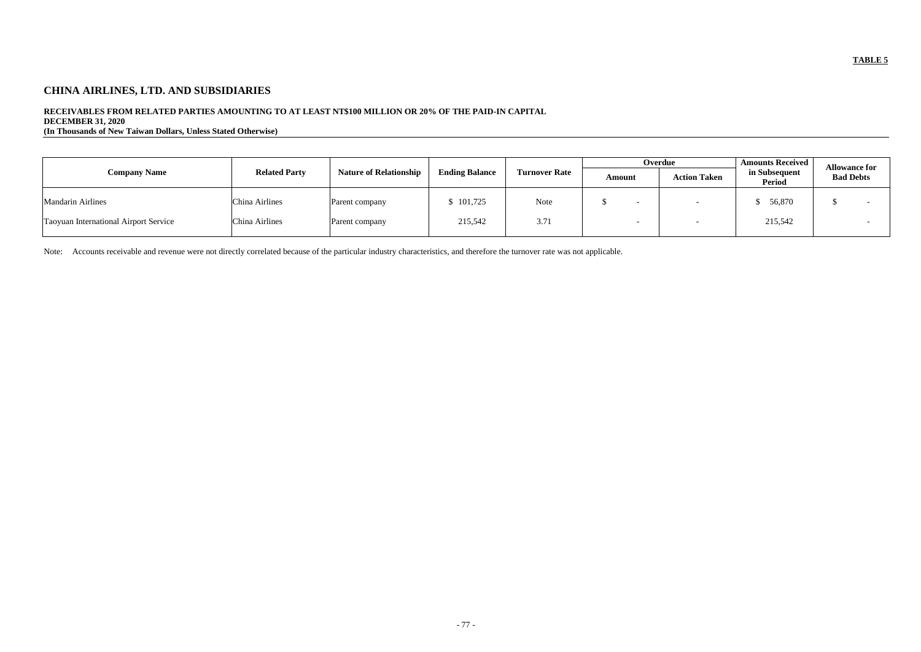**TABLE 5**

# CHINA AIRLINES, LTD. AND SUBSIDIARIES

**RECEIVABLES FROM RELATED PARTIES AMOUNTING TO AT LEAST NT$100 MILLION OR 20% OF THE PAID-IN CAPITAL**
**DECEMBER 31, 2020**
**(In Thousands of New Taiwan Dollars, Unless Stated Otherwise)**

| Company Name | Related Party | Nature of Relationship | Ending Balance | Turnover Rate | Overdue | | Amounts Received in Subsequent Period | Allowance for Bad Debts |
|---|---|---|---|---|---|---|---|---|
| | | | | | Amount | Action Taken | | |
| Mandarin Airlines | China Airlines | Parent company | $ 101,725 | Note | $ - | - | $ 56,870 | $ - |
| Taoyuan International Airport Service | China Airlines | Parent company | 215,542 | 3.71 | - | - | 215,542 | - |

Note: Accounts receivable and revenue were not directly correlated because of the particular industry characteristics, and therefore the turnover rate was not applicable.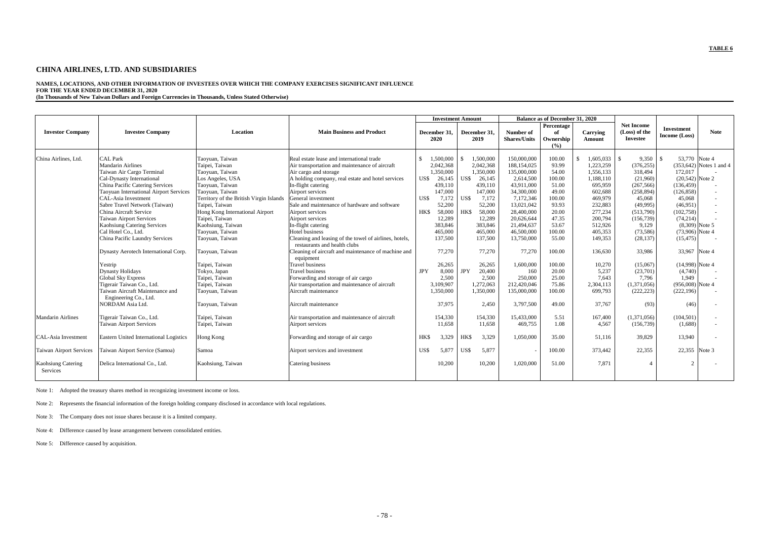**TABLE 6**

# CHINA AIRLINES, LTD. AND SUBSIDIARIES

**NAMES, LOCATIONS, AND OTHER INFORMATION OF INVESTEES OVER WHICH THE COMPANY EXERCISES SIGNIFICANT INFLUENCE**
**FOR THE YEAR ENDED DECEMBER 31, 2020**
**(In Thousands of New Taiwan Dollars and Foreign Currencies in Thousands, Unless Stated Otherwise)**

| Investor Company | Investee Company | Location | Main Business and Product | Investment Amount | | Balance as of December 31, 2020 | | | Net Income (Loss) of the Investee | Investment Income (Loss) | Note |
|---|---|---|---|---|---|---|---|---|---|---|---|
| | | | | December 31, 2020 | December 31, 2019 | Number of Shares/Units | Percentage of Ownership (%) | Carrying Amount | | | |
| China Airlines, Ltd. | CAL Park | Taoyuan, Taiwan | Real estate lease and international trade | $ 1,500,000 | $ 1,500,000 | 150,000,000 | 100.00 | $ 1,605,033 | $ 9,350 | $ 53,770 | Note 4 |
| | Mandarin Airlines | Taipei, Taiwan | Air transportation and maintenance of aircraft | 2,042,368 | 2,042,368 | 188,154,025 | 93.99 | 1,223,259 | (376,255) | (353,642) | Notes 1 and 4 |
| | Taiwan Air Cargo Terminal | Taoyuan, Taiwan | Air cargo and storage | 1,350,000 | 1,350,000 | 135,000,000 | 54.00 | 1,556,133 | 318,494 | 172,017 | - |
| | Cal-Dynasty International | Los Angeles, USA | A holding company, real estate and hotel services | US$ 26,145 | US$ 26,145 | 2,614,500 | 100.00 | 1,188,110 | (21,960) | (20,542) | Note 2 |
| | China Pacific Catering Services | Taoyuan, Taiwan | In-flight catering | 439,110 | 439,110 | 43,911,000 | 51.00 | 695,959 | (267,566) | (136,459) | - |
| | Taoyuan International Airport Services | Taoyuan, Taiwan | Airport services | 147,000 | 147,000 | 34,300,000 | 49.00 | 602,688 | (258,894) | (126,858) | - |
| | CAL-Asia Investment | Territory of the British Virgin Islands | General investment | US$ 7,172 | US$ 7,172 | 7,172,346 | 100.00 | 469,979 | 45,068 | 45,068 | - |
| | Sabre Travel Network (Taiwan) | Taipei, Taiwan | Sale and maintenance of hardware and software | 52,200 | 52,200 | 13,021,042 | 93.93 | 232,883 | (49,995) | (46,951) | - |
| | China Aircraft Service | Hong Kong International Airport | Airport services | HK$ 58,000 | HK$ 58,000 | 28,400,000 | 20.00 | 277,234 | (513,790) | (102,758) | - |
| | Taiwan Airport Services | Taipei, Taiwan | Airport services | 12,289 | 12,289 | 20,626,644 | 47.35 | 200,794 | (156,739) | (74,214) | - |
| | Kaohsiung Catering Services | Kaohsiung, Taiwan | In-flight catering | 383,846 | 383,846 | 21,494,637 | 53.67 | 512,926 | 9,129 | (8,309) | Note 5 |
| | Cal Hotel Co., Ltd. | Taoyuan, Taiwan | Hotel business | 465,000 | 465,000 | 46,500,000 | 100.00 | 405,353 | (73,586) | (73,906) | Note 4 |
| | China Pacific Laundry Services | Taoyuan, Taiwan | Cleaning and leasing of the towel of airlines, hotels, restaurants and health clubs | 137,500 | 137,500 | 13,750,000 | 55.00 | 149,353 | (28,137) | (15,475) | - |
| | Dynasty Aerotech International Corp. | Taoyuan, Taiwan | Cleaning of aircraft and maintenance of machine and equipment | 77,270 | 77,270 | 77,270 | 100.00 | 136,630 | 33,986 | 33,967 | Note 4 |
| | Yestrip | Taipei, Taiwan | Travel business | 26,265 | 26,265 | 1,600,000 | 100.00 | 10,270 | (15,067) | (14,998) | Note 4 |
| | Dynasty Holidays | Tokyo, Japan | Travel business | JPY 8,000 | JPY 20,400 | 160 | 20.00 | 5,237 | (23,701) | (4,740) | - |
| | Global Sky Express | Taipei, Taiwan | Forwarding and storage of air cargo | 2,500 | 2,500 | 250,000 | 25.00 | 7,643 | 7,796 | 1,949 | - |
| | Tigerair Taiwan Co., Ltd. | Taipei, Taiwan | Air transportation and maintenance of aircraft | 3,109,907 | 1,272,063 | 212,420,046 | 75.86 | 2,304,113 | (1,371,056) | (956,008) | Note 4 |
| | Taiwan Aircraft Maintenance and Engineering Co., Ltd. | Taoyuan, Taiwan | Aircraft maintenance | 1,350,000 | 1,350,000 | 135,000,000 | 100.00 | 699,793 | (222,223) | (222,196) | - |
| | NORDAM Asia Ltd. | Taoyuan, Taiwan | Aircraft maintenance | 37,975 | 2,450 | 3,797,500 | 49.00 | 37,767 | (93) | (46) | - |
| Mandarin Airlines | Tigerair Taiwan Co., Ltd. | Taipei, Taiwan | Air transportation and maintenance of aircraft | 154,330 | 154,330 | 15,433,000 | 5.51 | 167,400 | (1,371,056) | (104,501) | - |
| | Taiwan Airport Services | Taipei, Taiwan | Airport services | 11,658 | 11,658 | 469,755 | 1.08 | 4,567 | (156,739) | (1,688) | - |
| CAL-Asia Investment | Eastern United International Logistics | Hong Kong | Forwarding and storage of air cargo | HK$ 3,329 | HK$ 3,329 | 1,050,000 | 35.00 | 51,116 | 39,829 | 13,940 | - |
| Taiwan Airport Services | Taiwan Airport Service (Samoa) | Samoa | Airport services and investment | US$ 5,877 | US$ 5,877 | - | 100.00 | 373,442 | 22,355 | 22,355 | Note 3 |
| Kaohsiung Catering Services | Delica International Co., Ltd. | Kaohsiung, Taiwan | Catering business | 10,200 | 10,200 | 1,020,000 | 51.00 | 7,871 | 4 | 2 | - |

Note 1: Adopted the treasury shares method in recognizing investment income or loss.

Note 2: Represents the financial information of the foreign holding company disclosed in accordance with local regulations.

Note 3: The Company does not issue shares because it is a limited company.

Note 4: Difference caused by lease arrangement between consolidated entities.

Note 5: Difference caused by acquisition.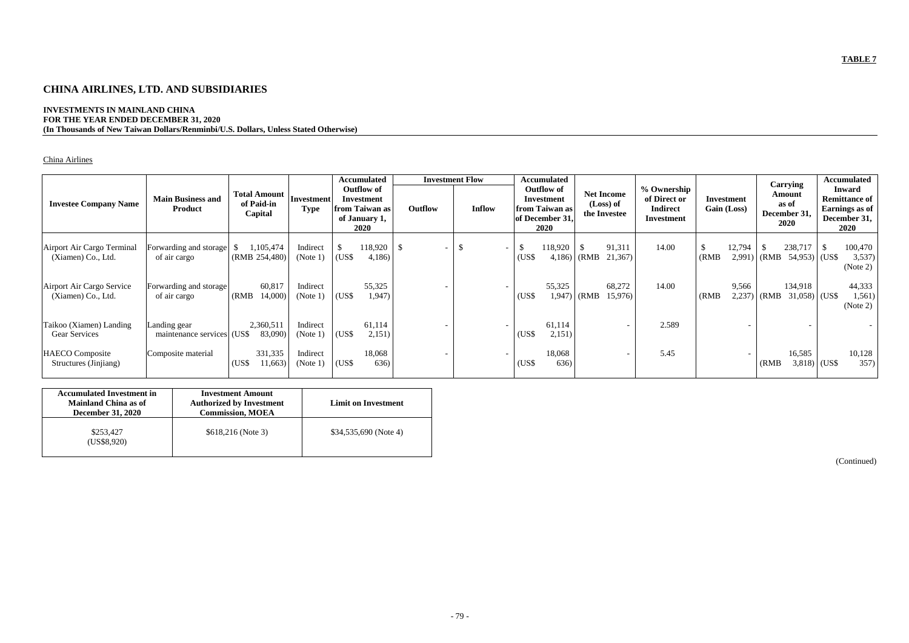**TABLE 7**

# CHINA AIRLINES, LTD. AND SUBSIDIARIES

**INVESTMENTS IN MAINLAND CHINA**
**FOR THE YEAR ENDED DECEMBER 31, 2020**
**(In Thousands of New Taiwan Dollars/Renminbi/U.S. Dollars, Unless Stated Otherwise)**

China Airlines

| Investee Company Name | Main Business and Product | Total Amount of Paid-in Capital | Investment Type | Accumulated Outflow of Investment from Taiwan as of January 1, 2020 | Investment Flow | | Accumulated Outflow of Investment from Taiwan as of December 31, 2020 | Net Income (Loss) of the Investee | % Ownership of Direct or Indirect Investment | Investment Gain (Loss) | Carrying Amount as of December 31, 2020 | Accumulated Inward Remittance of Earnings as of December 31, 2020 |
|---|---|---|---|---|---|---|---|---|---|---|---|---|
| | | | | | Outflow | Inflow | | | | | | |
| Airport Air Cargo Terminal (Xiamen) Co., Ltd. | Forwarding and storage of air cargo | $ 1,105,474 (RMB 254,480) | Indirect (Note 1) | $ 118,920 (US$ 4,186) | $ - | $ - | $ 118,920 (US$ 4,186) | $ 91,311 (RMB 21,367) | 14.00 | $ 12,794 (RMB 2,991) | $ 238,717 (RMB 54,953) | $ 100,470 (US$ 3,537) (Note 2) |
| Airport Air Cargo Service (Xiamen) Co., Ltd. | Forwarding and storage of air cargo | 60,817 (RMB 14,000) | Indirect (Note 1) | 55,325 (US$ 1,947) | - | - | 55,325 (US$ 1,947) | 68,272 (RMB 15,976) | 14.00 | 9,566 (RMB 2,237) | 134,918 (RMB 31,058) | 44,333 (US$ 1,561) (Note 2) |
| Taikoo (Xiamen) Landing Gear Services | Landing gear maintenance services | 2,360,511 (US$ 83,090) | Indirect (Note 1) | 61,114 (US$ 2,151) | - | - | 61,114 (US$ 2,151) | - | 2.589 | - | - | - |
| HAECO Composite Structures (Jinjiang) | Composite material | 331,335 (US$ 11,663) | Indirect (Note 1) | 18,068 (US$ 636) | - | - | 18,068 (US$ 636) | - | 5.45 | - | 16,585 (RMB 3,818) | 10,128 (US$ 357) |

| Accumulated Investment in Mainland China as of December 31, 2020 | Investment Amount Authorized by Investment Commission, MOEA | Limit on Investment |
|---|---|---|
| $253,427 (US$8,920) | $618,216 (Note 3) | $34,535,690 (Note 4) |

(Continued)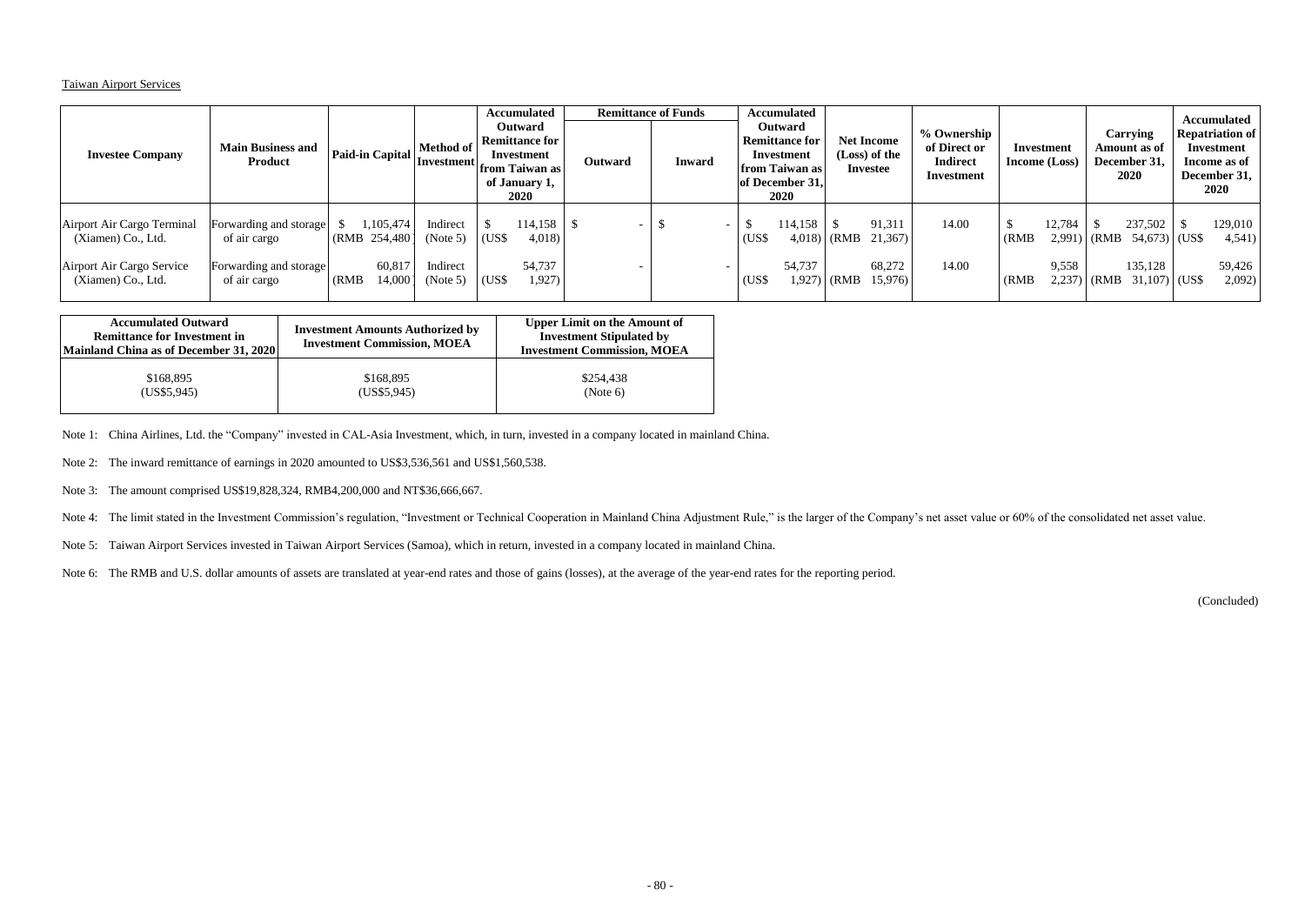Taiwan Airport Services

| Investee Company | Main Business and Product | Paid-in Capital | Method of Investment | Accumulated Outward Remittance for Investment from Taiwan as of January 1, 2020 | Remittance of Funds | | Accumulated Outward Remittance for Investment from Taiwan as of December 31, 2020 | Net Income (Loss) of the Investee | % Ownership of Direct or Indirect Investment | Investment Income (Loss) | Carrying Amount as of December 31, 2020 | Accumulated Repatriation of Investment Income as of December 31, 2020 |
|---|---|---|---|---|---|---|---|---|---|---|---|---|
| | | | | | Outward | Inward | | | | | | |
| Airport Air Cargo Terminal (Xiamen) Co., Ltd. | Forwarding and storage of air cargo | $ 1,105,474 (RMB 254,480) | Indirect (Note 5) | $ 114,158 (US$ 4,018) | $ - | $ - | $ 114,158 (US$ 4,018) | $ 91,311 (RMB 21,367) | 14.00 | $ 12,784 (RMB 2,991) | $ 237,502 (RMB 54,673) | $ 129,010 (US$ 4,541) |
| Airport Air Cargo Service (Xiamen) Co., Ltd. | Forwarding and storage of air cargo | 60,817 (RMB 14,000) | Indirect (Note 5) | 54,737 (US$ 1,927) | - | - | 54,737 (US$ 1,927) | 68,272 (RMB 15,976) | 14.00 | 9,558 (RMB 2,237) | 135,128 (RMB 31,107) | 59,426 (US$ 2,092) |

| Accumulated Outward Remittance for Investment in Mainland China as of December 31, 2020 | Investment Amounts Authorized by Investment Commission, MOEA | Upper Limit on the Amount of Investment Stipulated by Investment Commission, MOEA |
|---|---|---|
| $168,895 (US$5,945) | $168,895 (US$5,945) | $254,438 (Note 6) |

Note 1: China Airlines, Ltd. the "Company" invested in CAL-Asia Investment, which, in turn, invested in a company located in mainland China.

Note 2: The inward remittance of earnings in 2020 amounted to US$3,536,561 and US$1,560,538.

Note 3: The amount comprised US$19,828,324, RMB4,200,000 and NT$36,666,667.

Note 4: The limit stated in the Investment Commission's regulation, "Investment or Technical Cooperation in Mainland China Adjustment Rule," is the larger of the Company's net asset value or 60% of the consolidated net asset value.

Note 5: Taiwan Airport Services invested in Taiwan Airport Services (Samoa), which in return, invested in a company located in mainland China.

Note 6: The RMB and U.S. dollar amounts of assets are translated at year-end rates and those of gains (losses), at the average of the year-end rates for the reporting period.

(Concluded)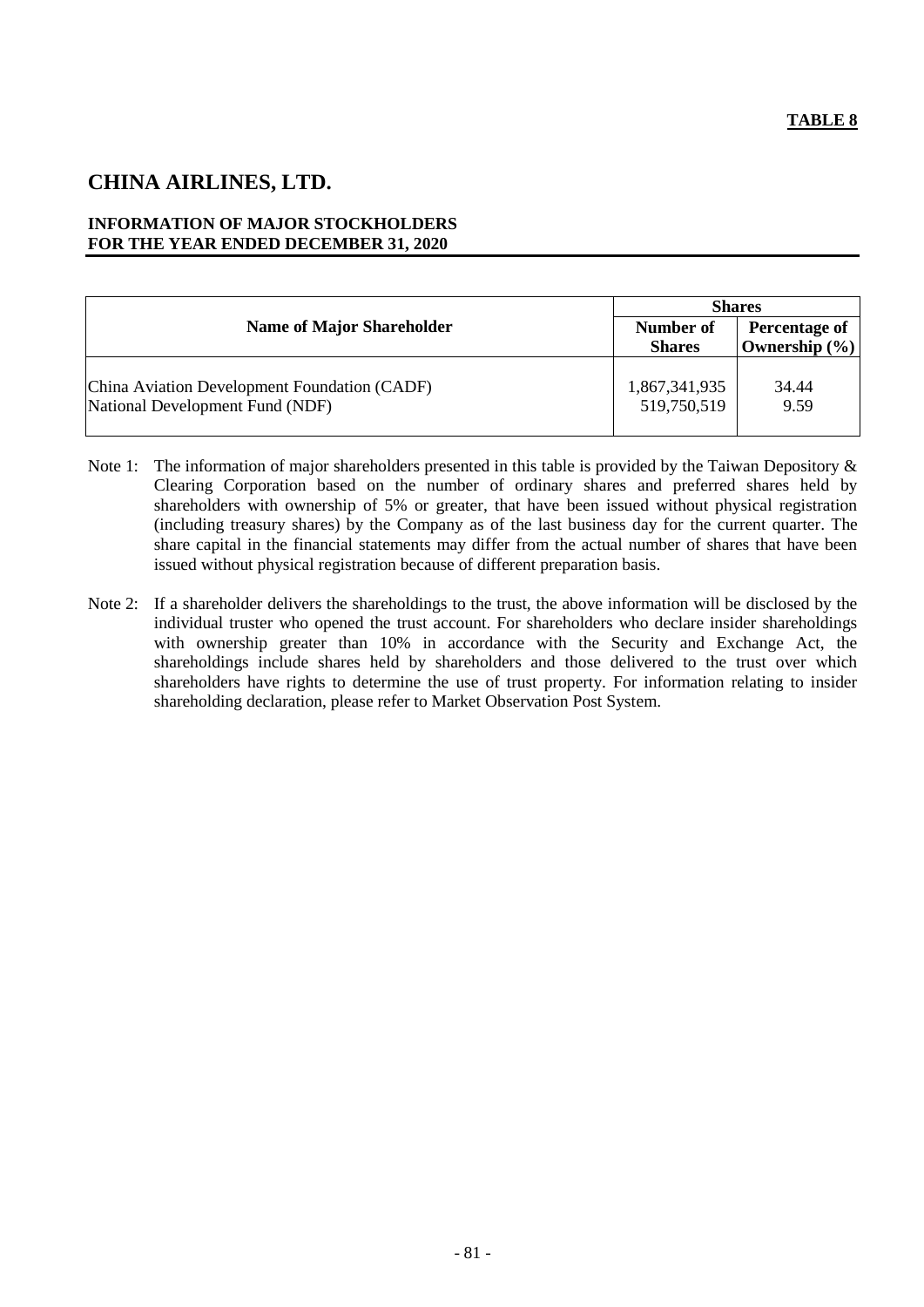**TABLE 8**

# CHINA AIRLINES, LTD.

**INFORMATION OF MAJOR STOCKHOLDERS**
**FOR THE YEAR ENDED DECEMBER 31, 2020**

| Name of Major Shareholder | Shares | |
|---|---|---|
| | **Number of Shares** | **Percentage of Ownership (%)** |
| China Aviation Development Foundation (CADF) | 1,867,341,935 | 34.44 |
| National Development Fund (NDF) | 519,750,519 | 9.59 |

Note 1: The information of major shareholders presented in this table is provided by the Taiwan Depository & Clearing Corporation based on the number of ordinary shares and preferred shares held by shareholders with ownership of 5% or greater, that have been issued without physical registration (including treasury shares) by the Company as of the last business day for the current quarter. The share capital in the financial statements may differ from the actual number of shares that have been issued without physical registration because of different preparation basis.

Note 2: If a shareholder delivers the shareholdings to the trust, the above information will be disclosed by the individual truster who opened the trust account. For shareholders who declare insider shareholdings with ownership greater than 10% in accordance with the Security and Exchange Act, the shareholdings include shares held by shareholders and those delivered to the trust over which shareholders have rights to determine the use of trust property. For information relating to insider shareholding declaration, please refer to Market Observation Post System.